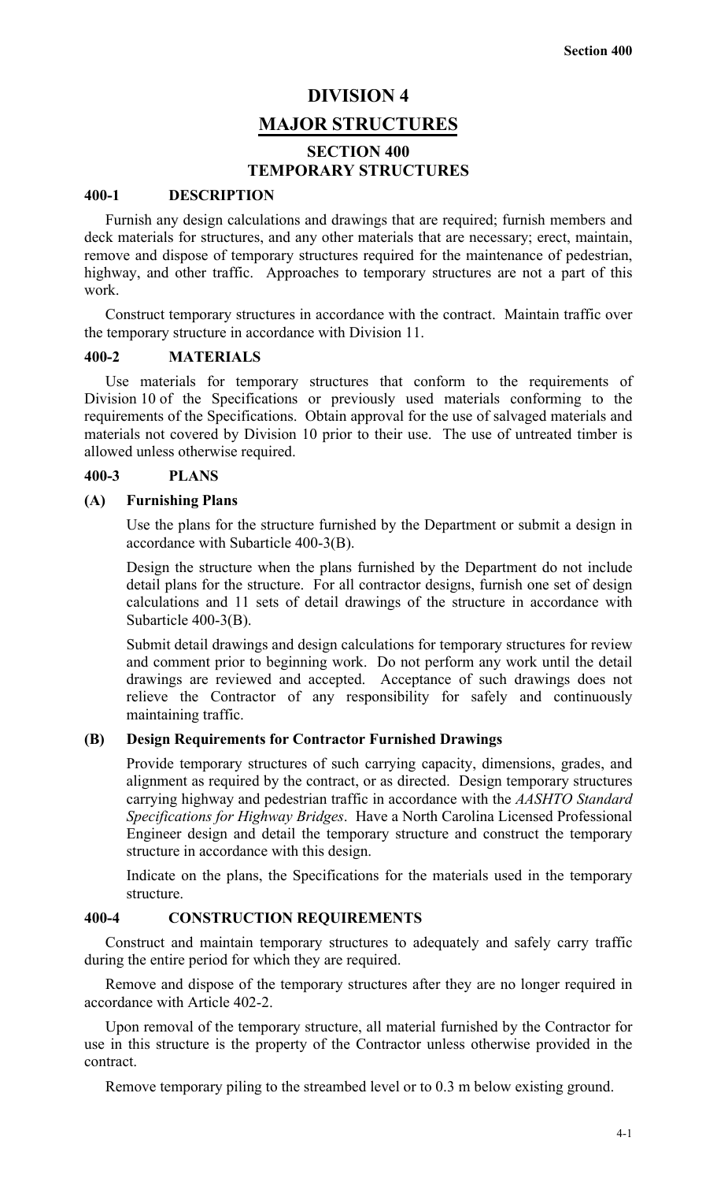# DIVISION 4

# MAJOR STRUCTURES

## SECTION 400
## TEMPORARY STRUCTURES

### 400-1 DESCRIPTION

Furnish any design calculations and drawings that are required; furnish members and deck materials for structures, and any other materials that are necessary; erect, maintain, remove and dispose of temporary structures required for the maintenance of pedestrian, highway, and other traffic. Approaches to temporary structures are not a part of this work.

Construct temporary structures in accordance with the contract. Maintain traffic over the temporary structure in accordance with Division 11.

### 400-2 MATERIALS

Use materials for temporary structures that conform to the requirements of Division 10 of the Specifications or previously used materials conforming to the requirements of the Specifications. Obtain approval for the use of salvaged materials and materials not covered by Division 10 prior to their use. The use of untreated timber is allowed unless otherwise required.

### 400-3 PLANS

#### (A) Furnishing Plans

Use the plans for the structure furnished by the Department or submit a design in accordance with Subarticle 400-3(B).

Design the structure when the plans furnished by the Department do not include detail plans for the structure. For all contractor designs, furnish one set of design calculations and 11 sets of detail drawings of the structure in accordance with Subarticle 400-3(B).

Submit detail drawings and design calculations for temporary structures for review and comment prior to beginning work. Do not perform any work until the detail drawings are reviewed and accepted. Acceptance of such drawings does not relieve the Contractor of any responsibility for safely and continuously maintaining traffic.

#### (B) Design Requirements for Contractor Furnished Drawings

Provide temporary structures of such carrying capacity, dimensions, grades, and alignment as required by the contract, or as directed. Design temporary structures carrying highway and pedestrian traffic in accordance with the *AASHTO Standard Specifications for Highway Bridges*. Have a North Carolina Licensed Professional Engineer design and detail the temporary structure and construct the temporary structure in accordance with this design.

Indicate on the plans, the Specifications for the materials used in the temporary structure.

### 400-4 CONSTRUCTION REQUIREMENTS

Construct and maintain temporary structures to adequately and safely carry traffic during the entire period for which they are required.

Remove and dispose of the temporary structures after they are no longer required in accordance with Article 402-2.

Upon removal of the temporary structure, all material furnished by the Contractor for use in this structure is the property of the Contractor unless otherwise provided in the contract.

Remove temporary piling to the streambed level or to 0.3 m below existing ground.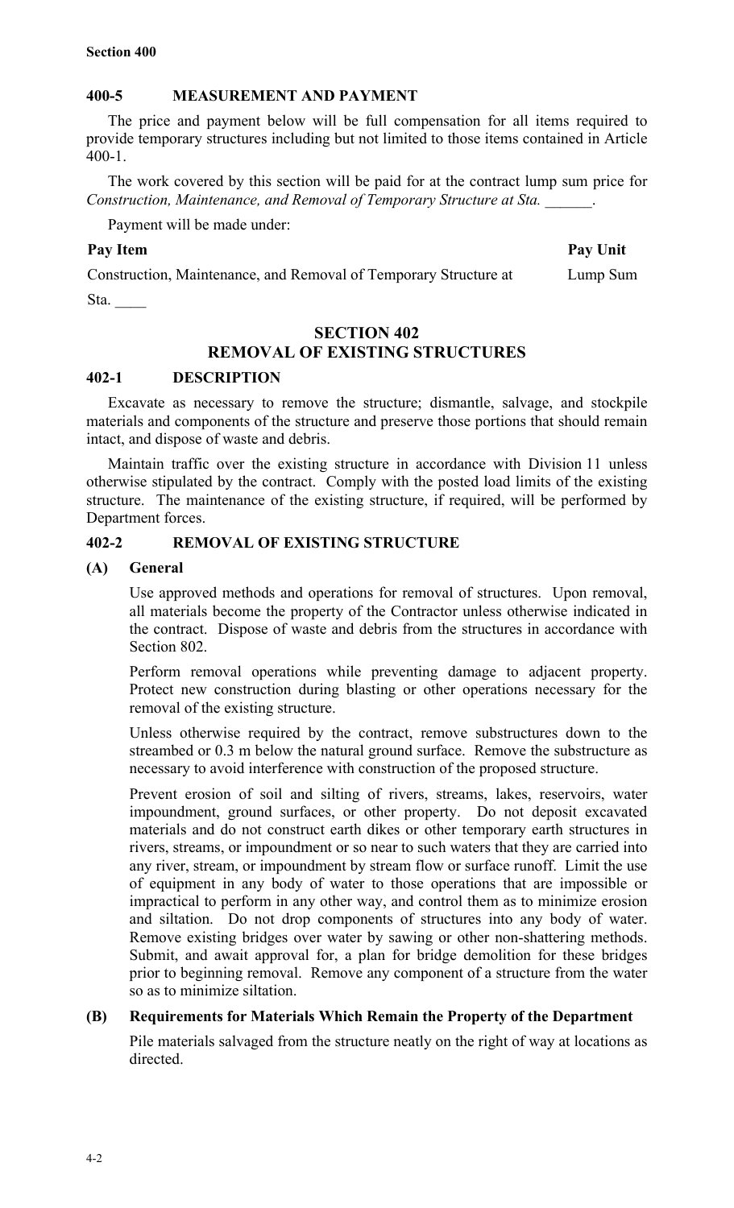### 400-5 MEASUREMENT AND PAYMENT

The price and payment below will be full compensation for all items required to provide temporary structures including but not limited to those items contained in Article 400-1.

The work covered by this section will be paid for at the contract lump sum price for *Construction, Maintenance, and Removal of Temporary Structure at Sta. ______*.

Payment will be made under:

| Pay Item | Pay Unit |
|---|---|
| Construction, Maintenance, and Removal of Temporary Structure at Sta. ____ | Lump Sum |

## SECTION 402
## REMOVAL OF EXISTING STRUCTURES

### 402-1 DESCRIPTION

Excavate as necessary to remove the structure; dismantle, salvage, and stockpile materials and components of the structure and preserve those portions that should remain intact, and dispose of waste and debris.

Maintain traffic over the existing structure in accordance with Division 11 unless otherwise stipulated by the contract. Comply with the posted load limits of the existing structure. The maintenance of the existing structure, if required, will be performed by Department forces.

### 402-2 REMOVAL OF EXISTING STRUCTURE

#### (A) General

Use approved methods and operations for removal of structures. Upon removal, all materials become the property of the Contractor unless otherwise indicated in the contract. Dispose of waste and debris from the structures in accordance with Section 802.

Perform removal operations while preventing damage to adjacent property. Protect new construction during blasting or other operations necessary for the removal of the existing structure.

Unless otherwise required by the contract, remove substructures down to the streambed or 0.3 m below the natural ground surface. Remove the substructure as necessary to avoid interference with construction of the proposed structure.

Prevent erosion of soil and silting of rivers, streams, lakes, reservoirs, water impoundment, ground surfaces, or other property. Do not deposit excavated materials and do not construct earth dikes or other temporary earth structures in rivers, streams, or impoundment or so near to such waters that they are carried into any river, stream, or impoundment by stream flow or surface runoff. Limit the use of equipment in any body of water to those operations that are impossible or impractical to perform in any other way, and control them as to minimize erosion and siltation. Do not drop components of structures into any body of water. Remove existing bridges over water by sawing or other non-shattering methods. Submit, and await approval for, a plan for bridge demolition for these bridges prior to beginning removal. Remove any component of a structure from the water so as to minimize siltation.

#### (B) Requirements for Materials Which Remain the Property of the Department

Pile materials salvaged from the structure neatly on the right of way at locations as directed.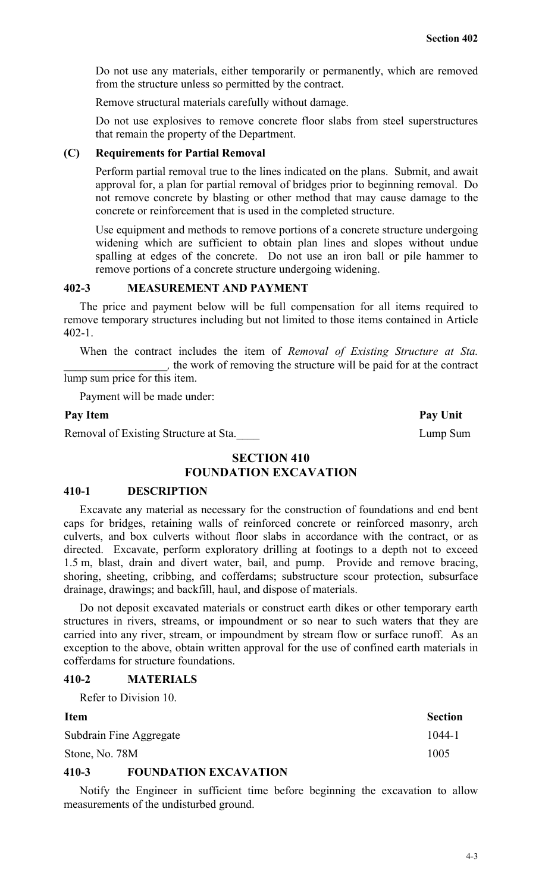Do not use any materials, either temporarily or permanently, which are removed from the structure unless so permitted by the contract.

Remove structural materials carefully without damage.

Do not use explosives to remove concrete floor slabs from steel superstructures that remain the property of the Department.

### (C) Requirements for Partial Removal

Perform partial removal true to the lines indicated on the plans. Submit, and await approval for, a plan for partial removal of bridges prior to beginning removal. Do not remove concrete by blasting or other method that may cause damage to the concrete or reinforcement that is used in the completed structure.

Use equipment and methods to remove portions of a concrete structure undergoing widening which are sufficient to obtain plan lines and slopes without undue spalling at edges of the concrete. Do not use an iron ball or pile hammer to remove portions of a concrete structure undergoing widening.

## 402-3 MEASUREMENT AND PAYMENT

The price and payment below will be full compensation for all items required to remove temporary structures including but not limited to those items contained in Article 402-1.

When the contract includes the item of *Removal of Existing Structure at Sta. __________________,* the work of removing the structure will be paid for at the contract lump sum price for this item.

Payment will be made under:

| Pay Item | Pay Unit |
|---|---|
| Removal of Existing Structure at Sta.____ | Lump Sum |

# SECTION 410
# FOUNDATION EXCAVATION

## 410-1 DESCRIPTION

Excavate any material as necessary for the construction of foundations and end bent caps for bridges, retaining walls of reinforced concrete or reinforced masonry, arch culverts, and box culverts without floor slabs in accordance with the contract, or as directed. Excavate, perform exploratory drilling at footings to a depth not to exceed 1.5 m, blast, drain and divert water, bail, and pump. Provide and remove bracing, shoring, sheeting, cribbing, and cofferdams; substructure scour protection, subsurface drainage, drawings; and backfill, haul, and dispose of materials.

Do not deposit excavated materials or construct earth dikes or other temporary earth structures in rivers, streams, or impoundment or so near to such waters that they are carried into any river, stream, or impoundment by stream flow or surface runoff. As an exception to the above, obtain written approval for the use of confined earth materials in cofferdams for structure foundations.

## 410-2 MATERIALS

Refer to Division 10.

| Item | Section |
|---|---|
| Subdrain Fine Aggregate | 1044-1 |
| Stone, No. 78M | 1005 |

## 410-3 FOUNDATION EXCAVATION

Notify the Engineer in sufficient time before beginning the excavation to allow measurements of the undisturbed ground.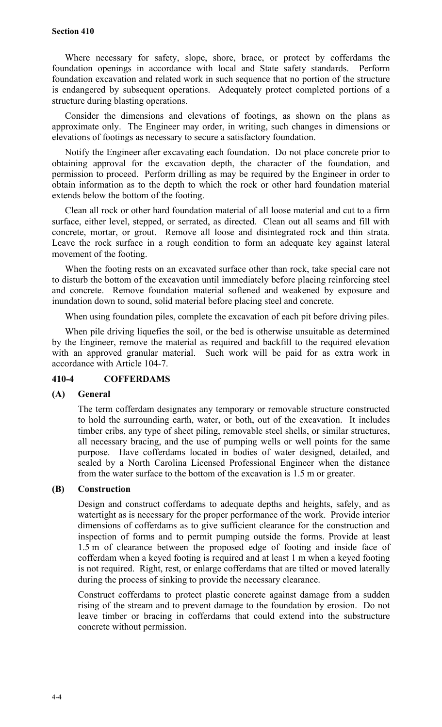Where necessary for safety, slope, shore, brace, or protect by cofferdams the foundation openings in accordance with local and State safety standards. Perform foundation excavation and related work in such sequence that no portion of the structure is endangered by subsequent operations. Adequately protect completed portions of a structure during blasting operations.

Consider the dimensions and elevations of footings, as shown on the plans as approximate only. The Engineer may order, in writing, such changes in dimensions or elevations of footings as necessary to secure a satisfactory foundation.

Notify the Engineer after excavating each foundation. Do not place concrete prior to obtaining approval for the excavation depth, the character of the foundation, and permission to proceed. Perform drilling as may be required by the Engineer in order to obtain information as to the depth to which the rock or other hard foundation material extends below the bottom of the footing.

Clean all rock or other hard foundation material of all loose material and cut to a firm surface, either level, stepped, or serrated, as directed. Clean out all seams and fill with concrete, mortar, or grout. Remove all loose and disintegrated rock and thin strata. Leave the rock surface in a rough condition to form an adequate key against lateral movement of the footing.

When the footing rests on an excavated surface other than rock, take special care not to disturb the bottom of the excavation until immediately before placing reinforcing steel and concrete. Remove foundation material softened and weakened by exposure and inundation down to sound, solid material before placing steel and concrete.

When using foundation piles, complete the excavation of each pit before driving piles.

When pile driving liquefies the soil, or the bed is otherwise unsuitable as determined by the Engineer, remove the material as required and backfill to the required elevation with an approved granular material. Such work will be paid for as extra work in accordance with Article 104-7.

## 410-4 COFFERDAMS

### (A) General

The term cofferdam designates any temporary or removable structure constructed to hold the surrounding earth, water, or both, out of the excavation. It includes timber cribs, any type of sheet piling, removable steel shells, or similar structures, all necessary bracing, and the use of pumping wells or well points for the same purpose. Have cofferdams located in bodies of water designed, detailed, and sealed by a North Carolina Licensed Professional Engineer when the distance from the water surface to the bottom of the excavation is 1.5 m or greater.

### (B) Construction

Design and construct cofferdams to adequate depths and heights, safely, and as watertight as is necessary for the proper performance of the work. Provide interior dimensions of cofferdams as to give sufficient clearance for the construction and inspection of forms and to permit pumping outside the forms. Provide at least 1.5 m of clearance between the proposed edge of footing and inside face of cofferdam when a keyed footing is required and at least 1 m when a keyed footing is not required. Right, rest, or enlarge cofferdams that are tilted or moved laterally during the process of sinking to provide the necessary clearance.

Construct cofferdams to protect plastic concrete against damage from a sudden rising of the stream and to prevent damage to the foundation by erosion. Do not leave timber or bracing in cofferdams that could extend into the substructure concrete without permission.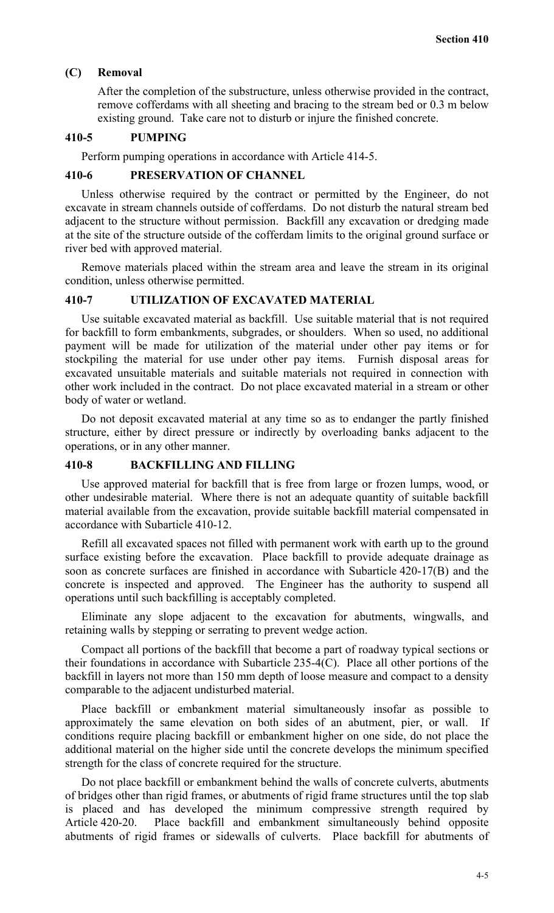### (C) Removal

After the completion of the substructure, unless otherwise provided in the contract, remove cofferdams with all sheeting and bracing to the stream bed or 0.3 m below existing ground. Take care not to disturb or injure the finished concrete.

## 410-5 PUMPING

Perform pumping operations in accordance with Article 414-5.

## 410-6 PRESERVATION OF CHANNEL

Unless otherwise required by the contract or permitted by the Engineer, do not excavate in stream channels outside of cofferdams. Do not disturb the natural stream bed adjacent to the structure without permission. Backfill any excavation or dredging made at the site of the structure outside of the cofferdam limits to the original ground surface or river bed with approved material.

Remove materials placed within the stream area and leave the stream in its original condition, unless otherwise permitted.

## 410-7 UTILIZATION OF EXCAVATED MATERIAL

Use suitable excavated material as backfill. Use suitable material that is not required for backfill to form embankments, subgrades, or shoulders. When so used, no additional payment will be made for utilization of the material under other pay items or for stockpiling the material for use under other pay items. Furnish disposal areas for excavated unsuitable materials and suitable materials not required in connection with other work included in the contract. Do not place excavated material in a stream or other body of water or wetland.

Do not deposit excavated material at any time so as to endanger the partly finished structure, either by direct pressure or indirectly by overloading banks adjacent to the operations, or in any other manner.

## 410-8 BACKFILLING AND FILLING

Use approved material for backfill that is free from large or frozen lumps, wood, or other undesirable material. Where there is not an adequate quantity of suitable backfill material available from the excavation, provide suitable backfill material compensated in accordance with Subarticle 410-12.

Refill all excavated spaces not filled with permanent work with earth up to the ground surface existing before the excavation. Place backfill to provide adequate drainage as soon as concrete surfaces are finished in accordance with Subarticle 420-17(B) and the concrete is inspected and approved. The Engineer has the authority to suspend all operations until such backfilling is acceptably completed.

Eliminate any slope adjacent to the excavation for abutments, wingwalls, and retaining walls by stepping or serrating to prevent wedge action.

Compact all portions of the backfill that become a part of roadway typical sections or their foundations in accordance with Subarticle 235-4(C). Place all other portions of the backfill in layers not more than 150 mm depth of loose measure and compact to a density comparable to the adjacent undisturbed material.

Place backfill or embankment material simultaneously insofar as possible to approximately the same elevation on both sides of an abutment, pier, or wall. If conditions require placing backfill or embankment higher on one side, do not place the additional material on the higher side until the concrete develops the minimum specified strength for the class of concrete required for the structure.

Do not place backfill or embankment behind the walls of concrete culverts, abutments of bridges other than rigid frames, or abutments of rigid frame structures until the top slab is placed and has developed the minimum compressive strength required by Article 420-20. Place backfill and embankment simultaneously behind opposite abutments of rigid frames or sidewalls of culverts. Place backfill for abutments of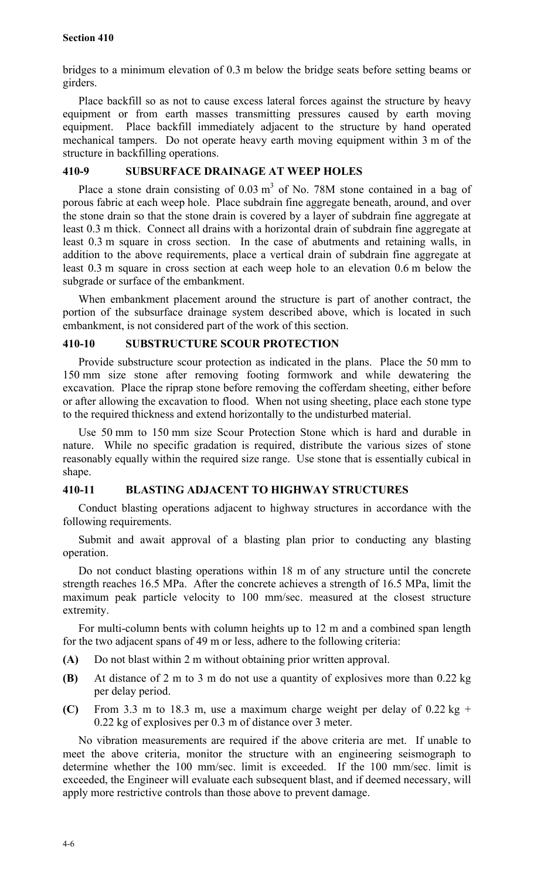bridges to a minimum elevation of 0.3 m below the bridge seats before setting beams or girders.

Place backfill so as not to cause excess lateral forces against the structure by heavy equipment or from earth masses transmitting pressures caused by earth moving equipment. Place backfill immediately adjacent to the structure by hand operated mechanical tampers. Do not operate heavy earth moving equipment within 3 m of the structure in backfilling operations.

## 410-9 SUBSURFACE DRAINAGE AT WEEP HOLES

Place a stone drain consisting of 0.03 $m^3$ of No. 78M stone contained in a bag of porous fabric at each weep hole. Place subdrain fine aggregate beneath, around, and over the stone drain so that the stone drain is covered by a layer of subdrain fine aggregate at least 0.3 m thick. Connect all drains with a horizontal drain of subdrain fine aggregate at least 0.3 m square in cross section. In the case of abutments and retaining walls, in addition to the above requirements, place a vertical drain of subdrain fine aggregate at least 0.3 m square in cross section at each weep hole to an elevation 0.6 m below the subgrade or surface of the embankment.

When embankment placement around the structure is part of another contract, the portion of the subsurface drainage system described above, which is located in such embankment, is not considered part of the work of this section.

## 410-10 SUBSTRUCTURE SCOUR PROTECTION

Provide substructure scour protection as indicated in the plans. Place the 50 mm to 150 mm size stone after removing footing formwork and while dewatering the excavation. Place the riprap stone before removing the cofferdam sheeting, either before or after allowing the excavation to flood. When not using sheeting, place each stone type to the required thickness and extend horizontally to the undisturbed material.

Use 50 mm to 150 mm size Scour Protection Stone which is hard and durable in nature. While no specific gradation is required, distribute the various sizes of stone reasonably equally within the required size range. Use stone that is essentially cubical in shape.

## 410-11 BLASTING ADJACENT TO HIGHWAY STRUCTURES

Conduct blasting operations adjacent to highway structures in accordance with the following requirements.

Submit and await approval of a blasting plan prior to conducting any blasting operation.

Do not conduct blasting operations within 18 m of any structure until the concrete strength reaches 16.5 MPa. After the concrete achieves a strength of 16.5 MPa, limit the maximum peak particle velocity to 100 mm/sec. measured at the closest structure extremity.

For multi-column bents with column heights up to 12 m and a combined span length for the two adjacent spans of 49 m or less, adhere to the following criteria:

**(A)** Do not blast within 2 m without obtaining prior written approval.

**(B)** At distance of 2 m to 3 m do not use a quantity of explosives more than 0.22 kg per delay period.

**(C)** From 3.3 m to 18.3 m, use a maximum charge weight per delay of 0.22 kg + 0.22 kg of explosives per 0.3 m of distance over 3 meter.

No vibration measurements are required if the above criteria are met. If unable to meet the above criteria, monitor the structure with an engineering seismograph to determine whether the 100 mm/sec. limit is exceeded. If the 100 mm/sec. limit is exceeded, the Engineer will evaluate each subsequent blast, and if deemed necessary, will apply more restrictive controls than those above to prevent damage.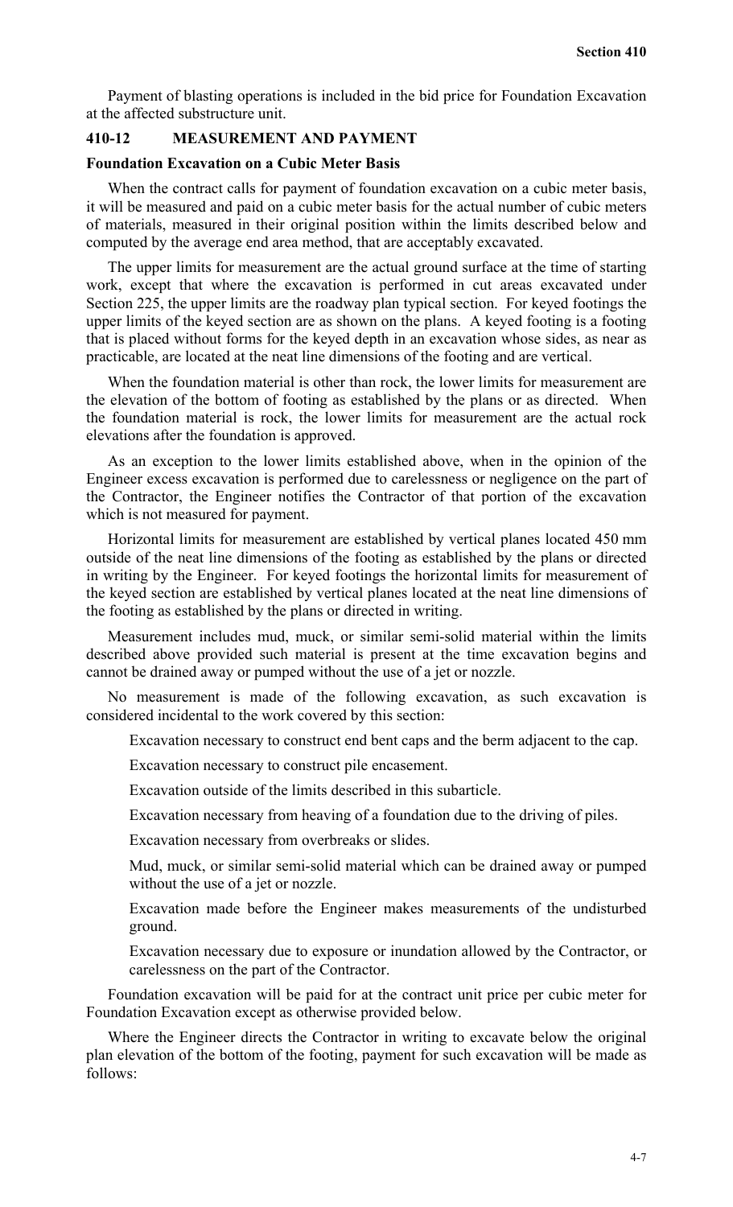Payment of blasting operations is included in the bid price for Foundation Excavation at the affected substructure unit.

## 410-12 MEASUREMENT AND PAYMENT

### Foundation Excavation on a Cubic Meter Basis

When the contract calls for payment of foundation excavation on a cubic meter basis, it will be measured and paid on a cubic meter basis for the actual number of cubic meters of materials, measured in their original position within the limits described below and computed by the average end area method, that are acceptably excavated.

The upper limits for measurement are the actual ground surface at the time of starting work, except that where the excavation is performed in cut areas excavated under Section 225, the upper limits are the roadway plan typical section. For keyed footings the upper limits of the keyed section are as shown on the plans. A keyed footing is a footing that is placed without forms for the keyed depth in an excavation whose sides, as near as practicable, are located at the neat line dimensions of the footing and are vertical.

When the foundation material is other than rock, the lower limits for measurement are the elevation of the bottom of footing as established by the plans or as directed. When the foundation material is rock, the lower limits for measurement are the actual rock elevations after the foundation is approved.

As an exception to the lower limits established above, when in the opinion of the Engineer excess excavation is performed due to carelessness or negligence on the part of the Contractor, the Engineer notifies the Contractor of that portion of the excavation which is not measured for payment.

Horizontal limits for measurement are established by vertical planes located 450 mm outside of the neat line dimensions of the footing as established by the plans or directed in writing by the Engineer. For keyed footings the horizontal limits for measurement of the keyed section are established by vertical planes located at the neat line dimensions of the footing as established by the plans or directed in writing.

Measurement includes mud, muck, or similar semi-solid material within the limits described above provided such material is present at the time excavation begins and cannot be drained away or pumped without the use of a jet or nozzle.

No measurement is made of the following excavation, as such excavation is considered incidental to the work covered by this section:

Excavation necessary to construct end bent caps and the berm adjacent to the cap.

Excavation necessary to construct pile encasement.

Excavation outside of the limits described in this subarticle.

Excavation necessary from heaving of a foundation due to the driving of piles.

Excavation necessary from overbreaks or slides.

Mud, muck, or similar semi-solid material which can be drained away or pumped without the use of a jet or nozzle.

Excavation made before the Engineer makes measurements of the undisturbed ground.

Excavation necessary due to exposure or inundation allowed by the Contractor, or carelessness on the part of the Contractor.

Foundation excavation will be paid for at the contract unit price per cubic meter for Foundation Excavation except as otherwise provided below.

Where the Engineer directs the Contractor in writing to excavate below the original plan elevation of the bottom of the footing, payment for such excavation will be made as follows: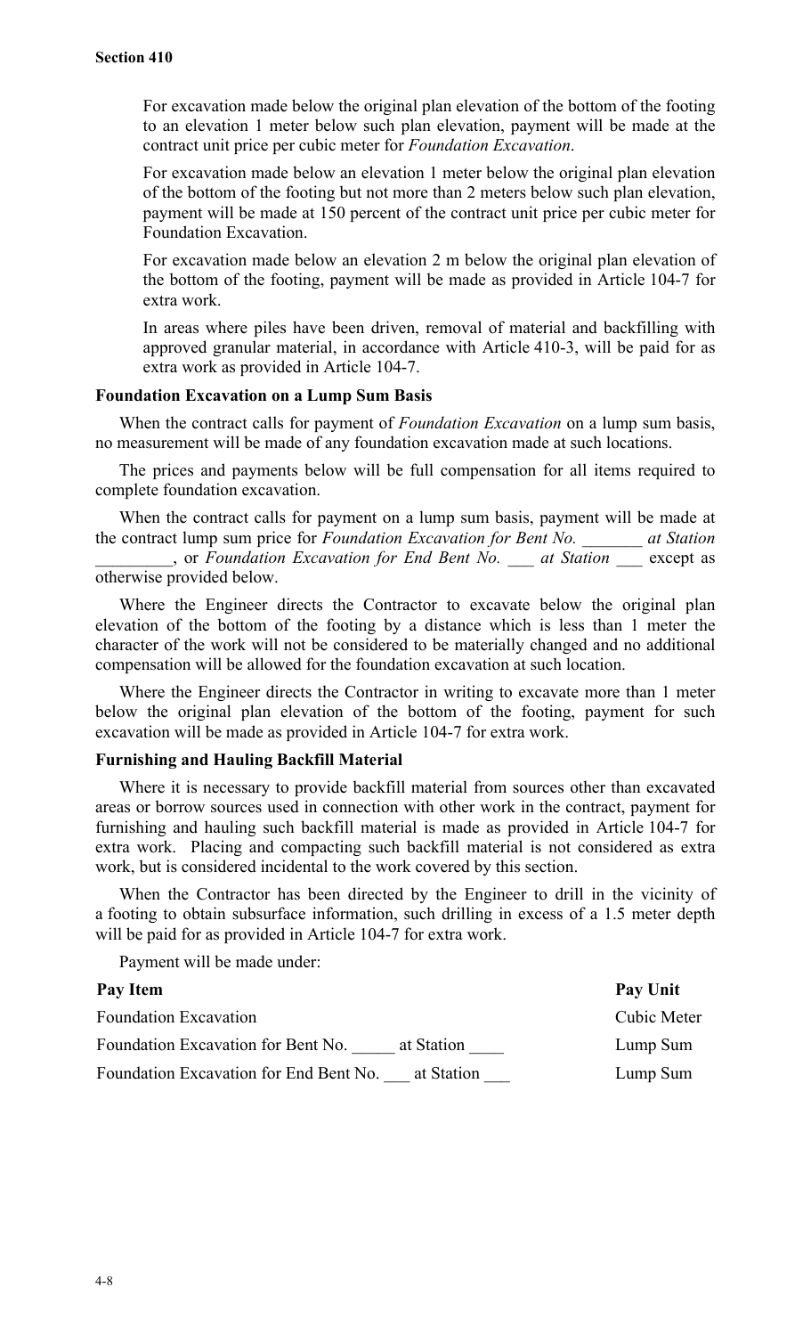For excavation made below the original plan elevation of the bottom of the footing to an elevation 1 meter below such plan elevation, payment will be made at the contract unit price per cubic meter for *Foundation Excavation*.

For excavation made below an elevation 1 meter below the original plan elevation of the bottom of the footing but not more than 2 meters below such plan elevation, payment will be made at 150 percent of the contract unit price per cubic meter for Foundation Excavation.

For excavation made below an elevation 2 m below the original plan elevation of the bottom of the footing, payment will be made as provided in Article 104-7 for extra work.

In areas where piles have been driven, removal of material and backfilling with approved granular material, in accordance with Article 410-3, will be paid for as extra work as provided in Article 104-7.

**Foundation Excavation on a Lump Sum Basis**

When the contract calls for payment of *Foundation Excavation* on a lump sum basis, no measurement will be made of any foundation excavation made at such locations.

The prices and payments below will be full compensation for all items required to complete foundation excavation.

When the contract calls for payment on a lump sum basis, payment will be made at the contract lump sum price for *Foundation Excavation for Bent No. _______ at Station _________*, or *Foundation Excavation for End Bent No. ___ at Station ___* except as otherwise provided below.

Where the Engineer directs the Contractor to excavate below the original plan elevation of the bottom of the footing by a distance which is less than 1 meter the character of the work will not be considered to be materially changed and no additional compensation will be allowed for the foundation excavation at such location.

Where the Engineer directs the Contractor in writing to excavate more than 1 meter below the original plan elevation of the bottom of the footing, payment for such excavation will be made as provided in Article 104-7 for extra work.

**Furnishing and Hauling Backfill Material**

Where it is necessary to provide backfill material from sources other than excavated areas or borrow sources used in connection with other work in the contract, payment for furnishing and hauling such backfill material is made as provided in Article 104-7 for extra work. Placing and compacting such backfill material is not considered as extra work, but is considered incidental to the work covered by this section.

When the Contractor has been directed by the Engineer to drill in the vicinity of a footing to obtain subsurface information, such drilling in excess of a 1.5 meter depth will be paid for as provided in Article 104-7 for extra work.

Payment will be made under:

| Pay Item | Pay Unit |
|---|---|
| Foundation Excavation | Cubic Meter |
| Foundation Excavation for Bent No. _____ at Station ____ | Lump Sum |
| Foundation Excavation for End Bent No. ___ at Station ___ | Lump Sum |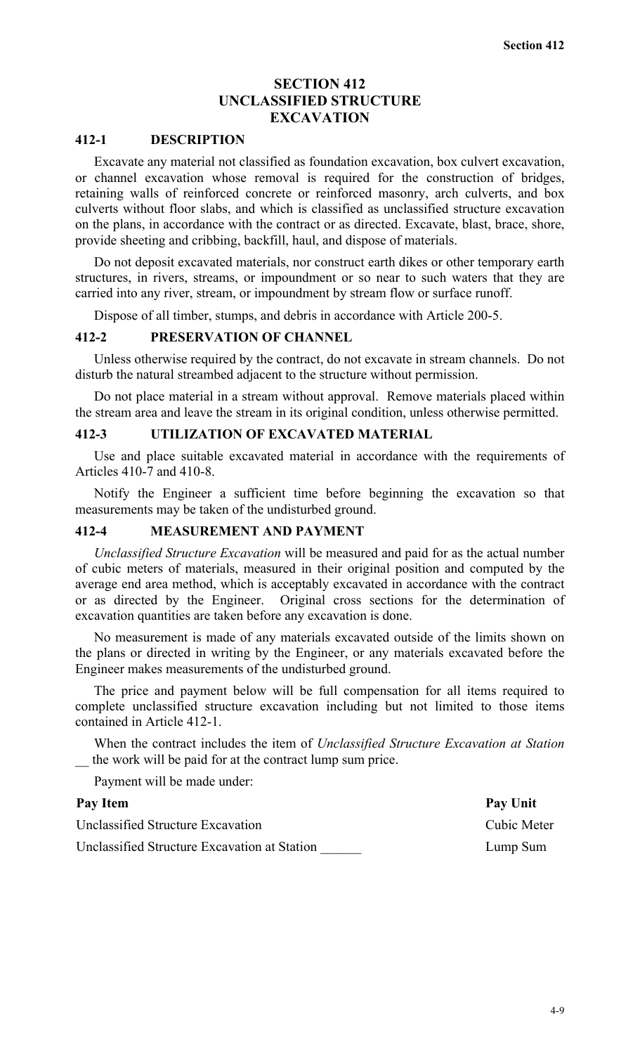# SECTION 412
# UNCLASSIFIED STRUCTURE EXCAVATION

## 412-1 DESCRIPTION

Excavate any material not classified as foundation excavation, box culvert excavation, or channel excavation whose removal is required for the construction of bridges, retaining walls of reinforced concrete or reinforced masonry, arch culverts, and box culverts without floor slabs, and which is classified as unclassified structure excavation on the plans, in accordance with the contract or as directed. Excavate, blast, brace, shore, provide sheeting and cribbing, backfill, haul, and dispose of materials.

Do not deposit excavated materials, nor construct earth dikes or other temporary earth structures, in rivers, streams, or impoundment or so near to such waters that they are carried into any river, stream, or impoundment by stream flow or surface runoff.

Dispose of all timber, stumps, and debris in accordance with Article 200-5.

## 412-2 PRESERVATION OF CHANNEL

Unless otherwise required by the contract, do not excavate in stream channels. Do not disturb the natural streambed adjacent to the structure without permission.

Do not place material in a stream without approval. Remove materials placed within the stream area and leave the stream in its original condition, unless otherwise permitted.

## 412-3 UTILIZATION OF EXCAVATED MATERIAL

Use and place suitable excavated material in accordance with the requirements of Articles 410-7 and 410-8.

Notify the Engineer a sufficient time before beginning the excavation so that measurements may be taken of the undisturbed ground.

## 412-4 MEASUREMENT AND PAYMENT

*Unclassified Structure Excavation* will be measured and paid for as the actual number of cubic meters of materials, measured in their original position and computed by the average end area method, which is acceptably excavated in accordance with the contract or as directed by the Engineer. Original cross sections for the determination of excavation quantities are taken before any excavation is done.

No measurement is made of any materials excavated outside of the limits shown on the plans or directed in writing by the Engineer, or any materials excavated before the Engineer makes measurements of the undisturbed ground.

The price and payment below will be full compensation for all items required to complete unclassified structure excavation including but not limited to those items contained in Article 412-1.

When the contract includes the item of *Unclassified Structure Excavation at Station* __ the work will be paid for at the contract lump sum price.

Payment will be made under:

| Pay Item | Pay Unit |
|---|---|
| Unclassified Structure Excavation | Cubic Meter |
| Unclassified Structure Excavation at Station ______ | Lump Sum |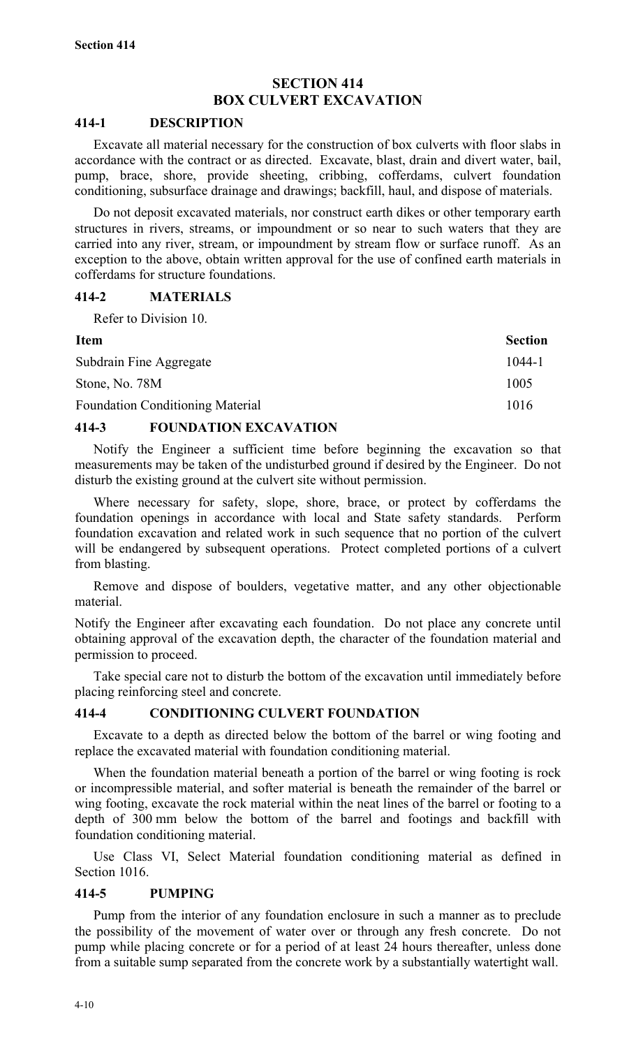# SECTION 414
# BOX CULVERT EXCAVATION

## 414-1 DESCRIPTION

Excavate all material necessary for the construction of box culverts with floor slabs in accordance with the contract or as directed. Excavate, blast, drain and divert water, bail, pump, brace, shore, provide sheeting, cribbing, cofferdams, culvert foundation conditioning, subsurface drainage and drawings; backfill, haul, and dispose of materials.

Do not deposit excavated materials, nor construct earth dikes or other temporary earth structures in rivers, streams, or impoundment or so near to such waters that they are carried into any river, stream, or impoundment by stream flow or surface runoff. As an exception to the above, obtain written approval for the use of confined earth materials in cofferdams for structure foundations.

## 414-2 MATERIALS

Refer to Division 10.

| Item | Section |
|---|---|
| Subdrain Fine Aggregate | 1044-1 |
| Stone, No. 78M | 1005 |
| Foundation Conditioning Material | 1016 |

## 414-3 FOUNDATION EXCAVATION

Notify the Engineer a sufficient time before beginning the excavation so that measurements may be taken of the undisturbed ground if desired by the Engineer. Do not disturb the existing ground at the culvert site without permission.

Where necessary for safety, slope, shore, brace, or protect by cofferdams the foundation openings in accordance with local and State safety standards. Perform foundation excavation and related work in such sequence that no portion of the culvert will be endangered by subsequent operations. Protect completed portions of a culvert from blasting.

Remove and dispose of boulders, vegetative matter, and any other objectionable material.

Notify the Engineer after excavating each foundation. Do not place any concrete until obtaining approval of the excavation depth, the character of the foundation material and permission to proceed.

Take special care not to disturb the bottom of the excavation until immediately before placing reinforcing steel and concrete.

## 414-4 CONDITIONING CULVERT FOUNDATION

Excavate to a depth as directed below the bottom of the barrel or wing footing and replace the excavated material with foundation conditioning material.

When the foundation material beneath a portion of the barrel or wing footing is rock or incompressible material, and softer material is beneath the remainder of the barrel or wing footing, excavate the rock material within the neat lines of the barrel or footing to a depth of 300 mm below the bottom of the barrel and footings and backfill with foundation conditioning material.

Use Class VI, Select Material foundation conditioning material as defined in Section 1016.

## 414-5 PUMPING

Pump from the interior of any foundation enclosure in such a manner as to preclude the possibility of the movement of water over or through any fresh concrete. Do not pump while placing concrete or for a period of at least 24 hours thereafter, unless done from a suitable sump separated from the concrete work by a substantially watertight wall.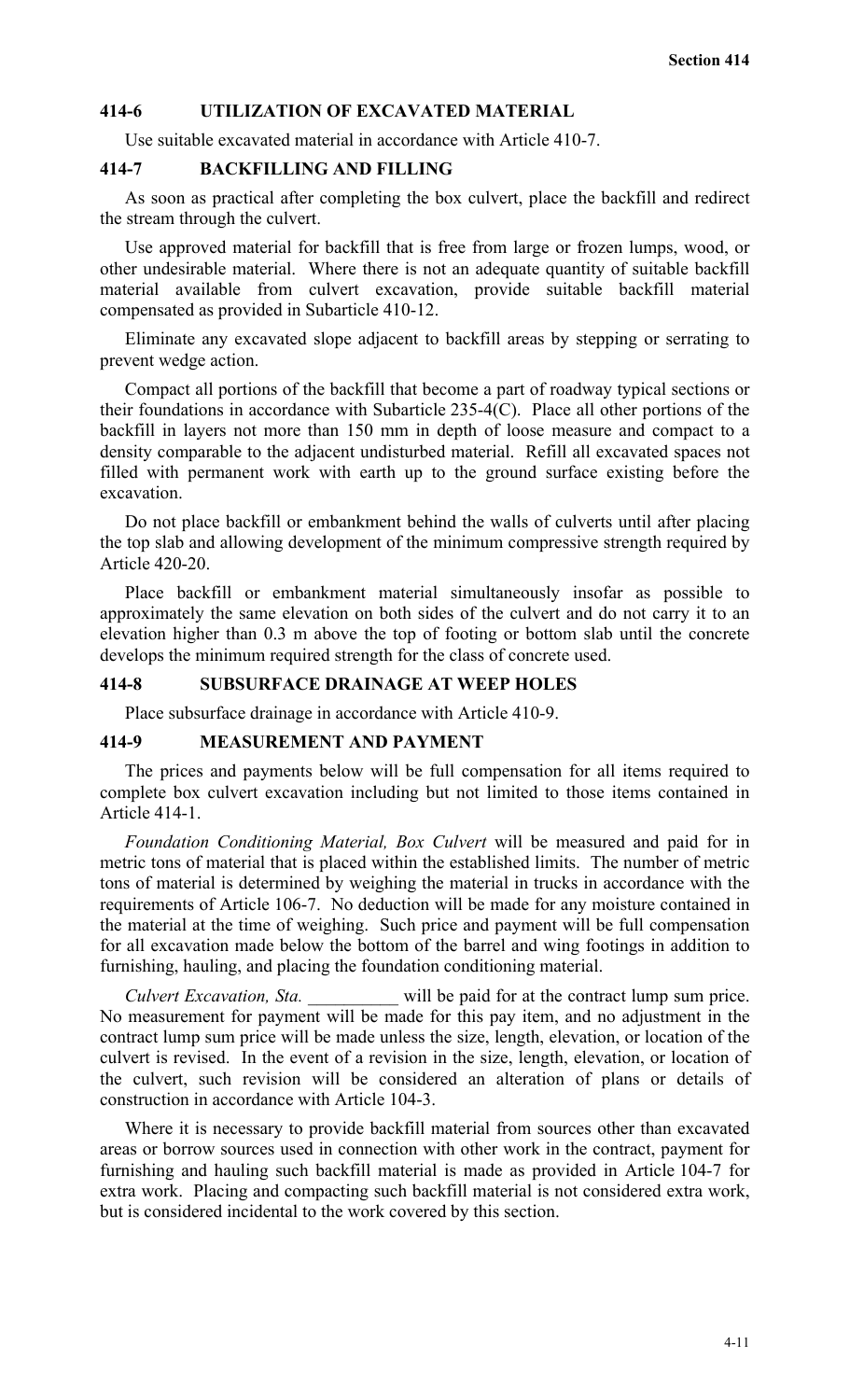## 414-6 UTILIZATION OF EXCAVATED MATERIAL

Use suitable excavated material in accordance with Article 410-7.

## 414-7 BACKFILLING AND FILLING

As soon as practical after completing the box culvert, place the backfill and redirect the stream through the culvert.

Use approved material for backfill that is free from large or frozen lumps, wood, or other undesirable material. Where there is not an adequate quantity of suitable backfill material available from culvert excavation, provide suitable backfill material compensated as provided in Subarticle 410-12.

Eliminate any excavated slope adjacent to backfill areas by stepping or serrating to prevent wedge action.

Compact all portions of the backfill that become a part of roadway typical sections or their foundations in accordance with Subarticle 235-4(C). Place all other portions of the backfill in layers not more than 150 mm in depth of loose measure and compact to a density comparable to the adjacent undisturbed material. Refill all excavated spaces not filled with permanent work with earth up to the ground surface existing before the excavation.

Do not place backfill or embankment behind the walls of culverts until after placing the top slab and allowing development of the minimum compressive strength required by Article 420-20.

Place backfill or embankment material simultaneously insofar as possible to approximately the same elevation on both sides of the culvert and do not carry it to an elevation higher than 0.3 m above the top of footing or bottom slab until the concrete develops the minimum required strength for the class of concrete used.

## 414-8 SUBSURFACE DRAINAGE AT WEEP HOLES

Place subsurface drainage in accordance with Article 410-9.

## 414-9 MEASUREMENT AND PAYMENT

The prices and payments below will be full compensation for all items required to complete box culvert excavation including but not limited to those items contained in Article 414-1.

*Foundation Conditioning Material, Box Culvert* will be measured and paid for in metric tons of material that is placed within the established limits. The number of metric tons of material is determined by weighing the material in trucks in accordance with the requirements of Article 106-7. No deduction will be made for any moisture contained in the material at the time of weighing. Such price and payment will be full compensation for all excavation made below the bottom of the barrel and wing footings in addition to furnishing, hauling, and placing the foundation conditioning material.

*Culvert Excavation, Sta.* __________ will be paid for at the contract lump sum price. No measurement for payment will be made for this pay item, and no adjustment in the contract lump sum price will be made unless the size, length, elevation, or location of the culvert is revised. In the event of a revision in the size, length, elevation, or location of the culvert, such revision will be considered an alteration of plans or details of construction in accordance with Article 104-3.

Where it is necessary to provide backfill material from sources other than excavated areas or borrow sources used in connection with other work in the contract, payment for furnishing and hauling such backfill material is made as provided in Article 104-7 for extra work. Placing and compacting such backfill material is not considered extra work, but is considered incidental to the work covered by this section.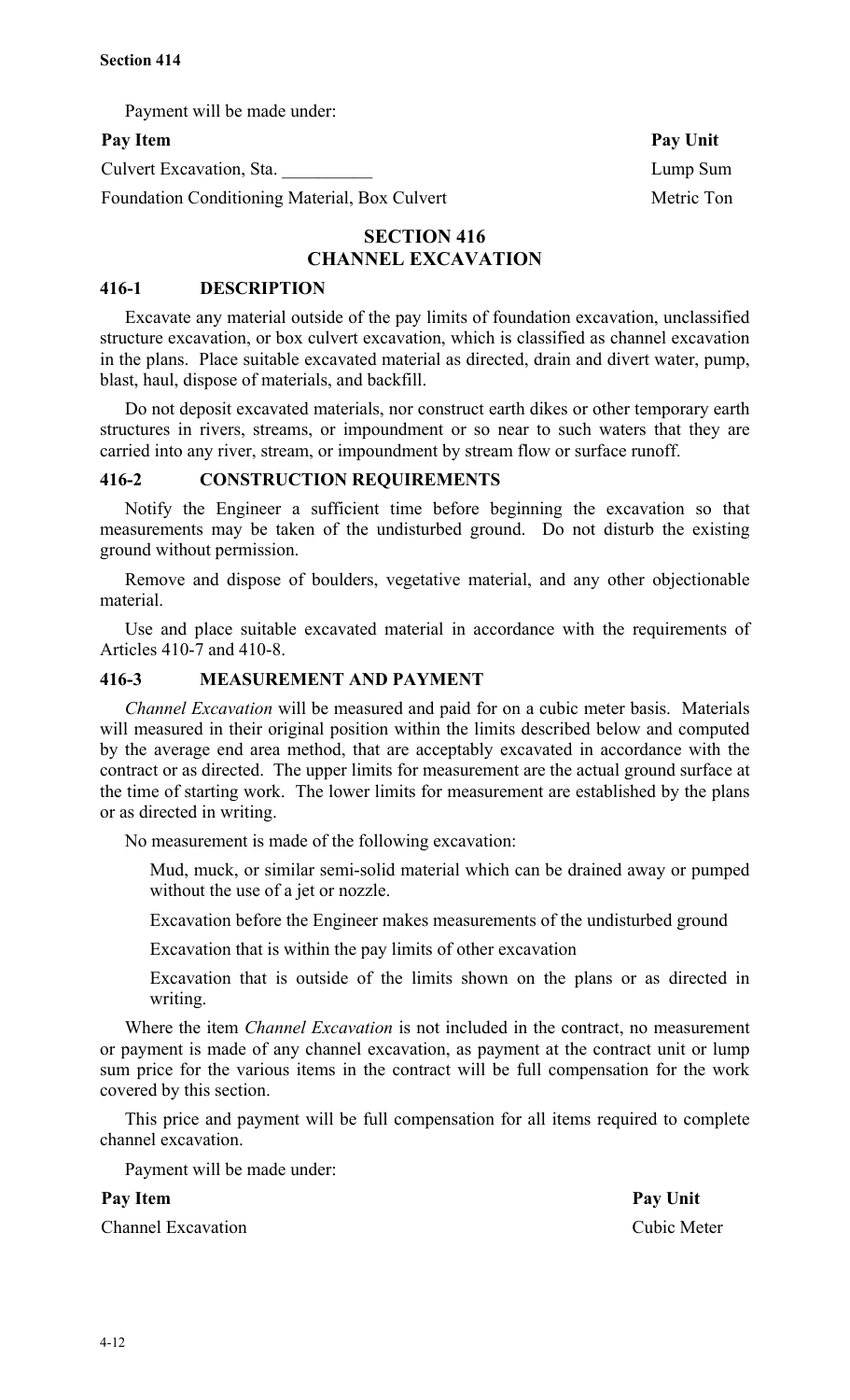Payment will be made under:

| Pay Item | Pay Unit |
| --- | --- |
| Culvert Excavation, Sta. __________ | Lump Sum |
| Foundation Conditioning Material, Box Culvert | Metric Ton |

# SECTION 416
# CHANNEL EXCAVATION

## 416-1 DESCRIPTION

Excavate any material outside of the pay limits of foundation excavation, unclassified structure excavation, or box culvert excavation, which is classified as channel excavation in the plans. Place suitable excavated material as directed, drain and divert water, pump, blast, haul, dispose of materials, and backfill.

Do not deposit excavated materials, nor construct earth dikes or other temporary earth structures in rivers, streams, or impoundment or so near to such waters that they are carried into any river, stream, or impoundment by stream flow or surface runoff.

## 416-2 CONSTRUCTION REQUIREMENTS

Notify the Engineer a sufficient time before beginning the excavation so that measurements may be taken of the undisturbed ground. Do not disturb the existing ground without permission.

Remove and dispose of boulders, vegetative material, and any other objectionable material.

Use and place suitable excavated material in accordance with the requirements of Articles 410-7 and 410-8.

## 416-3 MEASUREMENT AND PAYMENT

*Channel Excavation* will be measured and paid for on a cubic meter basis. Materials will measured in their original position within the limits described below and computed by the average end area method, that are acceptably excavated in accordance with the contract or as directed. The upper limits for measurement are the actual ground surface at the time of starting work. The lower limits for measurement are established by the plans or as directed in writing.

No measurement is made of the following excavation:

Mud, muck, or similar semi-solid material which can be drained away or pumped without the use of a jet or nozzle.

Excavation before the Engineer makes measurements of the undisturbed ground

Excavation that is within the pay limits of other excavation

Excavation that is outside of the limits shown on the plans or as directed in writing.

Where the item *Channel Excavation* is not included in the contract, no measurement or payment is made of any channel excavation, as payment at the contract unit or lump sum price for the various items in the contract will be full compensation for the work covered by this section.

This price and payment will be full compensation for all items required to complete channel excavation.

Payment will be made under:

| Pay Item | Pay Unit |
| --- | --- |
| Channel Excavation | Cubic Meter |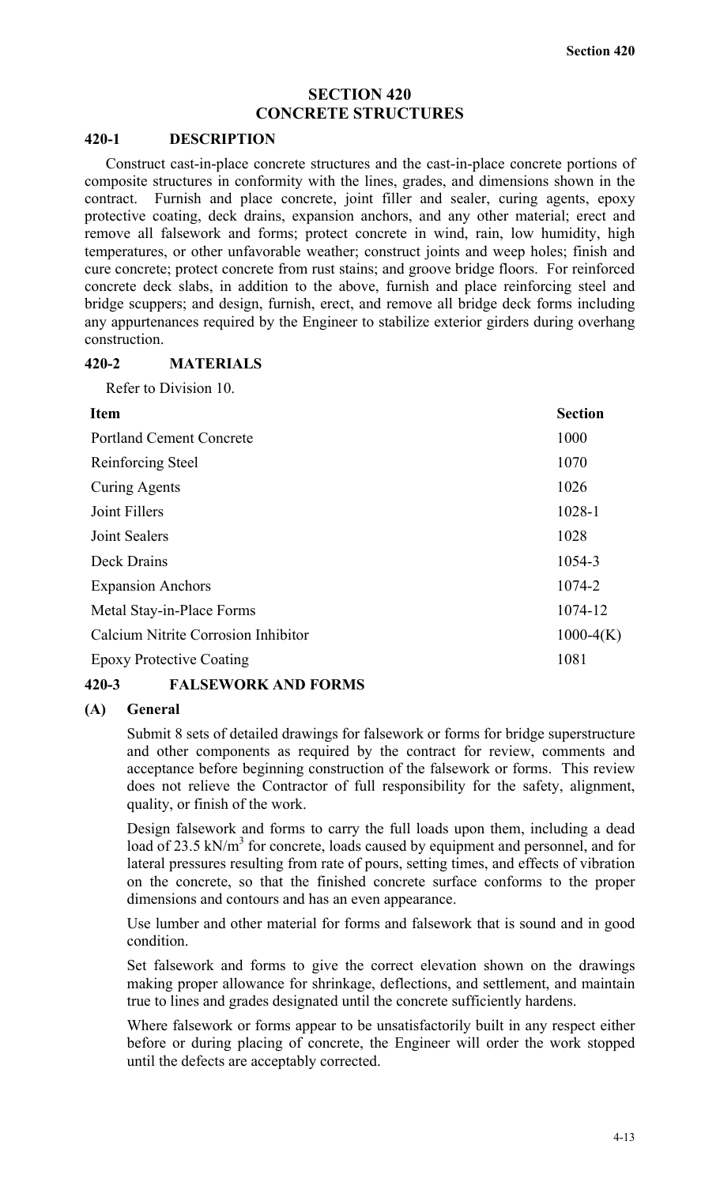# SECTION 420
# CONCRETE STRUCTURES

## 420-1 DESCRIPTION

Construct cast-in-place concrete structures and the cast-in-place concrete portions of composite structures in conformity with the lines, grades, and dimensions shown in the contract. Furnish and place concrete, joint filler and sealer, curing agents, epoxy protective coating, deck drains, expansion anchors, and any other material; erect and remove all falsework and forms; protect concrete in wind, rain, low humidity, high temperatures, or other unfavorable weather; construct joints and weep holes; finish and cure concrete; protect concrete from rust stains; and groove bridge floors. For reinforced concrete deck slabs, in addition to the above, furnish and place reinforcing steel and bridge scuppers; and design, furnish, erect, and remove all bridge deck forms including any appurtenances required by the Engineer to stabilize exterior girders during overhang construction.

## 420-2 MATERIALS

Refer to Division 10.

| Item | Section |
|---|---|
| Portland Cement Concrete | 1000 |
| Reinforcing Steel | 1070 |
| Curing Agents | 1026 |
| Joint Fillers | 1028-1 |
| Joint Sealers | 1028 |
| Deck Drains | 1054-3 |
| Expansion Anchors | 1074-2 |
| Metal Stay-in-Place Forms | 1074-12 |
| Calcium Nitrite Corrosion Inhibitor | 1000-4(K) |
| Epoxy Protective Coating | 1081 |

## 420-3 FALSEWORK AND FORMS

### (A) General

Submit 8 sets of detailed drawings for falsework or forms for bridge superstructure and other components as required by the contract for review, comments and acceptance before beginning construction of the falsework or forms. This review does not relieve the Contractor of full responsibility for the safety, alignment, quality, or finish of the work.

Design falsework and forms to carry the full loads upon them, including a dead load of 23.5 $kN/m^3$ for concrete, loads caused by equipment and personnel, and for lateral pressures resulting from rate of pours, setting times, and effects of vibration on the concrete, so that the finished concrete surface conforms to the proper dimensions and contours and has an even appearance.

Use lumber and other material for forms and falsework that is sound and in good condition.

Set falsework and forms to give the correct elevation shown on the drawings making proper allowance for shrinkage, deflections, and settlement, and maintain true to lines and grades designated until the concrete sufficiently hardens.

Where falsework or forms appear to be unsatisfactorily built in any respect either before or during placing of concrete, the Engineer will order the work stopped until the defects are acceptably corrected.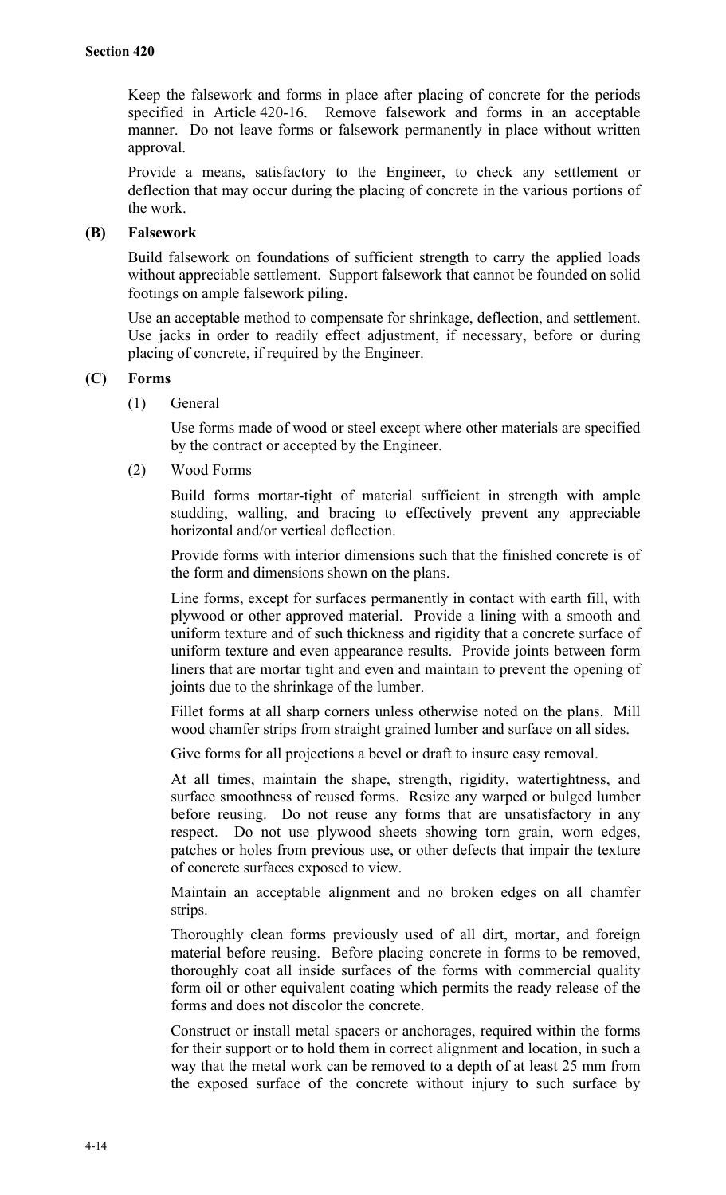Keep the falsework and forms in place after placing of concrete for the periods specified in Article 420-16. Remove falsework and forms in an acceptable manner. Do not leave forms or falsework permanently in place without written approval.

Provide a means, satisfactory to the Engineer, to check any settlement or deflection that may occur during the placing of concrete in the various portions of the work.

**(B) Falsework**

Build falsework on foundations of sufficient strength to carry the applied loads without appreciable settlement. Support falsework that cannot be founded on solid footings on ample falsework piling.

Use an acceptable method to compensate for shrinkage, deflection, and settlement. Use jacks in order to readily effect adjustment, if necessary, before or during placing of concrete, if required by the Engineer.

**(C) Forms**

(1) General

Use forms made of wood or steel except where other materials are specified by the contract or accepted by the Engineer.

(2) Wood Forms

Build forms mortar-tight of material sufficient in strength with ample studding, walling, and bracing to effectively prevent any appreciable horizontal and/or vertical deflection.

Provide forms with interior dimensions such that the finished concrete is of the form and dimensions shown on the plans.

Line forms, except for surfaces permanently in contact with earth fill, with plywood or other approved material. Provide a lining with a smooth and uniform texture and of such thickness and rigidity that a concrete surface of uniform texture and even appearance results. Provide joints between form liners that are mortar tight and even and maintain to prevent the opening of joints due to the shrinkage of the lumber.

Fillet forms at all sharp corners unless otherwise noted on the plans. Mill wood chamfer strips from straight grained lumber and surface on all sides.

Give forms for all projections a bevel or draft to insure easy removal.

At all times, maintain the shape, strength, rigidity, watertightness, and surface smoothness of reused forms. Resize any warped or bulged lumber before reusing. Do not reuse any forms that are unsatisfactory in any respect. Do not use plywood sheets showing torn grain, worn edges, patches or holes from previous use, or other defects that impair the texture of concrete surfaces exposed to view.

Maintain an acceptable alignment and no broken edges on all chamfer strips.

Thoroughly clean forms previously used of all dirt, mortar, and foreign material before reusing. Before placing concrete in forms to be removed, thoroughly coat all inside surfaces of the forms with commercial quality form oil or other equivalent coating which permits the ready release of the forms and does not discolor the concrete.

Construct or install metal spacers or anchorages, required within the forms for their support or to hold them in correct alignment and location, in such a way that the metal work can be removed to a depth of at least 25 mm from the exposed surface of the concrete without injury to such surface by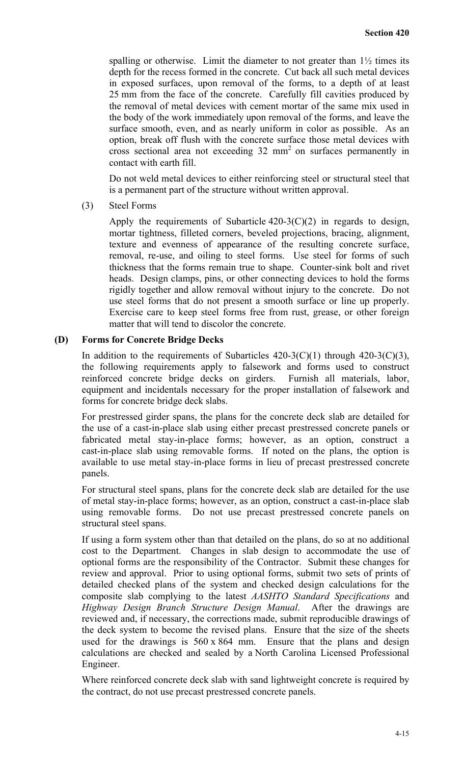spalling or otherwise. Limit the diameter to not greater than 1½ times its depth for the recess formed in the concrete. Cut back all such metal devices in exposed surfaces, upon removal of the forms, to a depth of at least 25 mm from the face of the concrete. Carefully fill cavities produced by the removal of metal devices with cement mortar of the same mix used in the body of the work immediately upon removal of the forms, and leave the surface smooth, even, and as nearly uniform in color as possible. As an option, break off flush with the concrete surface those metal devices with cross sectional area not exceeding 32 $mm^2$ on surfaces permanently in contact with earth fill.

Do not weld metal devices to either reinforcing steel or structural steel that is a permanent part of the structure without written approval.

(3) Steel Forms

Apply the requirements of Subarticle 420-3(C)(2) in regards to design, mortar tightness, filleted corners, beveled projections, bracing, alignment, texture and evenness of appearance of the resulting concrete surface, removal, re-use, and oiling to steel forms. Use steel for forms of such thickness that the forms remain true to shape. Counter-sink bolt and rivet heads. Design clamps, pins, or other connecting devices to hold the forms rigidly together and allow removal without injury to the concrete. Do not use steel forms that do not present a smooth surface or line up properly. Exercise care to keep steel forms free from rust, grease, or other foreign matter that will tend to discolor the concrete.

**(D) Forms for Concrete Bridge Decks**

In addition to the requirements of Subarticles 420-3(C)(1) through 420-3(C)(3), the following requirements apply to falsework and forms used to construct reinforced concrete bridge decks on girders. Furnish all materials, labor, equipment and incidentals necessary for the proper installation of falsework and forms for concrete bridge deck slabs.

For prestressed girder spans, the plans for the concrete deck slab are detailed for the use of a cast-in-place slab using either precast prestressed concrete panels or fabricated metal stay-in-place forms; however, as an option, construct a cast-in-place slab using removable forms. If noted on the plans, the option is available to use metal stay-in-place forms in lieu of precast prestressed concrete panels.

For structural steel spans, plans for the concrete deck slab are detailed for the use of metal stay-in-place forms; however, as an option, construct a cast-in-place slab using removable forms. Do not use precast prestressed concrete panels on structural steel spans.

If using a form system other than that detailed on the plans, do so at no additional cost to the Department. Changes in slab design to accommodate the use of optional forms are the responsibility of the Contractor. Submit these changes for review and approval. Prior to using optional forms, submit two sets of prints of detailed checked plans of the system and checked design calculations for the composite slab complying to the latest *AASHTO Standard Specifications* and *Highway Design Branch Structure Design Manual*. After the drawings are reviewed and, if necessary, the corrections made, submit reproducible drawings of the deck system to become the revised plans. Ensure that the size of the sheets used for the drawings is 560 x 864 mm. Ensure that the plans and design calculations are checked and sealed by a North Carolina Licensed Professional Engineer.

Where reinforced concrete deck slab with sand lightweight concrete is required by the contract, do not use precast prestressed concrete panels.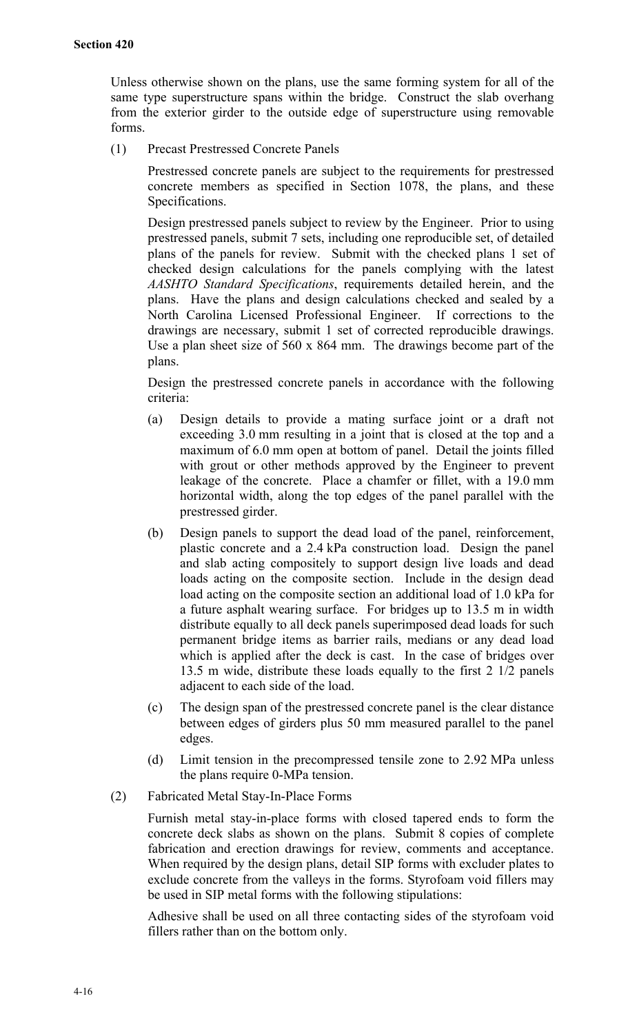Unless otherwise shown on the plans, use the same forming system for all of the same type superstructure spans within the bridge. Construct the slab overhang from the exterior girder to the outside edge of superstructure using removable forms.

(1) Precast Prestressed Concrete Panels

Prestressed concrete panels are subject to the requirements for prestressed concrete members as specified in Section 1078, the plans, and these Specifications.

Design prestressed panels subject to review by the Engineer. Prior to using prestressed panels, submit 7 sets, including one reproducible set, of detailed plans of the panels for review. Submit with the checked plans 1 set of checked design calculations for the panels complying with the latest *AASHTO Standard Specifications*, requirements detailed herein, and the plans. Have the plans and design calculations checked and sealed by a North Carolina Licensed Professional Engineer. If corrections to the drawings are necessary, submit 1 set of corrected reproducible drawings. Use a plan sheet size of 560 x 864 mm. The drawings become part of the plans.

Design the prestressed concrete panels in accordance with the following criteria:

(a) Design details to provide a mating surface joint or a draft not exceeding 3.0 mm resulting in a joint that is closed at the top and a maximum of 6.0 mm open at bottom of panel. Detail the joints filled with grout or other methods approved by the Engineer to prevent leakage of the concrete. Place a chamfer or fillet, with a 19.0 mm horizontal width, along the top edges of the panel parallel with the prestressed girder.

(b) Design panels to support the dead load of the panel, reinforcement, plastic concrete and a 2.4 kPa construction load. Design the panel and slab acting compositely to support design live loads and dead loads acting on the composite section. Include in the design dead load acting on the composite section an additional load of 1.0 kPa for a future asphalt wearing surface. For bridges up to 13.5 m in width distribute equally to all deck panels superimposed dead loads for such permanent bridge items as barrier rails, medians or any dead load which is applied after the deck is cast. In the case of bridges over 13.5 m wide, distribute these loads equally to the first 2 1/2 panels adjacent to each side of the load.

(c) The design span of the prestressed concrete panel is the clear distance between edges of girders plus 50 mm measured parallel to the panel edges.

(d) Limit tension in the precompressed tensile zone to 2.92 MPa unless the plans require 0-MPa tension.

(2) Fabricated Metal Stay-In-Place Forms

Furnish metal stay-in-place forms with closed tapered ends to form the concrete deck slabs as shown on the plans. Submit 8 copies of complete fabrication and erection drawings for review, comments and acceptance. When required by the design plans, detail SIP forms with excluder plates to exclude concrete from the valleys in the forms. Styrofoam void fillers may be used in SIP metal forms with the following stipulations:

Adhesive shall be used on all three contacting sides of the styrofoam void fillers rather than on the bottom only.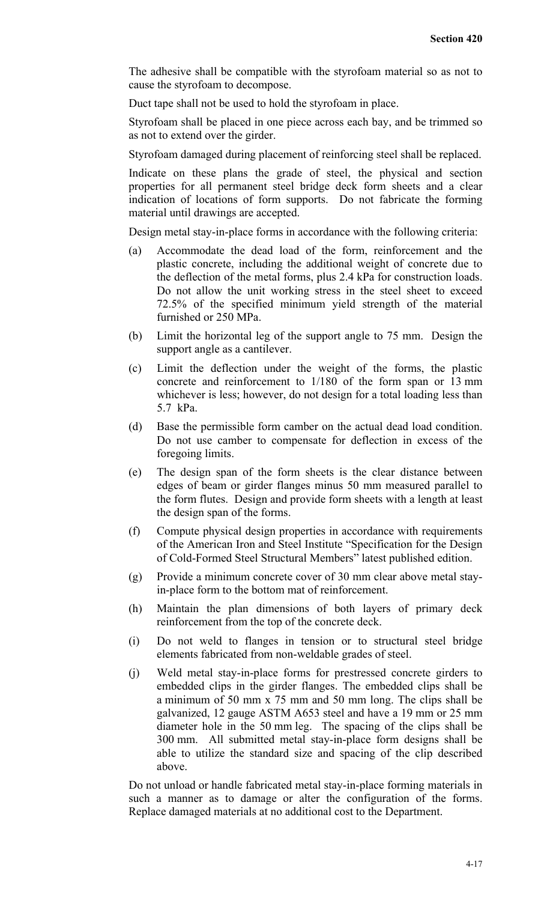The adhesive shall be compatible with the styrofoam material so as not to cause the styrofoam to decompose.

Duct tape shall not be used to hold the styrofoam in place.

Styrofoam shall be placed in one piece across each bay, and be trimmed so as not to extend over the girder.

Styrofoam damaged during placement of reinforcing steel shall be replaced.

Indicate on these plans the grade of steel, the physical and section properties for all permanent steel bridge deck form sheets and a clear indication of locations of form supports. Do not fabricate the forming material until drawings are accepted.

Design metal stay-in-place forms in accordance with the following criteria:

(a) Accommodate the dead load of the form, reinforcement and the plastic concrete, including the additional weight of concrete due to the deflection of the metal forms, plus 2.4 kPa for construction loads. Do not allow the unit working stress in the steel sheet to exceed 72.5% of the specified minimum yield strength of the material furnished or 250 MPa.

(b) Limit the horizontal leg of the support angle to 75 mm. Design the support angle as a cantilever.

(c) Limit the deflection under the weight of the forms, the plastic concrete and reinforcement to 1/180 of the form span or 13 mm whichever is less; however, do not design for a total loading less than 5.7 kPa.

(d) Base the permissible form camber on the actual dead load condition. Do not use camber to compensate for deflection in excess of the foregoing limits.

(e) The design span of the form sheets is the clear distance between edges of beam or girder flanges minus 50 mm measured parallel to the form flutes. Design and provide form sheets with a length at least the design span of the forms.

(f) Compute physical design properties in accordance with requirements of the American Iron and Steel Institute "Specification for the Design of Cold-Formed Steel Structural Members" latest published edition.

(g) Provide a minimum concrete cover of 30 mm clear above metal stay-in-place form to the bottom mat of reinforcement.

(h) Maintain the plan dimensions of both layers of primary deck reinforcement from the top of the concrete deck.

(i) Do not weld to flanges in tension or to structural steel bridge elements fabricated from non-weldable grades of steel.

(j) Weld metal stay-in-place forms for prestressed concrete girders to embedded clips in the girder flanges. The embedded clips shall be a minimum of 50 mm x 75 mm and 50 mm long. The clips shall be galvanized, 12 gauge ASTM A653 steel and have a 19 mm or 25 mm diameter hole in the 50 mm leg. The spacing of the clips shall be 300 mm. All submitted metal stay-in-place form designs shall be able to utilize the standard size and spacing of the clip described above.

Do not unload or handle fabricated metal stay-in-place forming materials in such a manner as to damage or alter the configuration of the forms. Replace damaged materials at no additional cost to the Department.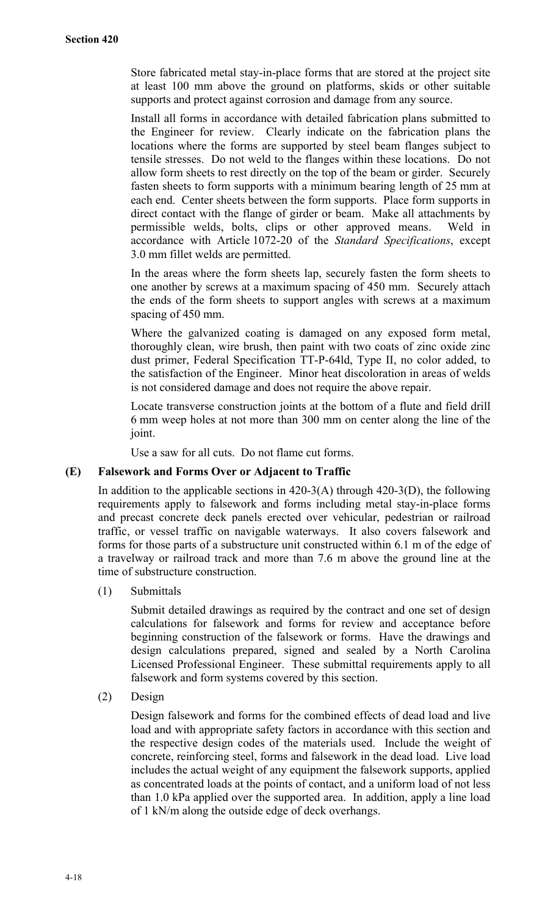Store fabricated metal stay-in-place forms that are stored at the project site at least 100 mm above the ground on platforms, skids or other suitable supports and protect against corrosion and damage from any source.

Install all forms in accordance with detailed fabrication plans submitted to the Engineer for review. Clearly indicate on the fabrication plans the locations where the forms are supported by steel beam flanges subject to tensile stresses. Do not weld to the flanges within these locations. Do not allow form sheets to rest directly on the top of the beam or girder. Securely fasten sheets to form supports with a minimum bearing length of 25 mm at each end. Center sheets between the form supports. Place form supports in direct contact with the flange of girder or beam. Make all attachments by permissible welds, bolts, clips or other approved means. Weld in accordance with Article 1072-20 of the *Standard Specifications*, except 3.0 mm fillet welds are permitted.

In the areas where the form sheets lap, securely fasten the form sheets to one another by screws at a maximum spacing of 450 mm. Securely attach the ends of the form sheets to support angles with screws at a maximum spacing of 450 mm.

Where the galvanized coating is damaged on any exposed form metal, thoroughly clean, wire brush, then paint with two coats of zinc oxide zinc dust primer, Federal Specification TT-P-64ld, Type II, no color added, to the satisfaction of the Engineer. Minor heat discoloration in areas of welds is not considered damage and does not require the above repair.

Locate transverse construction joints at the bottom of a flute and field drill 6 mm weep holes at not more than 300 mm on center along the line of the joint.

Use a saw for all cuts. Do not flame cut forms.

### (E) Falsework and Forms Over or Adjacent to Traffic

In addition to the applicable sections in 420-3(A) through 420-3(D), the following requirements apply to falsework and forms including metal stay-in-place forms and precast concrete deck panels erected over vehicular, pedestrian or railroad traffic, or vessel traffic on navigable waterways. It also covers falsework and forms for those parts of a substructure unit constructed within 6.1 m of the edge of a travelway or railroad track and more than 7.6 m above the ground line at the time of substructure construction.

(1) Submittals

Submit detailed drawings as required by the contract and one set of design calculations for falsework and forms for review and acceptance before beginning construction of the falsework or forms. Have the drawings and design calculations prepared, signed and sealed by a North Carolina Licensed Professional Engineer. These submittal requirements apply to all falsework and form systems covered by this section.

(2) Design

Design falsework and forms for the combined effects of dead load and live load and with appropriate safety factors in accordance with this section and the respective design codes of the materials used. Include the weight of concrete, reinforcing steel, forms and falsework in the dead load. Live load includes the actual weight of any equipment the falsework supports, applied as concentrated loads at the points of contact, and a uniform load of not less than 1.0 kPa applied over the supported area. In addition, apply a line load of 1 kN/m along the outside edge of deck overhangs.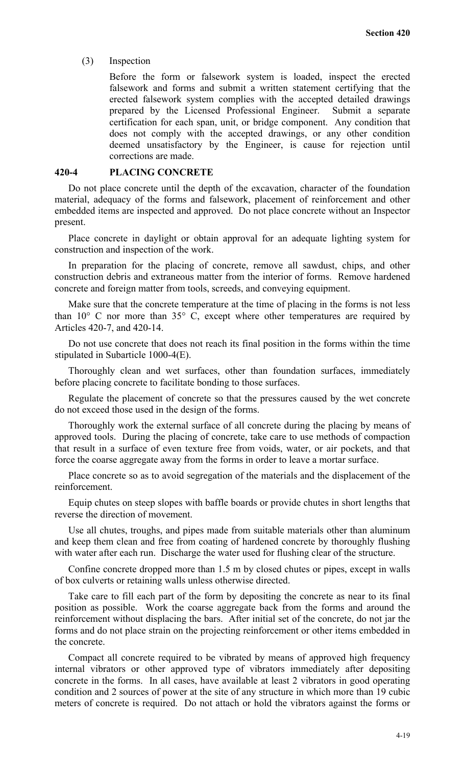(3) Inspection

Before the form or falsework system is loaded, inspect the erected falsework and forms and submit a written statement certifying that the erected falsework system complies with the accepted detailed drawings prepared by the Licensed Professional Engineer. Submit a separate certification for each span, unit, or bridge component. Any condition that does not comply with the accepted drawings, or any other condition deemed unsatisfactory by the Engineer, is cause for rejection until corrections are made.

## 420-4 PLACING CONCRETE

Do not place concrete until the depth of the excavation, character of the foundation material, adequacy of the forms and falsework, placement of reinforcement and other embedded items are inspected and approved. Do not place concrete without an Inspector present.

Place concrete in daylight or obtain approval for an adequate lighting system for construction and inspection of the work.

In preparation for the placing of concrete, remove all sawdust, chips, and other construction debris and extraneous matter from the interior of forms. Remove hardened concrete and foreign matter from tools, screeds, and conveying equipment.

Make sure that the concrete temperature at the time of placing in the forms is not less than 10° C nor more than 35° C, except where other temperatures are required by Articles 420-7, and 420-14.

Do not use concrete that does not reach its final position in the forms within the time stipulated in Subarticle 1000-4(E).

Thoroughly clean and wet surfaces, other than foundation surfaces, immediately before placing concrete to facilitate bonding to those surfaces.

Regulate the placement of concrete so that the pressures caused by the wet concrete do not exceed those used in the design of the forms.

Thoroughly work the external surface of all concrete during the placing by means of approved tools. During the placing of concrete, take care to use methods of compaction that result in a surface of even texture free from voids, water, or air pockets, and that force the coarse aggregate away from the forms in order to leave a mortar surface.

Place concrete so as to avoid segregation of the materials and the displacement of the reinforcement.

Equip chutes on steep slopes with baffle boards or provide chutes in short lengths that reverse the direction of movement.

Use all chutes, troughs, and pipes made from suitable materials other than aluminum and keep them clean and free from coating of hardened concrete by thoroughly flushing with water after each run. Discharge the water used for flushing clear of the structure.

Confine concrete dropped more than 1.5 m by closed chutes or pipes, except in walls of box culverts or retaining walls unless otherwise directed.

Take care to fill each part of the form by depositing the concrete as near to its final position as possible. Work the coarse aggregate back from the forms and around the reinforcement without displacing the bars. After initial set of the concrete, do not jar the forms and do not place strain on the projecting reinforcement or other items embedded in the concrete.

Compact all concrete required to be vibrated by means of approved high frequency internal vibrators or other approved type of vibrators immediately after depositing concrete in the forms. In all cases, have available at least 2 vibrators in good operating condition and 2 sources of power at the site of any structure in which more than 19 cubic meters of concrete is required. Do not attach or hold the vibrators against the forms or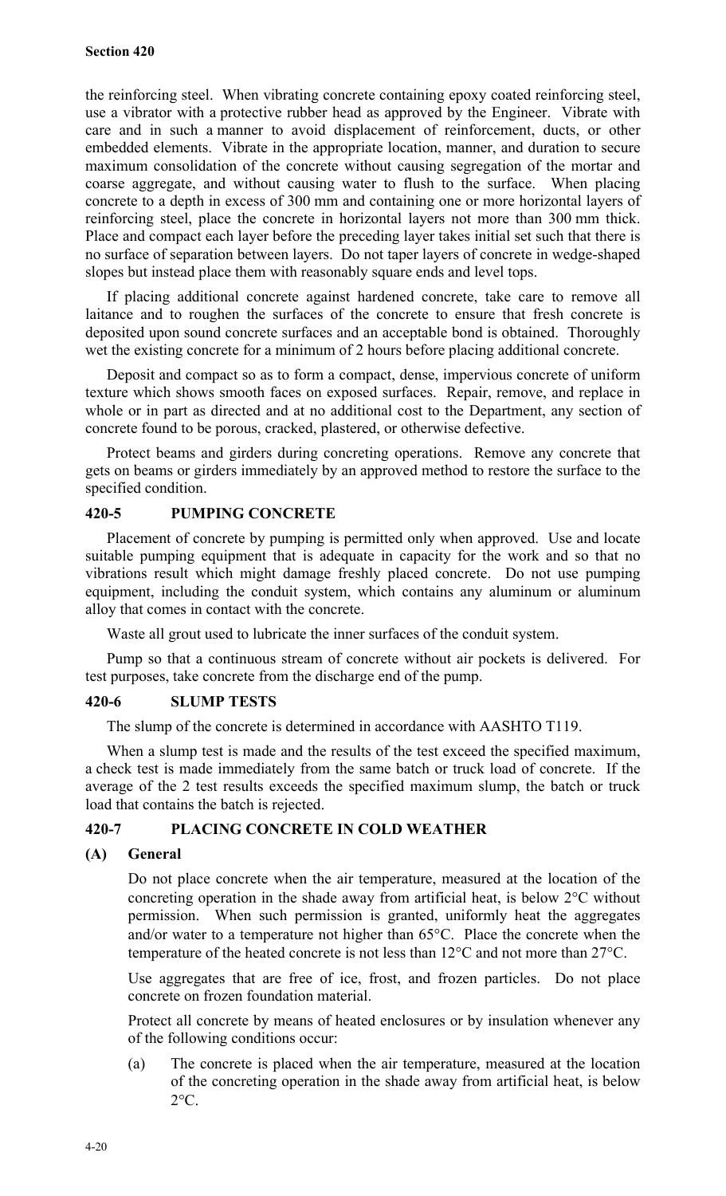the reinforcing steel. When vibrating concrete containing epoxy coated reinforcing steel, use a vibrator with a protective rubber head as approved by the Engineer. Vibrate with care and in such a manner to avoid displacement of reinforcement, ducts, or other embedded elements. Vibrate in the appropriate location, manner, and duration to secure maximum consolidation of the concrete without causing segregation of the mortar and coarse aggregate, and without causing water to flush to the surface. When placing concrete to a depth in excess of 300 mm and containing one or more horizontal layers of reinforcing steel, place the concrete in horizontal layers not more than 300 mm thick. Place and compact each layer before the preceding layer takes initial set such that there is no surface of separation between layers. Do not taper layers of concrete in wedge-shaped slopes but instead place them with reasonably square ends and level tops.

If placing additional concrete against hardened concrete, take care to remove all laitance and to roughen the surfaces of the concrete to ensure that fresh concrete is deposited upon sound concrete surfaces and an acceptable bond is obtained. Thoroughly wet the existing concrete for a minimum of 2 hours before placing additional concrete.

Deposit and compact so as to form a compact, dense, impervious concrete of uniform texture which shows smooth faces on exposed surfaces. Repair, remove, and replace in whole or in part as directed and at no additional cost to the Department, any section of concrete found to be porous, cracked, plastered, or otherwise defective.

Protect beams and girders during concreting operations. Remove any concrete that gets on beams or girders immediately by an approved method to restore the surface to the specified condition.

## 420-5 PUMPING CONCRETE

Placement of concrete by pumping is permitted only when approved. Use and locate suitable pumping equipment that is adequate in capacity for the work and so that no vibrations result which might damage freshly placed concrete. Do not use pumping equipment, including the conduit system, which contains any aluminum or aluminum alloy that comes in contact with the concrete.

Waste all grout used to lubricate the inner surfaces of the conduit system.

Pump so that a continuous stream of concrete without air pockets is delivered. For test purposes, take concrete from the discharge end of the pump.

## 420-6 SLUMP TESTS

The slump of the concrete is determined in accordance with AASHTO T119.

When a slump test is made and the results of the test exceed the specified maximum, a check test is made immediately from the same batch or truck load of concrete. If the average of the 2 test results exceeds the specified maximum slump, the batch or truck load that contains the batch is rejected.

## 420-7 PLACING CONCRETE IN COLD WEATHER

### (A) General

Do not place concrete when the air temperature, measured at the location of the concreting operation in the shade away from artificial heat, is below 2°C without permission. When such permission is granted, uniformly heat the aggregates and/or water to a temperature not higher than 65°C. Place the concrete when the temperature of the heated concrete is not less than 12°C and not more than 27°C.

Use aggregates that are free of ice, frost, and frozen particles. Do not place concrete on frozen foundation material.

Protect all concrete by means of heated enclosures or by insulation whenever any of the following conditions occur:

(a) The concrete is placed when the air temperature, measured at the location of the concreting operation in the shade away from artificial heat, is below 2°C.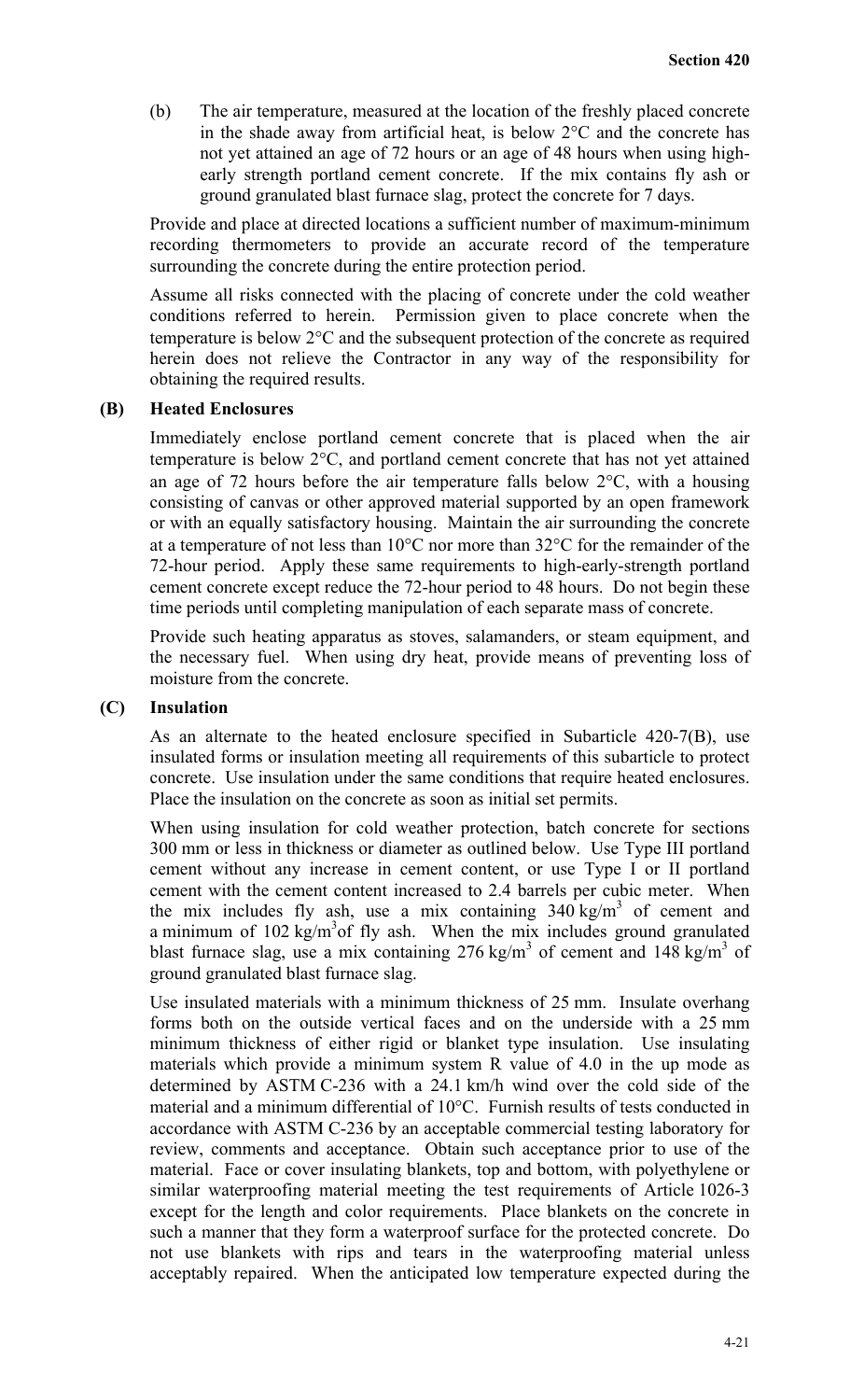(b) The air temperature, measured at the location of the freshly placed concrete in the shade away from artificial heat, is below 2°C and the concrete has not yet attained an age of 72 hours or an age of 48 hours when using high-early strength portland cement concrete. If the mix contains fly ash or ground granulated blast furnace slag, protect the concrete for 7 days.

Provide and place at directed locations a sufficient number of maximum-minimum recording thermometers to provide an accurate record of the temperature surrounding the concrete during the entire protection period.

Assume all risks connected with the placing of concrete under the cold weather conditions referred to herein. Permission given to place concrete when the temperature is below 2°C and the subsequent protection of the concrete as required herein does not relieve the Contractor in any way of the responsibility for obtaining the required results.

**(B) Heated Enclosures**

Immediately enclose portland cement concrete that is placed when the air temperature is below 2°C, and portland cement concrete that has not yet attained an age of 72 hours before the air temperature falls below 2°C, with a housing consisting of canvas or other approved material supported by an open framework or with an equally satisfactory housing. Maintain the air surrounding the concrete at a temperature of not less than 10°C nor more than 32°C for the remainder of the 72-hour period. Apply these same requirements to high-early-strength portland cement concrete except reduce the 72-hour period to 48 hours. Do not begin these time periods until completing manipulation of each separate mass of concrete.

Provide such heating apparatus as stoves, salamanders, or steam equipment, and the necessary fuel. When using dry heat, provide means of preventing loss of moisture from the concrete.

**(C) Insulation**

As an alternate to the heated enclosure specified in Subarticle 420-7(B), use insulated forms or insulation meeting all requirements of this subarticle to protect concrete. Use insulation under the same conditions that require heated enclosures. Place the insulation on the concrete as soon as initial set permits.

When using insulation for cold weather protection, batch concrete for sections 300 mm or less in thickness or diameter as outlined below. Use Type III portland cement without any increase in cement content, or use Type I or II portland cement with the cement content increased to 2.4 barrels per cubic meter. When the mix includes fly ash, use a mix containing 340 kg/m$^3$ of cement and a minimum of 102 kg/m$^3$ of fly ash. When the mix includes ground granulated blast furnace slag, use a mix containing 276 kg/m$^3$ of cement and 148 kg/m$^3$ of ground granulated blast furnace slag.

Use insulated materials with a minimum thickness of 25 mm. Insulate overhang forms both on the outside vertical faces and on the underside with a 25 mm minimum thickness of either rigid or blanket type insulation. Use insulating materials which provide a minimum system R value of 4.0 in the up mode as determined by ASTM C-236 with a 24.1 km/h wind over the cold side of the material and a minimum differential of 10°C. Furnish results of tests conducted in accordance with ASTM C-236 by an acceptable commercial testing laboratory for review, comments and acceptance. Obtain such acceptance prior to use of the material. Face or cover insulating blankets, top and bottom, with polyethylene or similar waterproofing material meeting the test requirements of Article 1026-3 except for the length and color requirements. Place blankets on the concrete in such a manner that they form a waterproof surface for the protected concrete. Do not use blankets with rips and tears in the waterproofing material unless acceptably repaired. When the anticipated low temperature expected during the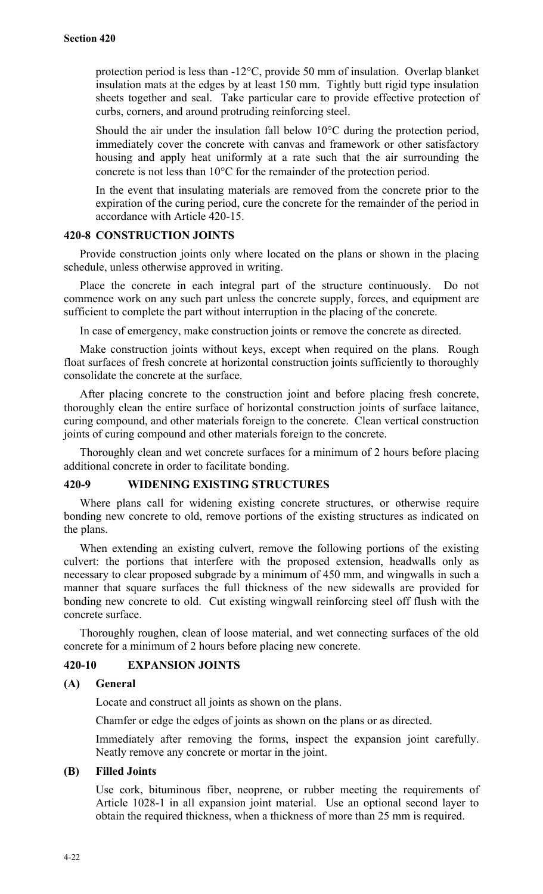protection period is less than -12°C, provide 50 mm of insulation. Overlap blanket insulation mats at the edges by at least 150 mm. Tightly butt rigid type insulation sheets together and seal. Take particular care to provide effective protection of curbs, corners, and around protruding reinforcing steel.

Should the air under the insulation fall below 10°C during the protection period, immediately cover the concrete with canvas and framework or other satisfactory housing and apply heat uniformly at a rate such that the air surrounding the concrete is not less than 10°C for the remainder of the protection period.

In the event that insulating materials are removed from the concrete prior to the expiration of the curing period, cure the concrete for the remainder of the period in accordance with Article 420-15.

### 420-8 CONSTRUCTION JOINTS

Provide construction joints only where located on the plans or shown in the placing schedule, unless otherwise approved in writing.

Place the concrete in each integral part of the structure continuously. Do not commence work on any such part unless the concrete supply, forces, and equipment are sufficient to complete the part without interruption in the placing of the concrete.

In case of emergency, make construction joints or remove the concrete as directed.

Make construction joints without keys, except when required on the plans. Rough float surfaces of fresh concrete at horizontal construction joints sufficiently to thoroughly consolidate the concrete at the surface.

After placing concrete to the construction joint and before placing fresh concrete, thoroughly clean the entire surface of horizontal construction joints of surface laitance, curing compound, and other materials foreign to the concrete. Clean vertical construction joints of curing compound and other materials foreign to the concrete.

Thoroughly clean and wet concrete surfaces for a minimum of 2 hours before placing additional concrete in order to facilitate bonding.

### 420-9 WIDENING EXISTING STRUCTURES

Where plans call for widening existing concrete structures, or otherwise require bonding new concrete to old, remove portions of the existing structures as indicated on the plans.

When extending an existing culvert, remove the following portions of the existing culvert: the portions that interfere with the proposed extension, headwalls only as necessary to clear proposed subgrade by a minimum of 450 mm, and wingwalls in such a manner that square surfaces the full thickness of the new sidewalls are provided for bonding new concrete to old. Cut existing wingwall reinforcing steel off flush with the concrete surface.

Thoroughly roughen, clean of loose material, and wet connecting surfaces of the old concrete for a minimum of 2 hours before placing new concrete.

### 420-10 EXPANSION JOINTS

#### (A) General

Locate and construct all joints as shown on the plans.

Chamfer or edge the edges of joints as shown on the plans or as directed.

Immediately after removing the forms, inspect the expansion joint carefully. Neatly remove any concrete or mortar in the joint.

#### (B) Filled Joints

Use cork, bituminous fiber, neoprene, or rubber meeting the requirements of Article 1028-1 in all expansion joint material. Use an optional second layer to obtain the required thickness, when a thickness of more than 25 mm is required.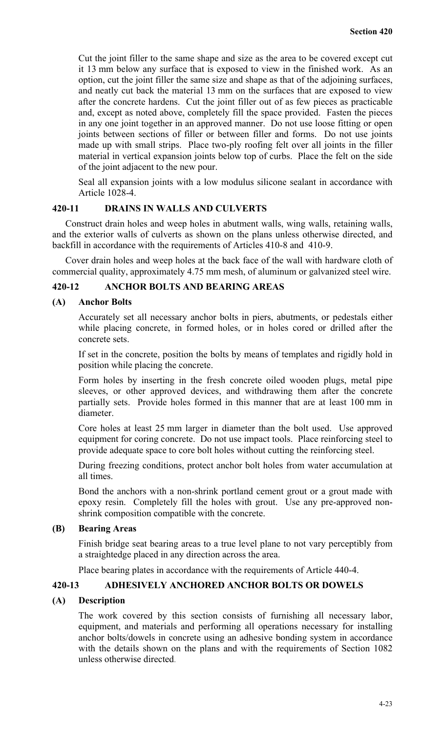Cut the joint filler to the same shape and size as the area to be covered except cut it 13 mm below any surface that is exposed to view in the finished work. As an option, cut the joint filler the same size and shape as that of the adjoining surfaces, and neatly cut back the material 13 mm on the surfaces that are exposed to view after the concrete hardens. Cut the joint filler out of as few pieces as practicable and, except as noted above, completely fill the space provided. Fasten the pieces in any one joint together in an approved manner. Do not use loose fitting or open joints between sections of filler or between filler and forms. Do not use joints made up with small strips. Place two-ply roofing felt over all joints in the filler material in vertical expansion joints below top of curbs. Place the felt on the side of the joint adjacent to the new pour.

Seal all expansion joints with a low modulus silicone sealant in accordance with Article 1028-4.

## 420-11 DRAINS IN WALLS AND CULVERTS

Construct drain holes and weep holes in abutment walls, wing walls, retaining walls, and the exterior walls of culverts as shown on the plans unless otherwise directed, and backfill in accordance with the requirements of Articles 410-8 and 410-9.

Cover drain holes and weep holes at the back face of the wall with hardware cloth of commercial quality, approximately 4.75 mm mesh, of aluminum or galvanized steel wire.

## 420-12 ANCHOR BOLTS AND BEARING AREAS

### (A) Anchor Bolts

Accurately set all necessary anchor bolts in piers, abutments, or pedestals either while placing concrete, in formed holes, or in holes cored or drilled after the concrete sets.

If set in the concrete, position the bolts by means of templates and rigidly hold in position while placing the concrete.

Form holes by inserting in the fresh concrete oiled wooden plugs, metal pipe sleeves, or other approved devices, and withdrawing them after the concrete partially sets. Provide holes formed in this manner that are at least 100 mm in diameter.

Core holes at least 25 mm larger in diameter than the bolt used. Use approved equipment for coring concrete. Do not use impact tools. Place reinforcing steel to provide adequate space to core bolt holes without cutting the reinforcing steel.

During freezing conditions, protect anchor bolt holes from water accumulation at all times.

Bond the anchors with a non-shrink portland cement grout or a grout made with epoxy resin. Completely fill the holes with grout. Use any pre-approved non-shrink composition compatible with the concrete.

### (B) Bearing Areas

Finish bridge seat bearing areas to a true level plane to not vary perceptibly from a straightedge placed in any direction across the area.

Place bearing plates in accordance with the requirements of Article 440-4.

## 420-13 ADHESIVELY ANCHORED ANCHOR BOLTS OR DOWELS

### (A) Description

The work covered by this section consists of furnishing all necessary labor, equipment, and materials and performing all operations necessary for installing anchor bolts/dowels in concrete using an adhesive bonding system in accordance with the details shown on the plans and with the requirements of Section 1082 unless otherwise directed.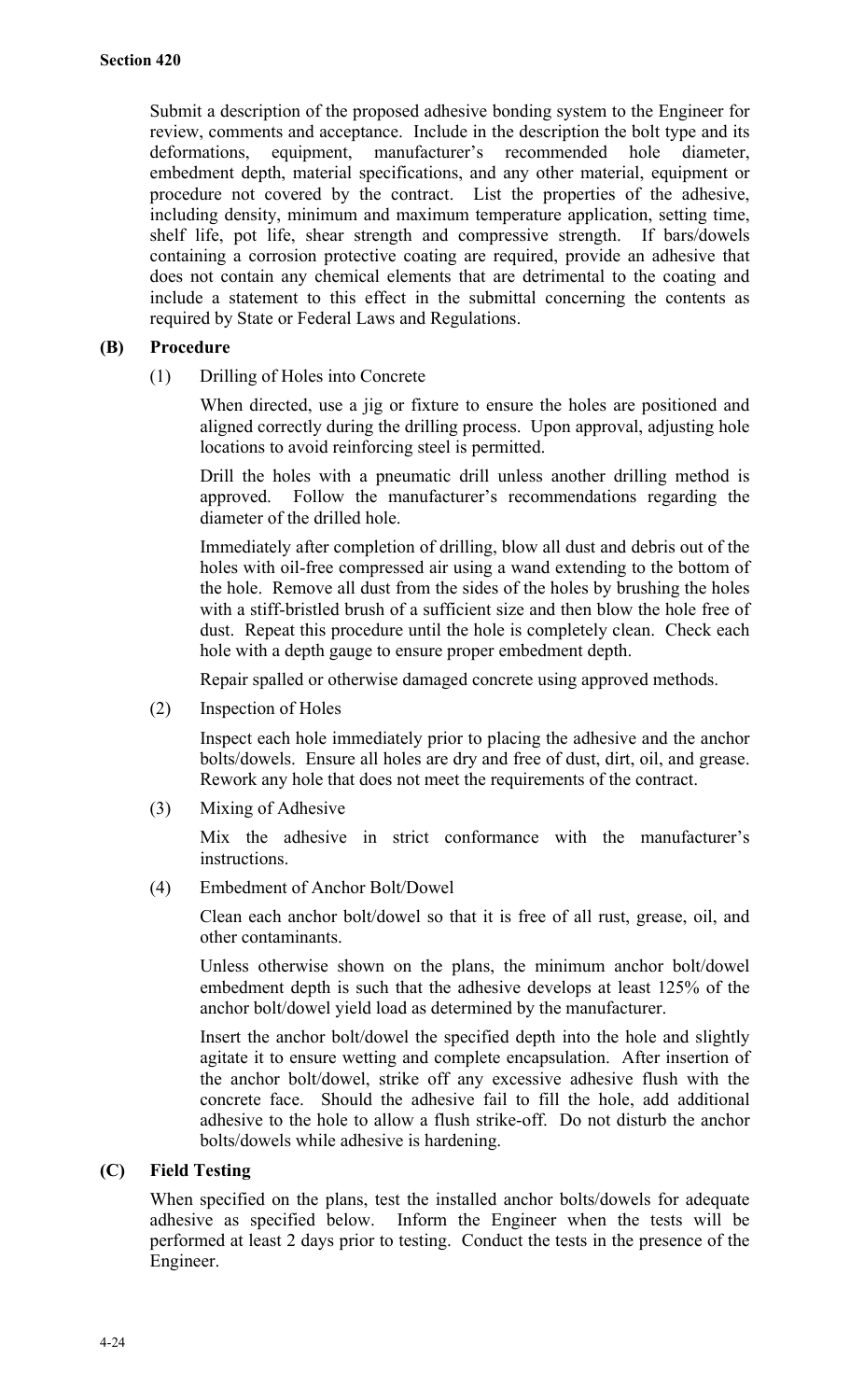Submit a description of the proposed adhesive bonding system to the Engineer for review, comments and acceptance. Include in the description the bolt type and its deformations, equipment, manufacturer's recommended hole diameter, embedment depth, material specifications, and any other material, equipment or procedure not covered by the contract. List the properties of the adhesive, including density, minimum and maximum temperature application, setting time, shelf life, pot life, shear strength and compressive strength. If bars/dowels containing a corrosion protective coating are required, provide an adhesive that does not contain any chemical elements that are detrimental to the coating and include a statement to this effect in the submittal concerning the contents as required by State or Federal Laws and Regulations.

**(B) Procedure**

(1) Drilling of Holes into Concrete

When directed, use a jig or fixture to ensure the holes are positioned and aligned correctly during the drilling process. Upon approval, adjusting hole locations to avoid reinforcing steel is permitted.

Drill the holes with a pneumatic drill unless another drilling method is approved. Follow the manufacturer's recommendations regarding the diameter of the drilled hole.

Immediately after completion of drilling, blow all dust and debris out of the holes with oil-free compressed air using a wand extending to the bottom of the hole. Remove all dust from the sides of the holes by brushing the holes with a stiff-bristled brush of a sufficient size and then blow the hole free of dust. Repeat this procedure until the hole is completely clean. Check each hole with a depth gauge to ensure proper embedment depth.

Repair spalled or otherwise damaged concrete using approved methods.

(2) Inspection of Holes

Inspect each hole immediately prior to placing the adhesive and the anchor bolts/dowels. Ensure all holes are dry and free of dust, dirt, oil, and grease. Rework any hole that does not meet the requirements of the contract.

(3) Mixing of Adhesive

Mix the adhesive in strict conformance with the manufacturer's instructions.

(4) Embedment of Anchor Bolt/Dowel

Clean each anchor bolt/dowel so that it is free of all rust, grease, oil, and other contaminants.

Unless otherwise shown on the plans, the minimum anchor bolt/dowel embedment depth is such that the adhesive develops at least 125% of the anchor bolt/dowel yield load as determined by the manufacturer.

Insert the anchor bolt/dowel the specified depth into the hole and slightly agitate it to ensure wetting and complete encapsulation. After insertion of the anchor bolt/dowel, strike off any excessive adhesive flush with the concrete face. Should the adhesive fail to fill the hole, add additional adhesive to the hole to allow a flush strike-off. Do not disturb the anchor bolts/dowels while adhesive is hardening.

**(C) Field Testing**

When specified on the plans, test the installed anchor bolts/dowels for adequate adhesive as specified below. Inform the Engineer when the tests will be performed at least 2 days prior to testing. Conduct the tests in the presence of the Engineer.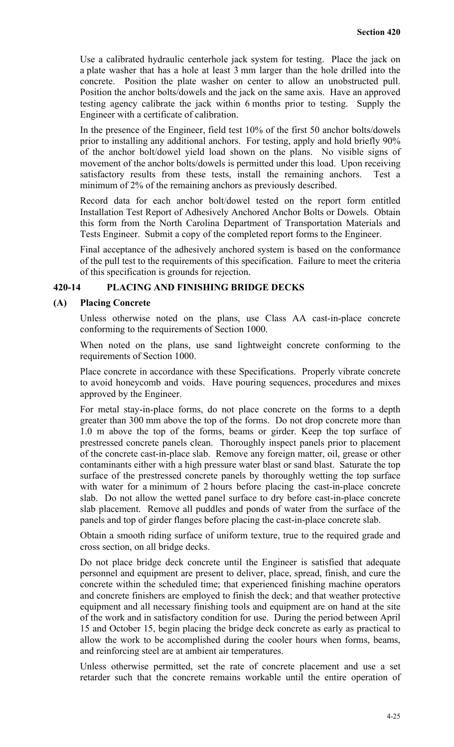Use a calibrated hydraulic centerhole jack system for testing. Place the jack on a plate washer that has a hole at least 3 mm larger than the hole drilled into the concrete. Position the plate washer on center to allow an unobstructed pull. Position the anchor bolts/dowels and the jack on the same axis. Have an approved testing agency calibrate the jack within 6 months prior to testing. Supply the Engineer with a certificate of calibration.

In the presence of the Engineer, field test 10% of the first 50 anchor bolts/dowels prior to installing any additional anchors. For testing, apply and hold briefly 90% of the anchor bolt/dowel yield load shown on the plans. No visible signs of movement of the anchor bolts/dowels is permitted under this load. Upon receiving satisfactory results from these tests, install the remaining anchors. Test a minimum of 2% of the remaining anchors as previously described.

Record data for each anchor bolt/dowel tested on the report form entitled Installation Test Report of Adhesively Anchored Anchor Bolts or Dowels. Obtain this form from the North Carolina Department of Transportation Materials and Tests Engineer. Submit a copy of the completed report forms to the Engineer.

Final acceptance of the adhesively anchored system is based on the conformance of the pull test to the requirements of this specification. Failure to meet the criteria of this specification is grounds for rejection.

## 420-14 PLACING AND FINISHING BRIDGE DECKS

### (A) Placing Concrete

Unless otherwise noted on the plans, use Class AA cast-in-place concrete conforming to the requirements of Section 1000.

When noted on the plans, use sand lightweight concrete conforming to the requirements of Section 1000.

Place concrete in accordance with these Specifications. Properly vibrate concrete to avoid honeycomb and voids. Have pouring sequences, procedures and mixes approved by the Engineer.

For metal stay-in-place forms, do not place concrete on the forms to a depth greater than 300 mm above the top of the forms. Do not drop concrete more than 1.0 m above the top of the forms, beams or girder. Keep the top surface of prestressed concrete panels clean. Thoroughly inspect panels prior to placement of the concrete cast-in-place slab. Remove any foreign matter, oil, grease or other contaminants either with a high pressure water blast or sand blast. Saturate the top surface of the prestressed concrete panels by thoroughly wetting the top surface with water for a minimum of 2 hours before placing the cast-in-place concrete slab. Do not allow the wetted panel surface to dry before cast-in-place concrete slab placement. Remove all puddles and ponds of water from the surface of the panels and top of girder flanges before placing the cast-in-place concrete slab.

Obtain a smooth riding surface of uniform texture, true to the required grade and cross section, on all bridge decks.

Do not place bridge deck concrete until the Engineer is satisfied that adequate personnel and equipment are present to deliver, place, spread, finish, and cure the concrete within the scheduled time; that experienced finishing machine operators and concrete finishers are employed to finish the deck; and that weather protective equipment and all necessary finishing tools and equipment are on hand at the site of the work and in satisfactory condition for use. During the period between April 15 and October 15, begin placing the bridge deck concrete as early as practical to allow the work to be accomplished during the cooler hours when forms, beams, and reinforcing steel are at ambient air temperatures.

Unless otherwise permitted, set the rate of concrete placement and use a set retarder such that the concrete remains workable until the entire operation of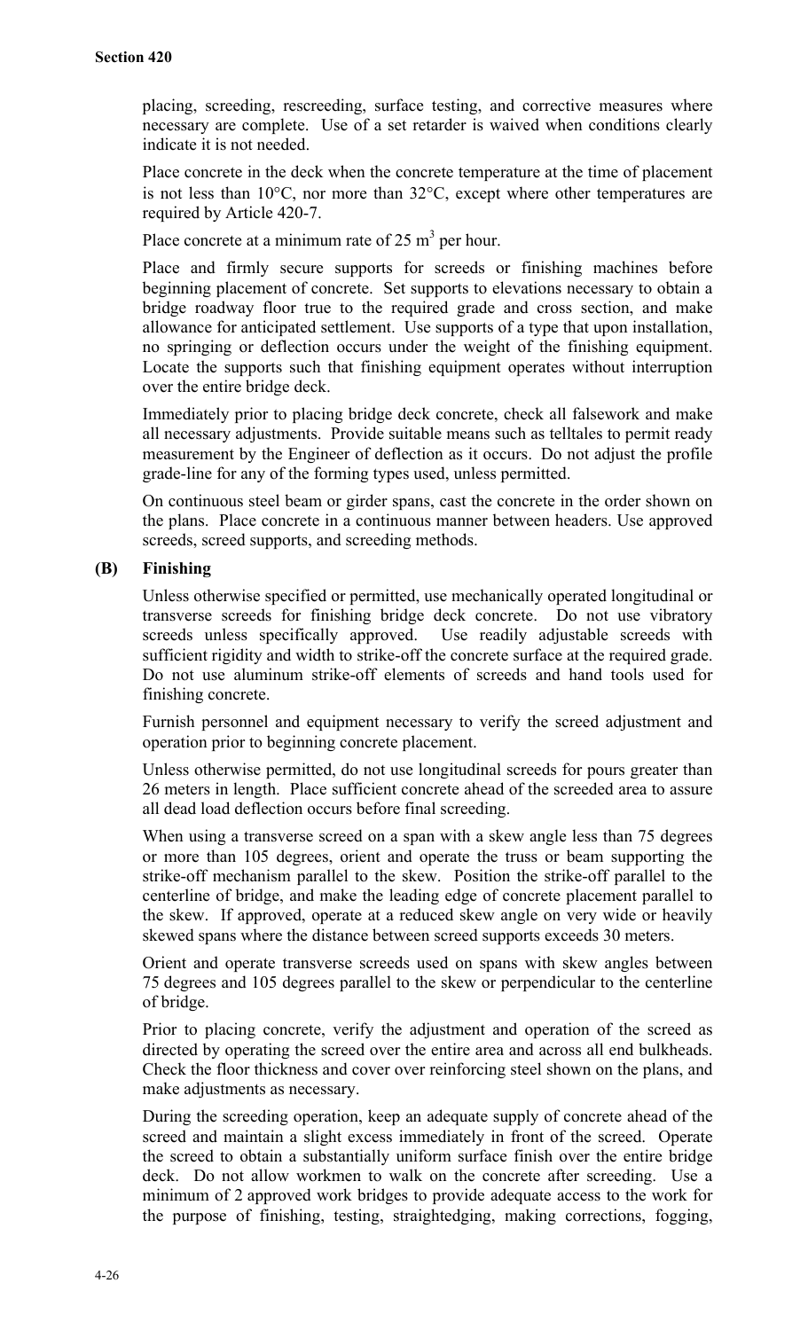placing, screeding, rescreeding, surface testing, and corrective measures where necessary are complete. Use of a set retarder is waived when conditions clearly indicate it is not needed.

Place concrete in the deck when the concrete temperature at the time of placement is not less than 10°C, nor more than 32°C, except where other temperatures are required by Article 420-7.

Place concrete at a minimum rate of 25 $m^3$ per hour.

Place and firmly secure supports for screeds or finishing machines before beginning placement of concrete. Set supports to elevations necessary to obtain a bridge roadway floor true to the required grade and cross section, and make allowance for anticipated settlement. Use supports of a type that upon installation, no springing or deflection occurs under the weight of the finishing equipment. Locate the supports such that finishing equipment operates without interruption over the entire bridge deck.

Immediately prior to placing bridge deck concrete, check all falsework and make all necessary adjustments. Provide suitable means such as telltales to permit ready measurement by the Engineer of deflection as it occurs. Do not adjust the profile grade-line for any of the forming types used, unless permitted.

On continuous steel beam or girder spans, cast the concrete in the order shown on the plans. Place concrete in a continuous manner between headers. Use approved screeds, screed supports, and screeding methods.

### (B) Finishing

Unless otherwise specified or permitted, use mechanically operated longitudinal or transverse screeds for finishing bridge deck concrete. Do not use vibratory screeds unless specifically approved. Use readily adjustable screeds with sufficient rigidity and width to strike-off the concrete surface at the required grade. Do not use aluminum strike-off elements of screeds and hand tools used for finishing concrete.

Furnish personnel and equipment necessary to verify the screed adjustment and operation prior to beginning concrete placement.

Unless otherwise permitted, do not use longitudinal screeds for pours greater than 26 meters in length. Place sufficient concrete ahead of the screeded area to assure all dead load deflection occurs before final screeding.

When using a transverse screed on a span with a skew angle less than 75 degrees or more than 105 degrees, orient and operate the truss or beam supporting the strike-off mechanism parallel to the skew. Position the strike-off parallel to the centerline of bridge, and make the leading edge of concrete placement parallel to the skew. If approved, operate at a reduced skew angle on very wide or heavily skewed spans where the distance between screed supports exceeds 30 meters.

Orient and operate transverse screeds used on spans with skew angles between 75 degrees and 105 degrees parallel to the skew or perpendicular to the centerline of bridge.

Prior to placing concrete, verify the adjustment and operation of the screed as directed by operating the screed over the entire area and across all end bulkheads. Check the floor thickness and cover over reinforcing steel shown on the plans, and make adjustments as necessary.

During the screeding operation, keep an adequate supply of concrete ahead of the screed and maintain a slight excess immediately in front of the screed. Operate the screed to obtain a substantially uniform surface finish over the entire bridge deck. Do not allow workmen to walk on the concrete after screeding. Use a minimum of 2 approved work bridges to provide adequate access to the work for the purpose of finishing, testing, straightedging, making corrections, fogging,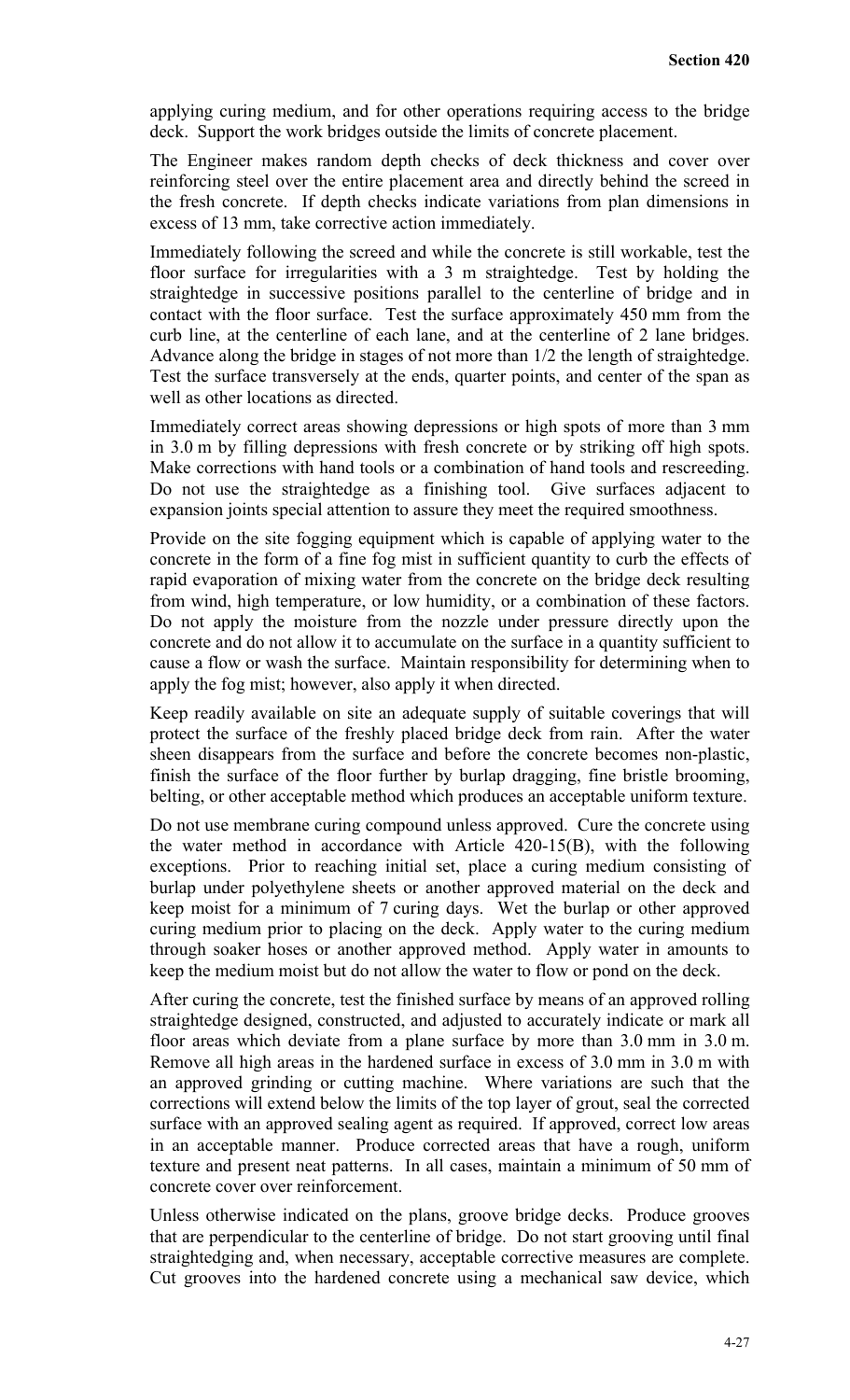applying curing medium, and for other operations requiring access to the bridge deck. Support the work bridges outside the limits of concrete placement.

The Engineer makes random depth checks of deck thickness and cover over reinforcing steel over the entire placement area and directly behind the screed in the fresh concrete. If depth checks indicate variations from plan dimensions in excess of 13 mm, take corrective action immediately.

Immediately following the screed and while the concrete is still workable, test the floor surface for irregularities with a 3 m straightedge. Test by holding the straightedge in successive positions parallel to the centerline of bridge and in contact with the floor surface. Test the surface approximately 450 mm from the curb line, at the centerline of each lane, and at the centerline of 2 lane bridges. Advance along the bridge in stages of not more than 1/2 the length of straightedge. Test the surface transversely at the ends, quarter points, and center of the span as well as other locations as directed.

Immediately correct areas showing depressions or high spots of more than 3 mm in 3.0 m by filling depressions with fresh concrete or by striking off high spots. Make corrections with hand tools or a combination of hand tools and rescreeding. Do not use the straightedge as a finishing tool. Give surfaces adjacent to expansion joints special attention to assure they meet the required smoothness.

Provide on the site fogging equipment which is capable of applying water to the concrete in the form of a fine fog mist in sufficient quantity to curb the effects of rapid evaporation of mixing water from the concrete on the bridge deck resulting from wind, high temperature, or low humidity, or a combination of these factors. Do not apply the moisture from the nozzle under pressure directly upon the concrete and do not allow it to accumulate on the surface in a quantity sufficient to cause a flow or wash the surface. Maintain responsibility for determining when to apply the fog mist; however, also apply it when directed.

Keep readily available on site an adequate supply of suitable coverings that will protect the surface of the freshly placed bridge deck from rain. After the water sheen disappears from the surface and before the concrete becomes non-plastic, finish the surface of the floor further by burlap dragging, fine bristle brooming, belting, or other acceptable method which produces an acceptable uniform texture.

Do not use membrane curing compound unless approved. Cure the concrete using the water method in accordance with Article 420-15(B), with the following exceptions. Prior to reaching initial set, place a curing medium consisting of burlap under polyethylene sheets or another approved material on the deck and keep moist for a minimum of 7 curing days. Wet the burlap or other approved curing medium prior to placing on the deck. Apply water to the curing medium through soaker hoses or another approved method. Apply water in amounts to keep the medium moist but do not allow the water to flow or pond on the deck.

After curing the concrete, test the finished surface by means of an approved rolling straightedge designed, constructed, and adjusted to accurately indicate or mark all floor areas which deviate from a plane surface by more than 3.0 mm in 3.0 m. Remove all high areas in the hardened surface in excess of 3.0 mm in 3.0 m with an approved grinding or cutting machine. Where variations are such that the corrections will extend below the limits of the top layer of grout, seal the corrected surface with an approved sealing agent as required. If approved, correct low areas in an acceptable manner. Produce corrected areas that have a rough, uniform texture and present neat patterns. In all cases, maintain a minimum of 50 mm of concrete cover over reinforcement.

Unless otherwise indicated on the plans, groove bridge decks. Produce grooves that are perpendicular to the centerline of bridge. Do not start grooving until final straightedging and, when necessary, acceptable corrective measures are complete. Cut grooves into the hardened concrete using a mechanical saw device, which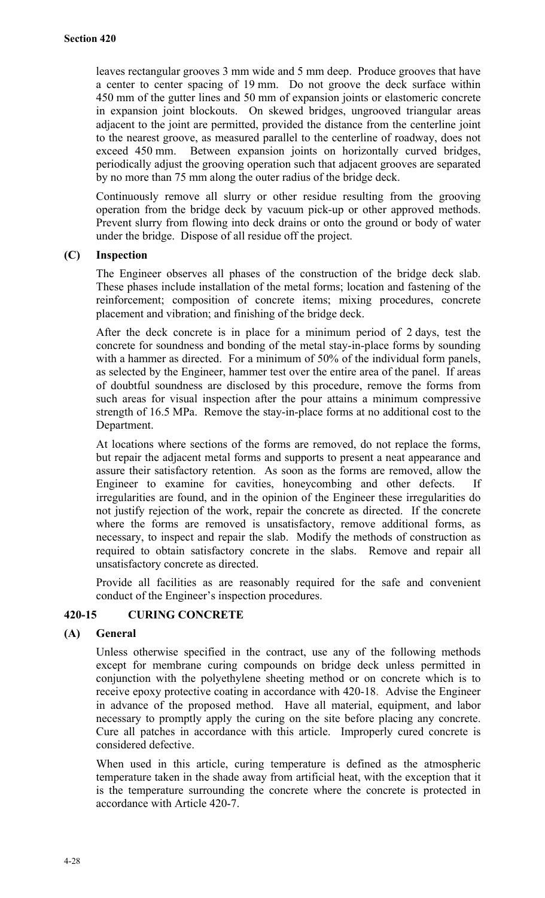leaves rectangular grooves 3 mm wide and 5 mm deep. Produce grooves that have a center to center spacing of 19 mm. Do not groove the deck surface within 450 mm of the gutter lines and 50 mm of expansion joints or elastomeric concrete in expansion joint blockouts. On skewed bridges, ungrooved triangular areas adjacent to the joint are permitted, provided the distance from the centerline joint to the nearest groove, as measured parallel to the centerline of roadway, does not exceed 450 mm. Between expansion joints on horizontally curved bridges, periodically adjust the grooving operation such that adjacent grooves are separated by no more than 75 mm along the outer radius of the bridge deck.

Continuously remove all slurry or other residue resulting from the grooving operation from the bridge deck by vacuum pick-up or other approved methods. Prevent slurry from flowing into deck drains or onto the ground or body of water under the bridge. Dispose of all residue off the project.

### (C) Inspection

The Engineer observes all phases of the construction of the bridge deck slab. These phases include installation of the metal forms; location and fastening of the reinforcement; composition of concrete items; mixing procedures, concrete placement and vibration; and finishing of the bridge deck.

After the deck concrete is in place for a minimum period of 2 days, test the concrete for soundness and bonding of the metal stay-in-place forms by sounding with a hammer as directed. For a minimum of 50% of the individual form panels, as selected by the Engineer, hammer test over the entire area of the panel. If areas of doubtful soundness are disclosed by this procedure, remove the forms from such areas for visual inspection after the pour attains a minimum compressive strength of 16.5 MPa. Remove the stay-in-place forms at no additional cost to the Department.

At locations where sections of the forms are removed, do not replace the forms, but repair the adjacent metal forms and supports to present a neat appearance and assure their satisfactory retention. As soon as the forms are removed, allow the Engineer to examine for cavities, honeycombing and other defects. If irregularities are found, and in the opinion of the Engineer these irregularities do not justify rejection of the work, repair the concrete as directed. If the concrete where the forms are removed is unsatisfactory, remove additional forms, as necessary, to inspect and repair the slab. Modify the methods of construction as required to obtain satisfactory concrete in the slabs. Remove and repair all unsatisfactory concrete as directed.

Provide all facilities as are reasonably required for the safe and convenient conduct of the Engineer's inspection procedures.

## 420-15 CURING CONCRETE

### (A) General

Unless otherwise specified in the contract, use any of the following methods except for membrane curing compounds on bridge deck unless permitted in conjunction with the polyethylene sheeting method or on concrete which is to receive epoxy protective coating in accordance with 420-18. Advise the Engineer in advance of the proposed method. Have all material, equipment, and labor necessary to promptly apply the curing on the site before placing any concrete. Cure all patches in accordance with this article. Improperly cured concrete is considered defective.

When used in this article, curing temperature is defined as the atmospheric temperature taken in the shade away from artificial heat, with the exception that it is the temperature surrounding the concrete where the concrete is protected in accordance with Article 420-7.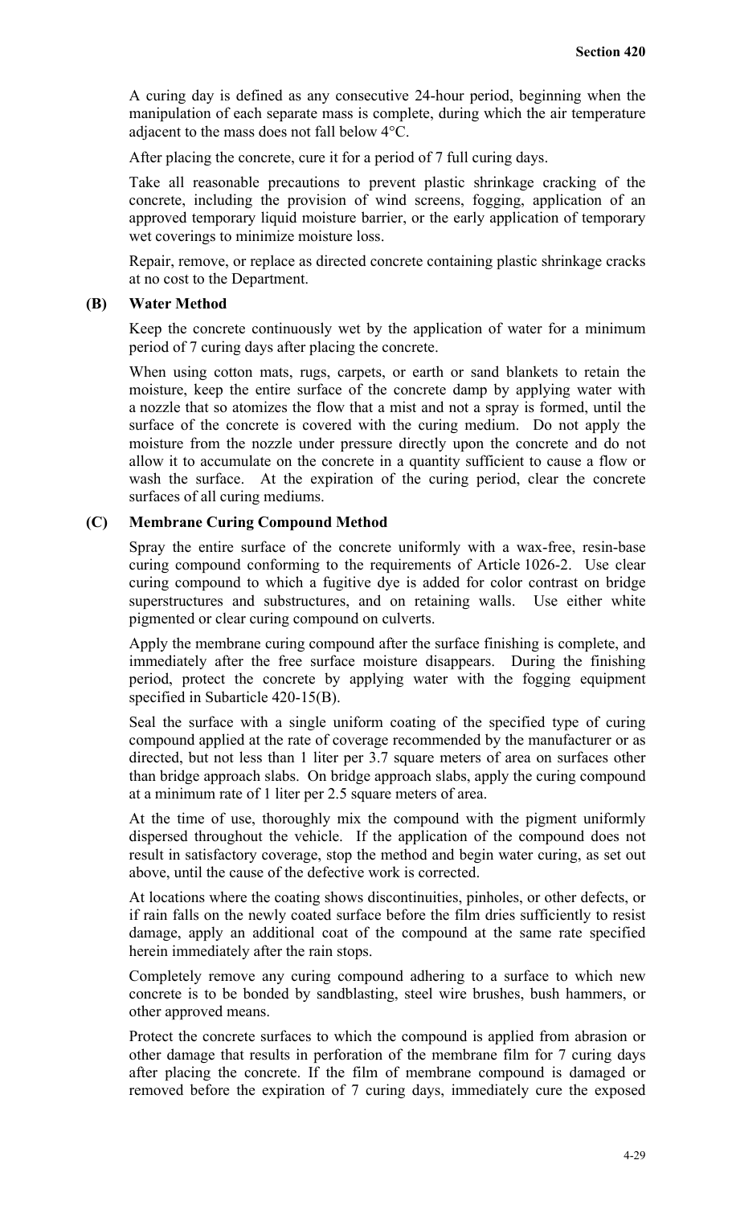A curing day is defined as any consecutive 24-hour period, beginning when the manipulation of each separate mass is complete, during which the air temperature adjacent to the mass does not fall below 4°C.

After placing the concrete, cure it for a period of 7 full curing days.

Take all reasonable precautions to prevent plastic shrinkage cracking of the concrete, including the provision of wind screens, fogging, application of an approved temporary liquid moisture barrier, or the early application of temporary wet coverings to minimize moisture loss.

Repair, remove, or replace as directed concrete containing plastic shrinkage cracks at no cost to the Department.

### (B) Water Method

Keep the concrete continuously wet by the application of water for a minimum period of 7 curing days after placing the concrete.

When using cotton mats, rugs, carpets, or earth or sand blankets to retain the moisture, keep the entire surface of the concrete damp by applying water with a nozzle that so atomizes the flow that a mist and not a spray is formed, until the surface of the concrete is covered with the curing medium. Do not apply the moisture from the nozzle under pressure directly upon the concrete and do not allow it to accumulate on the concrete in a quantity sufficient to cause a flow or wash the surface. At the expiration of the curing period, clear the concrete surfaces of all curing mediums.

### (C) Membrane Curing Compound Method

Spray the entire surface of the concrete uniformly with a wax-free, resin-base curing compound conforming to the requirements of Article 1026-2. Use clear curing compound to which a fugitive dye is added for color contrast on bridge superstructures and substructures, and on retaining walls. Use either white pigmented or clear curing compound on culverts.

Apply the membrane curing compound after the surface finishing is complete, and immediately after the free surface moisture disappears. During the finishing period, protect the concrete by applying water with the fogging equipment specified in Subarticle 420-15(B).

Seal the surface with a single uniform coating of the specified type of curing compound applied at the rate of coverage recommended by the manufacturer or as directed, but not less than 1 liter per 3.7 square meters of area on surfaces other than bridge approach slabs. On bridge approach slabs, apply the curing compound at a minimum rate of 1 liter per 2.5 square meters of area.

At the time of use, thoroughly mix the compound with the pigment uniformly dispersed throughout the vehicle. If the application of the compound does not result in satisfactory coverage, stop the method and begin water curing, as set out above, until the cause of the defective work is corrected.

At locations where the coating shows discontinuities, pinholes, or other defects, or if rain falls on the newly coated surface before the film dries sufficiently to resist damage, apply an additional coat of the compound at the same rate specified herein immediately after the rain stops.

Completely remove any curing compound adhering to a surface to which new concrete is to be bonded by sandblasting, steel wire brushes, bush hammers, or other approved means.

Protect the concrete surfaces to which the compound is applied from abrasion or other damage that results in perforation of the membrane film for 7 curing days after placing the concrete. If the film of membrane compound is damaged or removed before the expiration of 7 curing days, immediately cure the exposed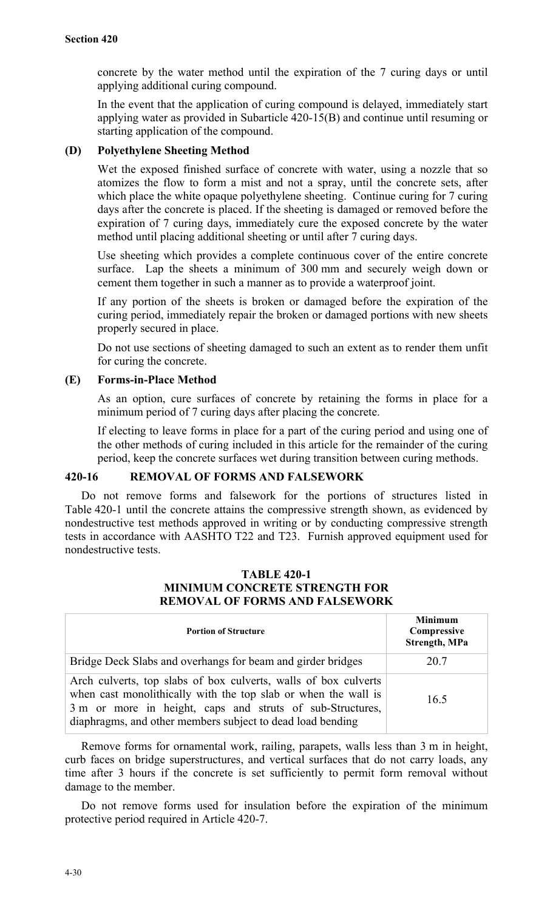concrete by the water method until the expiration of the 7 curing days or until applying additional curing compound.

In the event that the application of curing compound is delayed, immediately start applying water as provided in Subarticle 420-15(B) and continue until resuming or starting application of the compound.

### (D) Polyethylene Sheeting Method

Wet the exposed finished surface of concrete with water, using a nozzle that so atomizes the flow to form a mist and not a spray, until the concrete sets, after which place the white opaque polyethylene sheeting. Continue curing for 7 curing days after the concrete is placed. If the sheeting is damaged or removed before the expiration of 7 curing days, immediately cure the exposed concrete by the water method until placing additional sheeting or until after 7 curing days.

Use sheeting which provides a complete continuous cover of the entire concrete surface. Lap the sheets a minimum of 300 mm and securely weigh down or cement them together in such a manner as to provide a waterproof joint.

If any portion of the sheets is broken or damaged before the expiration of the curing period, immediately repair the broken or damaged portions with new sheets properly secured in place.

Do not use sections of sheeting damaged to such an extent as to render them unfit for curing the concrete.

### (E) Forms-in-Place Method

As an option, cure surfaces of concrete by retaining the forms in place for a minimum period of 7 curing days after placing the concrete.

If electing to leave forms in place for a part of the curing period and using one of the other methods of curing included in this article for the remainder of the curing period, keep the concrete surfaces wet during transition between curing methods.

## 420-16 REMOVAL OF FORMS AND FALSEWORK

Do not remove forms and falsework for the portions of structures listed in Table 420-1 until the concrete attains the compressive strength shown, as evidenced by nondestructive test methods approved in writing or by conducting compressive strength tests in accordance with AASHTO T22 and T23. Furnish approved equipment used for nondestructive tests.

**TABLE 420-1**
**MINIMUM CONCRETE STRENGTH FOR REMOVAL OF FORMS AND FALSEWORK**

| Portion of Structure | Minimum Compressive Strength, MPa |
|---|---|
| Bridge Deck Slabs and overhangs for beam and girder bridges | 20.7 |
| Arch culverts, top slabs of box culverts, walls of box culverts when cast monolithically with the top slab or when the wall is 3 m or more in height, caps and struts of sub-Structures, diaphragms, and other members subject to dead load bending | 16.5 |

Remove forms for ornamental work, railing, parapets, walls less than 3 m in height, curb faces on bridge superstructures, and vertical surfaces that do not carry loads, any time after 3 hours if the concrete is set sufficiently to permit form removal without damage to the member.

Do not remove forms used for insulation before the expiration of the minimum protective period required in Article 420-7.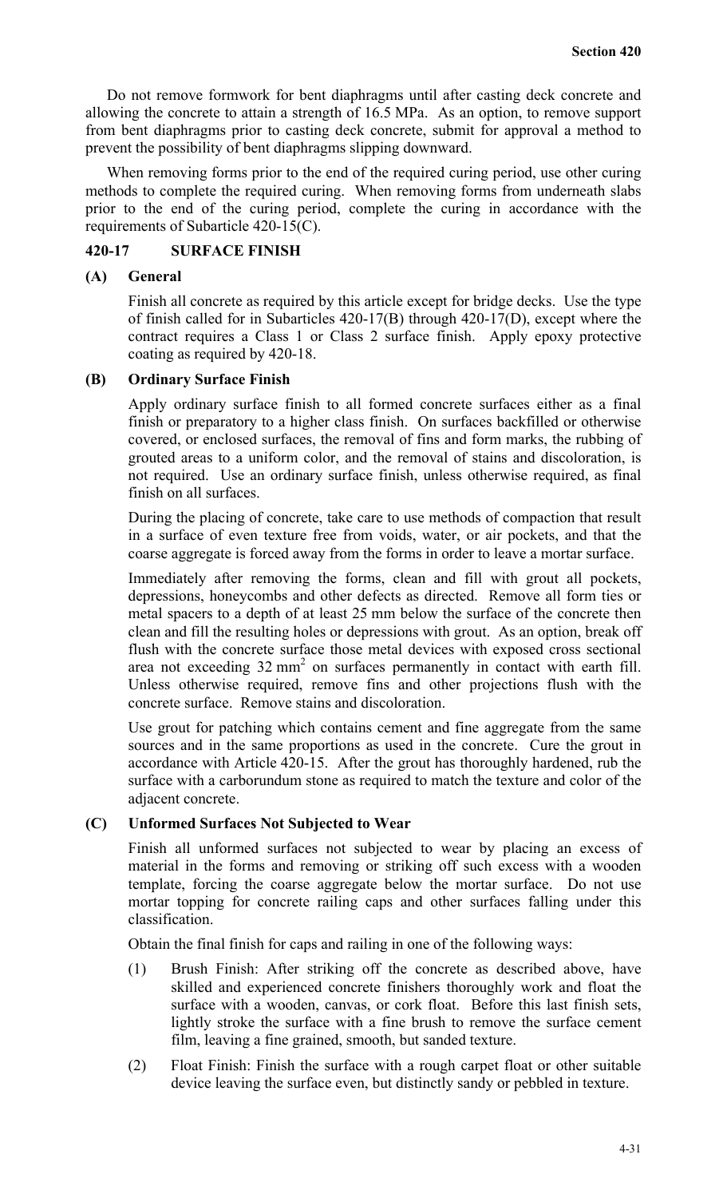Do not remove formwork for bent diaphragms until after casting deck concrete and allowing the concrete to attain a strength of 16.5 MPa. As an option, to remove support from bent diaphragms prior to casting deck concrete, submit for approval a method to prevent the possibility of bent diaphragms slipping downward.

When removing forms prior to the end of the required curing period, use other curing methods to complete the required curing. When removing forms from underneath slabs prior to the end of the curing period, complete the curing in accordance with the requirements of Subarticle 420-15(C).

## 420-17 SURFACE FINISH

### (A) General

Finish all concrete as required by this article except for bridge decks. Use the type of finish called for in Subarticles 420-17(B) through 420-17(D), except where the contract requires a Class 1 or Class 2 surface finish. Apply epoxy protective coating as required by 420-18.

### (B) Ordinary Surface Finish

Apply ordinary surface finish to all formed concrete surfaces either as a final finish or preparatory to a higher class finish. On surfaces backfilled or otherwise covered, or enclosed surfaces, the removal of fins and form marks, the rubbing of grouted areas to a uniform color, and the removal of stains and discoloration, is not required. Use an ordinary surface finish, unless otherwise required, as final finish on all surfaces.

During the placing of concrete, take care to use methods of compaction that result in a surface of even texture free from voids, water, or air pockets, and that the coarse aggregate is forced away from the forms in order to leave a mortar surface.

Immediately after removing the forms, clean and fill with grout all pockets, depressions, honeycombs and other defects as directed. Remove all form ties or metal spacers to a depth of at least 25 mm below the surface of the concrete then clean and fill the resulting holes or depressions with grout. As an option, break off flush with the concrete surface those metal devices with exposed cross sectional area not exceeding 32 $mm^2$ on surfaces permanently in contact with earth fill. Unless otherwise required, remove fins and other projections flush with the concrete surface. Remove stains and discoloration.

Use grout for patching which contains cement and fine aggregate from the same sources and in the same proportions as used in the concrete. Cure the grout in accordance with Article 420-15. After the grout has thoroughly hardened, rub the surface with a carborundum stone as required to match the texture and color of the adjacent concrete.

### (C) Unformed Surfaces Not Subjected to Wear

Finish all unformed surfaces not subjected to wear by placing an excess of material in the forms and removing or striking off such excess with a wooden template, forcing the coarse aggregate below the mortar surface. Do not use mortar topping for concrete railing caps and other surfaces falling under this classification.

Obtain the final finish for caps and railing in one of the following ways:

(1) Brush Finish: After striking off the concrete as described above, have skilled and experienced concrete finishers thoroughly work and float the surface with a wooden, canvas, or cork float. Before this last finish sets, lightly stroke the surface with a fine brush to remove the surface cement film, leaving a fine grained, smooth, but sanded texture.

(2) Float Finish: Finish the surface with a rough carpet float or other suitable device leaving the surface even, but distinctly sandy or pebbled in texture.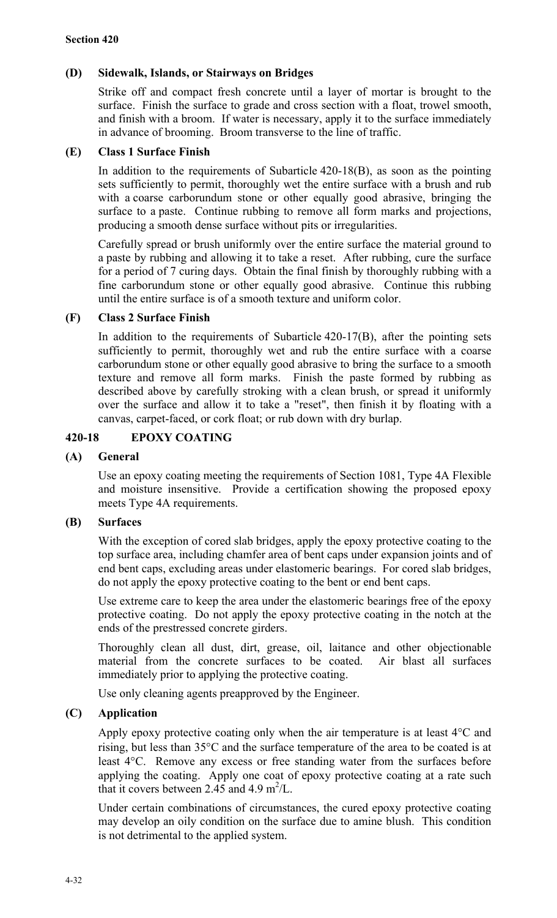### (D) Sidewalk, Islands, or Stairways on Bridges

Strike off and compact fresh concrete until a layer of mortar is brought to the surface. Finish the surface to grade and cross section with a float, trowel smooth, and finish with a broom. If water is necessary, apply it to the surface immediately in advance of brooming. Broom transverse to the line of traffic.

### (E) Class 1 Surface Finish

In addition to the requirements of Subarticle 420-18(B), as soon as the pointing sets sufficiently to permit, thoroughly wet the entire surface with a brush and rub with a coarse carborundum stone or other equally good abrasive, bringing the surface to a paste. Continue rubbing to remove all form marks and projections, producing a smooth dense surface without pits or irregularities.

Carefully spread or brush uniformly over the entire surface the material ground to a paste by rubbing and allowing it to take a reset. After rubbing, cure the surface for a period of 7 curing days. Obtain the final finish by thoroughly rubbing with a fine carborundum stone or other equally good abrasive. Continue this rubbing until the entire surface is of a smooth texture and uniform color.

### (F) Class 2 Surface Finish

In addition to the requirements of Subarticle 420-17(B), after the pointing sets sufficiently to permit, thoroughly wet and rub the entire surface with a coarse carborundum stone or other equally good abrasive to bring the surface to a smooth texture and remove all form marks. Finish the paste formed by rubbing as described above by carefully stroking with a clean brush, or spread it uniformly over the surface and allow it to take a "reset", then finish it by floating with a canvas, carpet-faced, or cork float; or rub down with dry burlap.

## 420-18 EPOXY COATING

### (A) General

Use an epoxy coating meeting the requirements of Section 1081, Type 4A Flexible and moisture insensitive. Provide a certification showing the proposed epoxy meets Type 4A requirements.

### (B) Surfaces

With the exception of cored slab bridges, apply the epoxy protective coating to the top surface area, including chamfer area of bent caps under expansion joints and of end bent caps, excluding areas under elastomeric bearings. For cored slab bridges, do not apply the epoxy protective coating to the bent or end bent caps.

Use extreme care to keep the area under the elastomeric bearings free of the epoxy protective coating. Do not apply the epoxy protective coating in the notch at the ends of the prestressed concrete girders.

Thoroughly clean all dust, dirt, grease, oil, laitance and other objectionable material from the concrete surfaces to be coated. Air blast all surfaces immediately prior to applying the protective coating.

Use only cleaning agents preapproved by the Engineer.

### (C) Application

Apply epoxy protective coating only when the air temperature is at least 4°C and rising, but less than 35°C and the surface temperature of the area to be coated is at least 4°C. Remove any excess or free standing water from the surfaces before applying the coating. Apply one coat of epoxy protective coating at a rate such that it covers between 2.45 and 4.9 $m^2$/L.

Under certain combinations of circumstances, the cured epoxy protective coating may develop an oily condition on the surface due to amine blush. This condition is not detrimental to the applied system.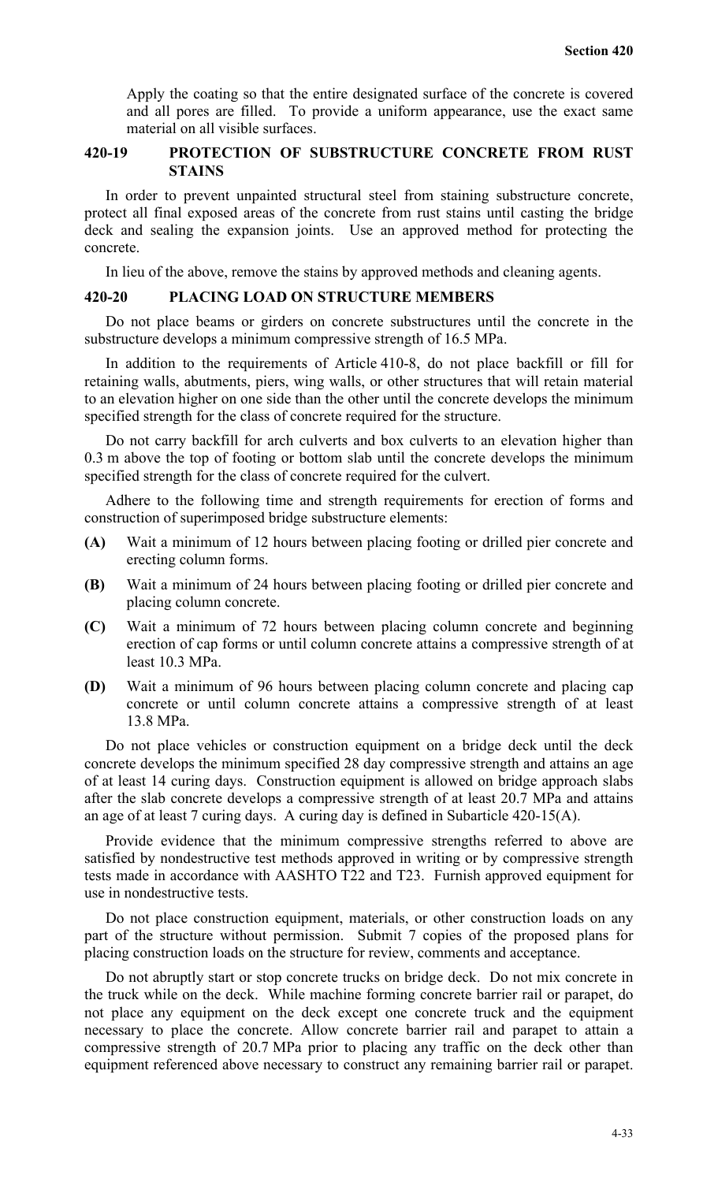Apply the coating so that the entire designated surface of the concrete is covered and all pores are filled. To provide a uniform appearance, use the exact same material on all visible surfaces.

## 420-19 PROTECTION OF SUBSTRUCTURE CONCRETE FROM RUST STAINS

In order to prevent unpainted structural steel from staining substructure concrete, protect all final exposed areas of the concrete from rust stains until casting the bridge deck and sealing the expansion joints. Use an approved method for protecting the concrete.

In lieu of the above, remove the stains by approved methods and cleaning agents.

## 420-20 PLACING LOAD ON STRUCTURE MEMBERS

Do not place beams or girders on concrete substructures until the concrete in the substructure develops a minimum compressive strength of 16.5 MPa.

In addition to the requirements of Article 410-8, do not place backfill or fill for retaining walls, abutments, piers, wing walls, or other structures that will retain material to an elevation higher on one side than the other until the concrete develops the minimum specified strength for the class of concrete required for the structure.

Do not carry backfill for arch culverts and box culverts to an elevation higher than 0.3 m above the top of footing or bottom slab until the concrete develops the minimum specified strength for the class of concrete required for the culvert.

Adhere to the following time and strength requirements for erection of forms and construction of superimposed bridge substructure elements:

**(A)** Wait a minimum of 12 hours between placing footing or drilled pier concrete and erecting column forms.

**(B)** Wait a minimum of 24 hours between placing footing or drilled pier concrete and placing column concrete.

**(C)** Wait a minimum of 72 hours between placing column concrete and beginning erection of cap forms or until column concrete attains a compressive strength of at least 10.3 MPa.

**(D)** Wait a minimum of 96 hours between placing column concrete and placing cap concrete or until column concrete attains a compressive strength of at least 13.8 MPa.

Do not place vehicles or construction equipment on a bridge deck until the deck concrete develops the minimum specified 28 day compressive strength and attains an age of at least 14 curing days. Construction equipment is allowed on bridge approach slabs after the slab concrete develops a compressive strength of at least 20.7 MPa and attains an age of at least 7 curing days. A curing day is defined in Subarticle 420-15(A).

Provide evidence that the minimum compressive strengths referred to above are satisfied by nondestructive test methods approved in writing or by compressive strength tests made in accordance with AASHTO T22 and T23. Furnish approved equipment for use in nondestructive tests.

Do not place construction equipment, materials, or other construction loads on any part of the structure without permission. Submit 7 copies of the proposed plans for placing construction loads on the structure for review, comments and acceptance.

Do not abruptly start or stop concrete trucks on bridge deck. Do not mix concrete in the truck while on the deck. While machine forming concrete barrier rail or parapet, do not place any equipment on the deck except one concrete truck and the equipment necessary to place the concrete. Allow concrete barrier rail and parapet to attain a compressive strength of 20.7 MPa prior to placing any traffic on the deck other than equipment referenced above necessary to construct any remaining barrier rail or parapet.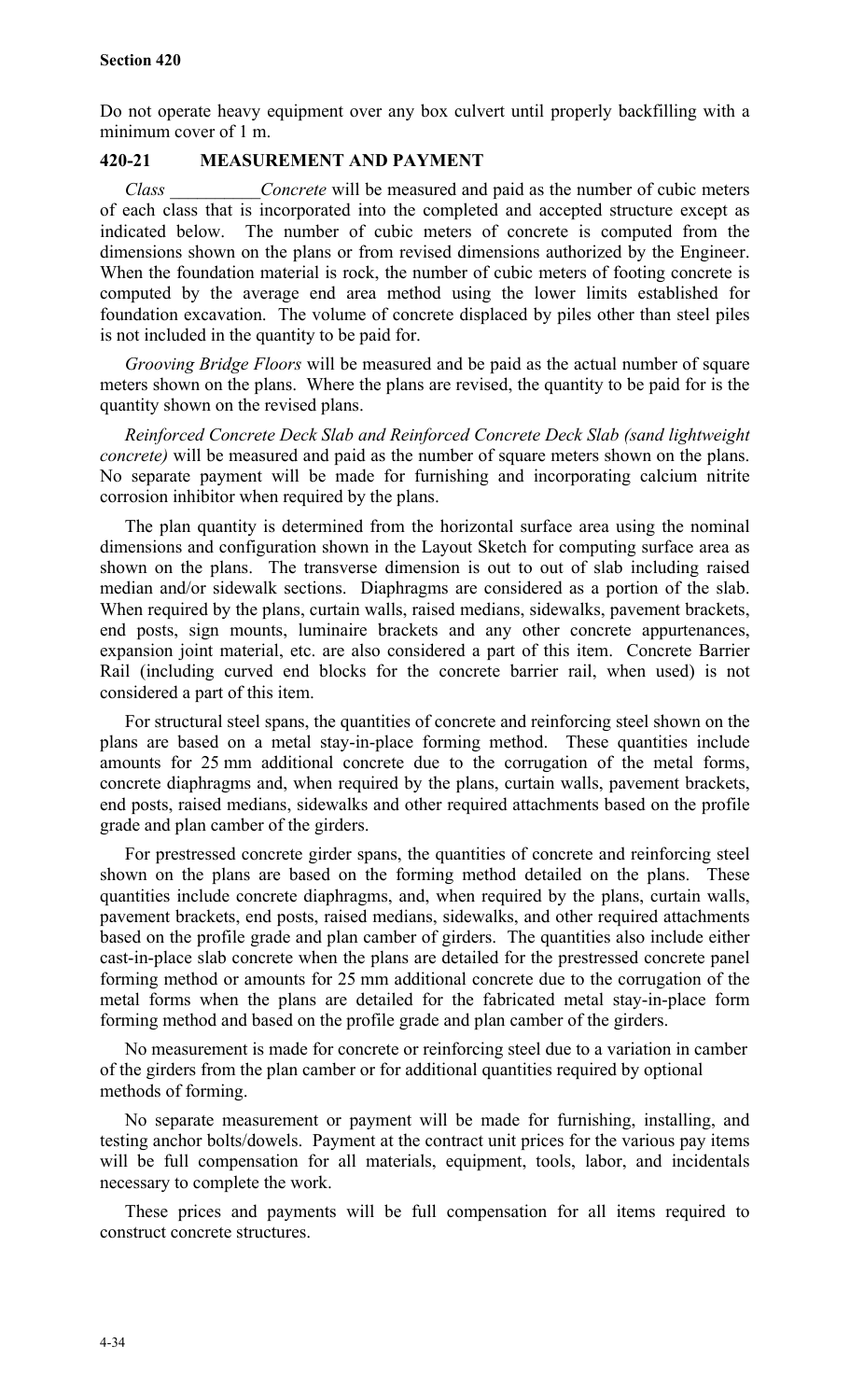Do not operate heavy equipment over any box culvert until properly backfilling with a minimum cover of 1 m.

## 420-21 MEASUREMENT AND PAYMENT

*Class \_\_\_\_\_\_\_\_\_\_Concrete* will be measured and paid as the number of cubic meters of each class that is incorporated into the completed and accepted structure except as indicated below. The number of cubic meters of concrete is computed from the dimensions shown on the plans or from revised dimensions authorized by the Engineer. When the foundation material is rock, the number of cubic meters of footing concrete is computed by the average end area method using the lower limits established for foundation excavation. The volume of concrete displaced by piles other than steel piles is not included in the quantity to be paid for.

*Grooving Bridge Floors* will be measured and be paid as the actual number of square meters shown on the plans. Where the plans are revised, the quantity to be paid for is the quantity shown on the revised plans.

*Reinforced Concrete Deck Slab and Reinforced Concrete Deck Slab (sand lightweight concrete)* will be measured and paid as the number of square meters shown on the plans. No separate payment will be made for furnishing and incorporating calcium nitrite corrosion inhibitor when required by the plans.

The plan quantity is determined from the horizontal surface area using the nominal dimensions and configuration shown in the Layout Sketch for computing surface area as shown on the plans. The transverse dimension is out to out of slab including raised median and/or sidewalk sections. Diaphragms are considered as a portion of the slab. When required by the plans, curtain walls, raised medians, sidewalks, pavement brackets, end posts, sign mounts, luminaire brackets and any other concrete appurtenances, expansion joint material, etc. are also considered a part of this item. Concrete Barrier Rail (including curved end blocks for the concrete barrier rail, when used) is not considered a part of this item.

For structural steel spans, the quantities of concrete and reinforcing steel shown on the plans are based on a metal stay-in-place forming method. These quantities include amounts for 25 mm additional concrete due to the corrugation of the metal forms, concrete diaphragms and, when required by the plans, curtain walls, pavement brackets, end posts, raised medians, sidewalks and other required attachments based on the profile grade and plan camber of the girders.

For prestressed concrete girder spans, the quantities of concrete and reinforcing steel shown on the plans are based on the forming method detailed on the plans. These quantities include concrete diaphragms, and, when required by the plans, curtain walls, pavement brackets, end posts, raised medians, sidewalks, and other required attachments based on the profile grade and plan camber of girders. The quantities also include either cast-in-place slab concrete when the plans are detailed for the prestressed concrete panel forming method or amounts for 25 mm additional concrete due to the corrugation of the metal forms when the plans are detailed for the fabricated metal stay-in-place form forming method and based on the profile grade and plan camber of the girders.

No measurement is made for concrete or reinforcing steel due to a variation in camber of the girders from the plan camber or for additional quantities required by optional methods of forming.

No separate measurement or payment will be made for furnishing, installing, and testing anchor bolts/dowels. Payment at the contract unit prices for the various pay items will be full compensation for all materials, equipment, tools, labor, and incidentals necessary to complete the work.

These prices and payments will be full compensation for all items required to construct concrete structures.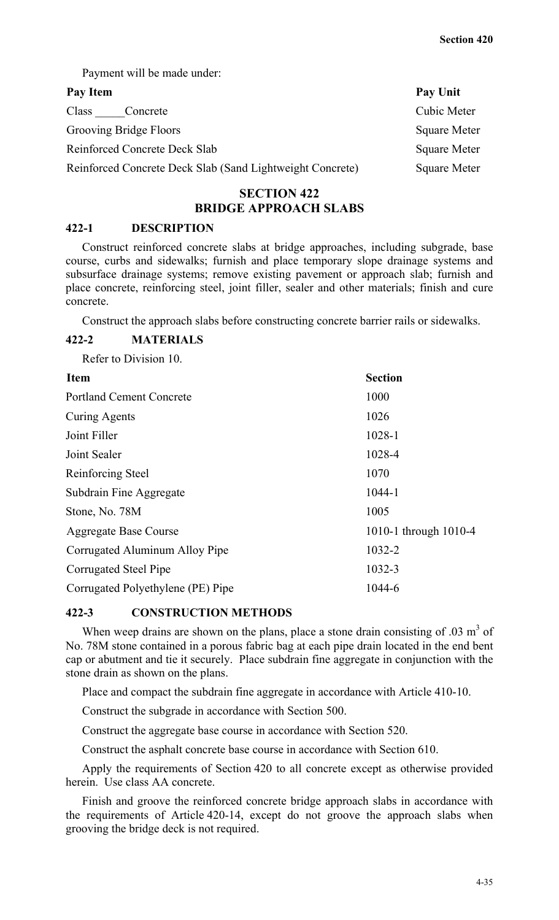Payment will be made under:

| Pay Item | Pay Unit |
|---|---|
| Class _____Concrete | Cubic Meter |
| Grooving Bridge Floors | Square Meter |
| Reinforced Concrete Deck Slab | Square Meter |
| Reinforced Concrete Deck Slab (Sand Lightweight Concrete) | Square Meter |

## SECTION 422
## BRIDGE APPROACH SLABS

### 422-1 DESCRIPTION

Construct reinforced concrete slabs at bridge approaches, including subgrade, base course, curbs and sidewalks; furnish and place temporary slope drainage systems and subsurface drainage systems; remove existing pavement or approach slab; furnish and place concrete, reinforcing steel, joint filler, sealer and other materials; finish and cure concrete.

Construct the approach slabs before constructing concrete barrier rails or sidewalks.

### 422-2 MATERIALS

Refer to Division 10.

| Item | Section |
|---|---|
| Portland Cement Concrete | 1000 |
| Curing Agents | 1026 |
| Joint Filler | 1028-1 |
| Joint Sealer | 1028-4 |
| Reinforcing Steel | 1070 |
| Subdrain Fine Aggregate | 1044-1 |
| Stone, No. 78M | 1005 |
| Aggregate Base Course | 1010-1 through 1010-4 |
| Corrugated Aluminum Alloy Pipe | 1032-2 |
| Corrugated Steel Pipe | 1032-3 |
| Corrugated Polyethylene (PE) Pipe | 1044-6 |

### 422-3 CONSTRUCTION METHODS

When weep drains are shown on the plans, place a stone drain consisting of .03 $m^3$ of No. 78M stone contained in a porous fabric bag at each pipe drain located in the end bent cap or abutment and tie it securely. Place subdrain fine aggregate in conjunction with the stone drain as shown on the plans.

Place and compact the subdrain fine aggregate in accordance with Article 410-10.

Construct the subgrade in accordance with Section 500.

Construct the aggregate base course in accordance with Section 520.

Construct the asphalt concrete base course in accordance with Section 610.

Apply the requirements of Section 420 to all concrete except as otherwise provided herein. Use class AA concrete.

Finish and groove the reinforced concrete bridge approach slabs in accordance with the requirements of Article 420-14, except do not groove the approach slabs when grooving the bridge deck is not required.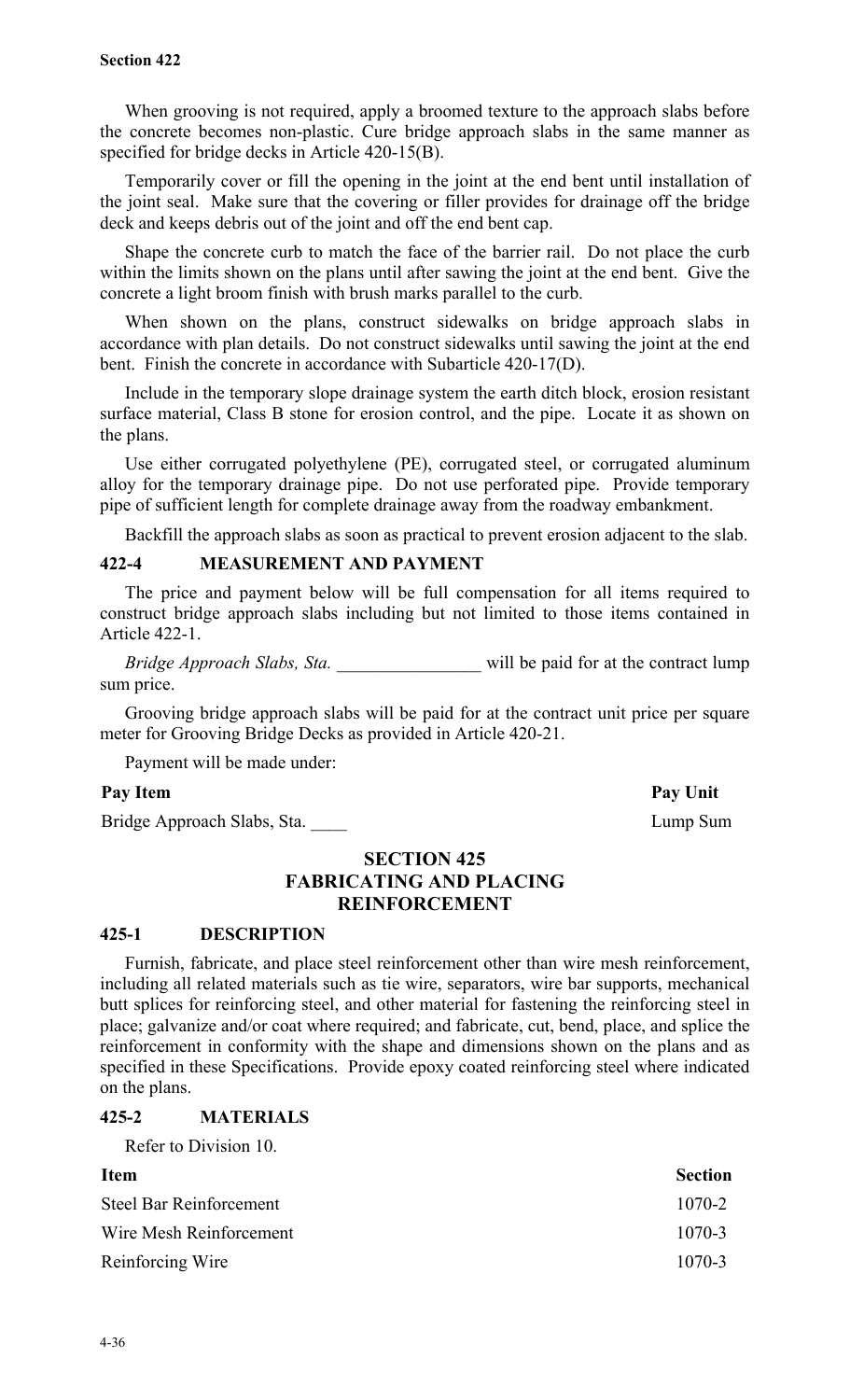When grooving is not required, apply a broomed texture to the approach slabs before the concrete becomes non-plastic. Cure bridge approach slabs in the same manner as specified for bridge decks in Article 420-15(B).

Temporarily cover or fill the opening in the joint at the end bent until installation of the joint seal. Make sure that the covering or filler provides for drainage off the bridge deck and keeps debris out of the joint and off the end bent cap.

Shape the concrete curb to match the face of the barrier rail. Do not place the curb within the limits shown on the plans until after sawing the joint at the end bent. Give the concrete a light broom finish with brush marks parallel to the curb.

When shown on the plans, construct sidewalks on bridge approach slabs in accordance with plan details. Do not construct sidewalks until sawing the joint at the end bent. Finish the concrete in accordance with Subarticle 420-17(D).

Include in the temporary slope drainage system the earth ditch block, erosion resistant surface material, Class B stone for erosion control, and the pipe. Locate it as shown on the plans.

Use either corrugated polyethylene (PE), corrugated steel, or corrugated aluminum alloy for the temporary drainage pipe. Do not use perforated pipe. Provide temporary pipe of sufficient length for complete drainage away from the roadway embankment.

Backfill the approach slabs as soon as practical to prevent erosion adjacent to the slab.

### 422-4 MEASUREMENT AND PAYMENT

The price and payment below will be full compensation for all items required to construct bridge approach slabs including but not limited to those items contained in Article 422-1.

*Bridge Approach Slabs, Sta.* ________________ will be paid for at the contract lump sum price.

Grooving bridge approach slabs will be paid for at the contract unit price per square meter for Grooving Bridge Decks as provided in Article 420-21.

Payment will be made under:

| Pay Item | Pay Unit |
|---|---|
| Bridge Approach Slabs, Sta. ____ | Lump Sum |

## SECTION 425 FABRICATING AND PLACING REINFORCEMENT

### 425-1 DESCRIPTION

Furnish, fabricate, and place steel reinforcement other than wire mesh reinforcement, including all related materials such as tie wire, separators, wire bar supports, mechanical butt splices for reinforcing steel, and other material for fastening the reinforcing steel in place; galvanize and/or coat where required; and fabricate, cut, bend, place, and splice the reinforcement in conformity with the shape and dimensions shown on the plans and as specified in these Specifications. Provide epoxy coated reinforcing steel where indicated on the plans.

### 425-2 MATERIALS

Refer to Division 10.

| Item | Section |
|---|---|
| Steel Bar Reinforcement | 1070-2 |
| Wire Mesh Reinforcement | 1070-3 |
| Reinforcing Wire | 1070-3 |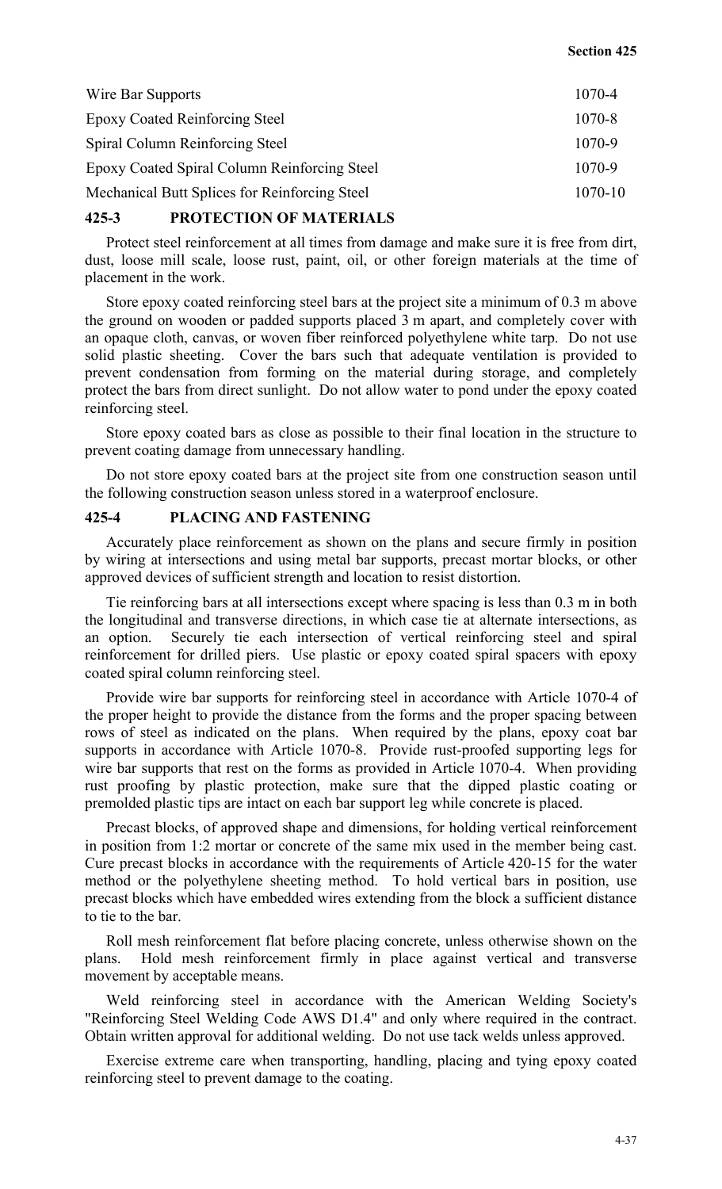| | |
|---|---|
| Wire Bar Supports | 1070-4 |
| Epoxy Coated Reinforcing Steel | 1070-8 |
| Spiral Column Reinforcing Steel | 1070-9 |
| Epoxy Coated Spiral Column Reinforcing Steel | 1070-9 |
| Mechanical Butt Splices for Reinforcing Steel | 1070-10 |

## 425-3 PROTECTION OF MATERIALS

Protect steel reinforcement at all times from damage and make sure it is free from dirt, dust, loose mill scale, loose rust, paint, oil, or other foreign materials at the time of placement in the work.

Store epoxy coated reinforcing steel bars at the project site a minimum of 0.3 m above the ground on wooden or padded supports placed 3 m apart, and completely cover with an opaque cloth, canvas, or woven fiber reinforced polyethylene white tarp. Do not use solid plastic sheeting. Cover the bars such that adequate ventilation is provided to prevent condensation from forming on the material during storage, and completely protect the bars from direct sunlight. Do not allow water to pond under the epoxy coated reinforcing steel.

Store epoxy coated bars as close as possible to their final location in the structure to prevent coating damage from unnecessary handling.

Do not store epoxy coated bars at the project site from one construction season until the following construction season unless stored in a waterproof enclosure.

## 425-4 PLACING AND FASTENING

Accurately place reinforcement as shown on the plans and secure firmly in position by wiring at intersections and using metal bar supports, precast mortar blocks, or other approved devices of sufficient strength and location to resist distortion.

Tie reinforcing bars at all intersections except where spacing is less than 0.3 m in both the longitudinal and transverse directions, in which case tie at alternate intersections, as an option. Securely tie each intersection of vertical reinforcing steel and spiral reinforcement for drilled piers. Use plastic or epoxy coated spiral spacers with epoxy coated spiral column reinforcing steel.

Provide wire bar supports for reinforcing steel in accordance with Article 1070-4 of the proper height to provide the distance from the forms and the proper spacing between rows of steel as indicated on the plans. When required by the plans, epoxy coat bar supports in accordance with Article 1070-8. Provide rust-proofed supporting legs for wire bar supports that rest on the forms as provided in Article 1070-4. When providing rust proofing by plastic protection, make sure that the dipped plastic coating or premolded plastic tips are intact on each bar support leg while concrete is placed.

Precast blocks, of approved shape and dimensions, for holding vertical reinforcement in position from 1:2 mortar or concrete of the same mix used in the member being cast. Cure precast blocks in accordance with the requirements of Article 420-15 for the water method or the polyethylene sheeting method. To hold vertical bars in position, use precast blocks which have embedded wires extending from the block a sufficient distance to tie to the bar.

Roll mesh reinforcement flat before placing concrete, unless otherwise shown on the plans. Hold mesh reinforcement firmly in place against vertical and transverse movement by acceptable means.

Weld reinforcing steel in accordance with the American Welding Society's "Reinforcing Steel Welding Code AWS D1.4" and only where required in the contract. Obtain written approval for additional welding. Do not use tack welds unless approved.

Exercise extreme care when transporting, handling, placing and tying epoxy coated reinforcing steel to prevent damage to the coating.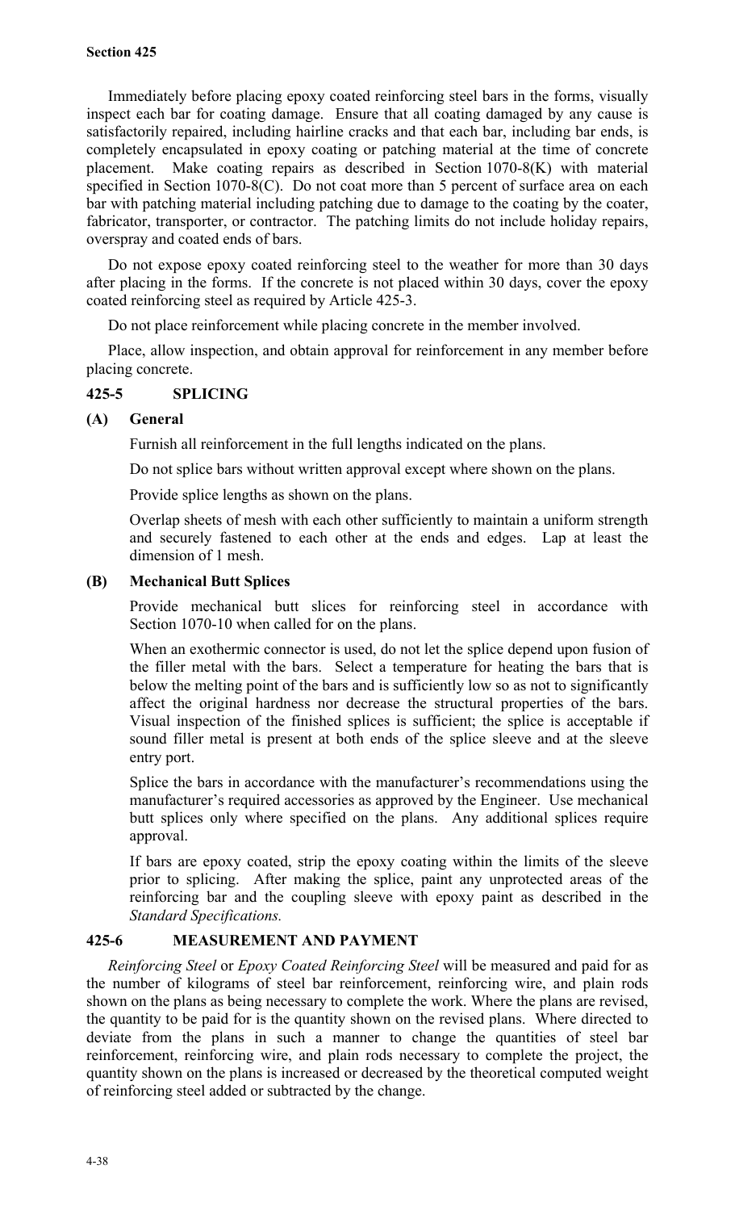Immediately before placing epoxy coated reinforcing steel bars in the forms, visually inspect each bar for coating damage. Ensure that all coating damaged by any cause is satisfactorily repaired, including hairline cracks and that each bar, including bar ends, is completely encapsulated in epoxy coating or patching material at the time of concrete placement. Make coating repairs as described in Section 1070-8(K) with material specified in Section 1070-8(C). Do not coat more than 5 percent of surface area on each bar with patching material including patching due to damage to the coating by the coater, fabricator, transporter, or contractor. The patching limits do not include holiday repairs, overspray and coated ends of bars.

Do not expose epoxy coated reinforcing steel to the weather for more than 30 days after placing in the forms. If the concrete is not placed within 30 days, cover the epoxy coated reinforcing steel as required by Article 425-3.

Do not place reinforcement while placing concrete in the member involved.

Place, allow inspection, and obtain approval for reinforcement in any member before placing concrete.

## 425-5 SPLICING

### (A) General

Furnish all reinforcement in the full lengths indicated on the plans.

Do not splice bars without written approval except where shown on the plans.

Provide splice lengths as shown on the plans.

Overlap sheets of mesh with each other sufficiently to maintain a uniform strength and securely fastened to each other at the ends and edges. Lap at least the dimension of 1 mesh.

### (B) Mechanical Butt Splices

Provide mechanical butt slices for reinforcing steel in accordance with Section 1070-10 when called for on the plans.

When an exothermic connector is used, do not let the splice depend upon fusion of the filler metal with the bars. Select a temperature for heating the bars that is below the melting point of the bars and is sufficiently low so as not to significantly affect the original hardness nor decrease the structural properties of the bars. Visual inspection of the finished splices is sufficient; the splice is acceptable if sound filler metal is present at both ends of the splice sleeve and at the sleeve entry port.

Splice the bars in accordance with the manufacturer's recommendations using the manufacturer's required accessories as approved by the Engineer. Use mechanical butt splices only where specified on the plans. Any additional splices require approval.

If bars are epoxy coated, strip the epoxy coating within the limits of the sleeve prior to splicing. After making the splice, paint any unprotected areas of the reinforcing bar and the coupling sleeve with epoxy paint as described in the *Standard Specifications.*

## 425-6 MEASUREMENT AND PAYMENT

*Reinforcing Steel* or *Epoxy Coated Reinforcing Steel* will be measured and paid for as the number of kilograms of steel bar reinforcement, reinforcing wire, and plain rods shown on the plans as being necessary to complete the work. Where the plans are revised, the quantity to be paid for is the quantity shown on the revised plans. Where directed to deviate from the plans in such a manner to change the quantities of steel bar reinforcement, reinforcing wire, and plain rods necessary to complete the project, the quantity shown on the plans is increased or decreased by the theoretical computed weight of reinforcing steel added or subtracted by the change.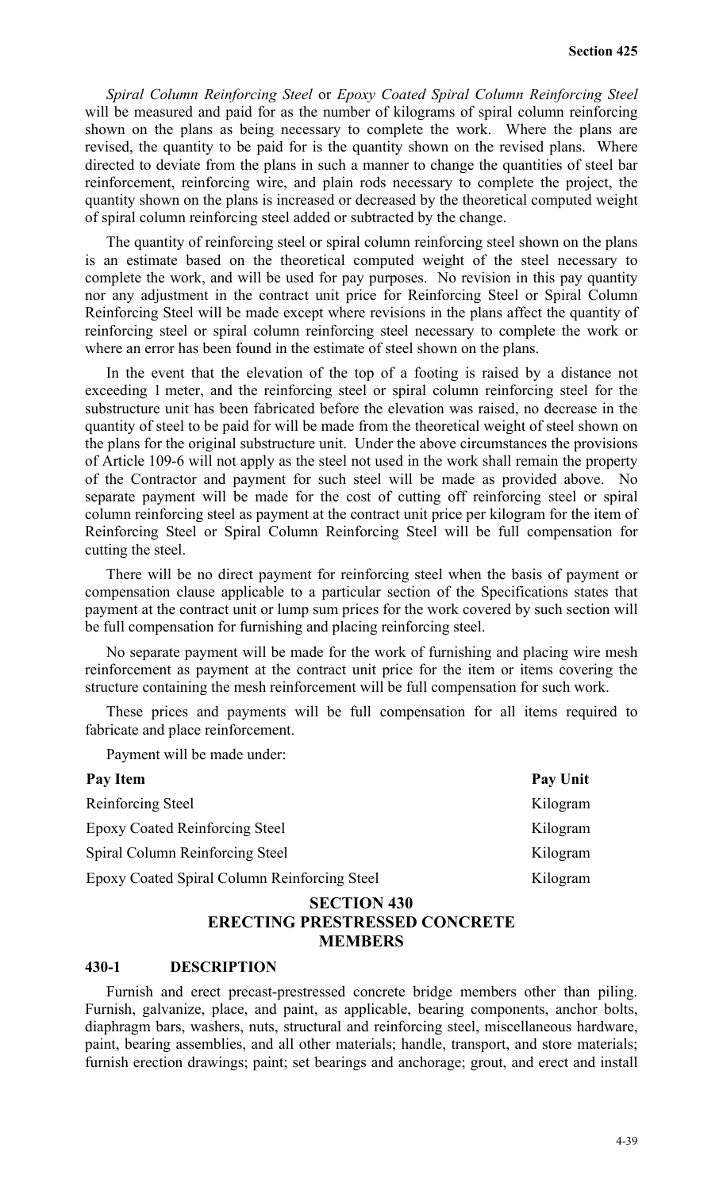*Spiral Column Reinforcing Steel* or *Epoxy Coated Spiral Column Reinforcing Steel* will be measured and paid for as the number of kilograms of spiral column reinforcing shown on the plans as being necessary to complete the work. Where the plans are revised, the quantity to be paid for is the quantity shown on the revised plans. Where directed to deviate from the plans in such a manner to change the quantities of steel bar reinforcement, reinforcing wire, and plain rods necessary to complete the project, the quantity shown on the plans is increased or decreased by the theoretical computed weight of spiral column reinforcing steel added or subtracted by the change.

The quantity of reinforcing steel or spiral column reinforcing steel shown on the plans is an estimate based on the theoretical computed weight of the steel necessary to complete the work, and will be used for pay purposes. No revision in this pay quantity nor any adjustment in the contract unit price for Reinforcing Steel or Spiral Column Reinforcing Steel will be made except where revisions in the plans affect the quantity of reinforcing steel or spiral column reinforcing steel necessary to complete the work or where an error has been found in the estimate of steel shown on the plans.

In the event that the elevation of the top of a footing is raised by a distance not exceeding 1 meter, and the reinforcing steel or spiral column reinforcing steel for the substructure unit has been fabricated before the elevation was raised, no decrease in the quantity of steel to be paid for will be made from the theoretical weight of steel shown on the plans for the original substructure unit. Under the above circumstances the provisions of Article 109-6 will not apply as the steel not used in the work shall remain the property of the Contractor and payment for such steel will be made as provided above. No separate payment will be made for the cost of cutting off reinforcing steel or spiral column reinforcing steel as payment at the contract unit price per kilogram for the item of Reinforcing Steel or Spiral Column Reinforcing Steel will be full compensation for cutting the steel.

There will be no direct payment for reinforcing steel when the basis of payment or compensation clause applicable to a particular section of the Specifications states that payment at the contract unit or lump sum prices for the work covered by such section will be full compensation for furnishing and placing reinforcing steel.

No separate payment will be made for the work of furnishing and placing wire mesh reinforcement as payment at the contract unit price for the item or items covering the structure containing the mesh reinforcement will be full compensation for such work.

These prices and payments will be full compensation for all items required to fabricate and place reinforcement.

Payment will be made under:

| Pay Item | Pay Unit |
| --- | --- |
| Reinforcing Steel | Kilogram |
| Epoxy Coated Reinforcing Steel | Kilogram |
| Spiral Column Reinforcing Steel | Kilogram |
| Epoxy Coated Spiral Column Reinforcing Steel | Kilogram |

# SECTION 430
# ERECTING PRESTRESSED CONCRETE MEMBERS

## 430-1 DESCRIPTION

Furnish and erect precast-prestressed concrete bridge members other than piling. Furnish, galvanize, place, and paint, as applicable, bearing components, anchor bolts, diaphragm bars, washers, nuts, structural and reinforcing steel, miscellaneous hardware, paint, bearing assemblies, and all other materials; handle, transport, and store materials; furnish erection drawings; paint; set bearings and anchorage; grout, and erect and install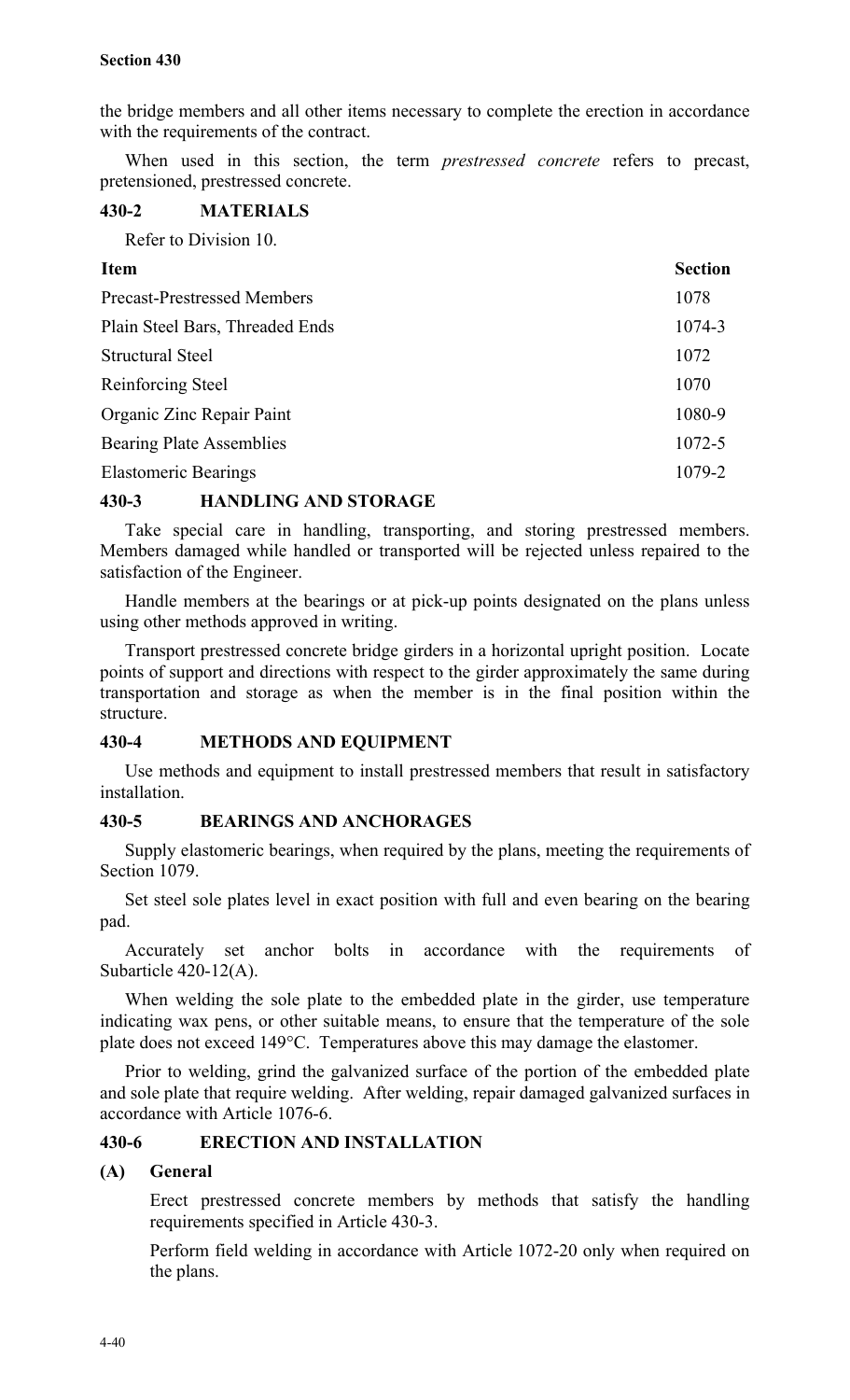the bridge members and all other items necessary to complete the erection in accordance with the requirements of the contract.

When used in this section, the term *prestressed concrete* refers to precast, pretensioned, prestressed concrete.

## 430-2 MATERIALS

Refer to Division 10.

| Item | Section |
|---|---|
| Precast-Prestressed Members | 1078 |
| Plain Steel Bars, Threaded Ends | 1074-3 |
| Structural Steel | 1072 |
| Reinforcing Steel | 1070 |
| Organic Zinc Repair Paint | 1080-9 |
| Bearing Plate Assemblies | 1072-5 |
| Elastomeric Bearings | 1079-2 |

## 430-3 HANDLING AND STORAGE

Take special care in handling, transporting, and storing prestressed members. Members damaged while handled or transported will be rejected unless repaired to the satisfaction of the Engineer.

Handle members at the bearings or at pick-up points designated on the plans unless using other methods approved in writing.

Transport prestressed concrete bridge girders in a horizontal upright position. Locate points of support and directions with respect to the girder approximately the same during transportation and storage as when the member is in the final position within the structure.

## 430-4 METHODS AND EQUIPMENT

Use methods and equipment to install prestressed members that result in satisfactory installation.

## 430-5 BEARINGS AND ANCHORAGES

Supply elastomeric bearings, when required by the plans, meeting the requirements of Section 1079.

Set steel sole plates level in exact position with full and even bearing on the bearing pad.

Accurately set anchor bolts in accordance with the requirements of Subarticle 420-12(A).

When welding the sole plate to the embedded plate in the girder, use temperature indicating wax pens, or other suitable means, to ensure that the temperature of the sole plate does not exceed 149°C. Temperatures above this may damage the elastomer.

Prior to welding, grind the galvanized surface of the portion of the embedded plate and sole plate that require welding. After welding, repair damaged galvanized surfaces in accordance with Article 1076-6.

## 430-6 ERECTION AND INSTALLATION

### (A) General

Erect prestressed concrete members by methods that satisfy the handling requirements specified in Article 430-3.

Perform field welding in accordance with Article 1072-20 only when required on the plans.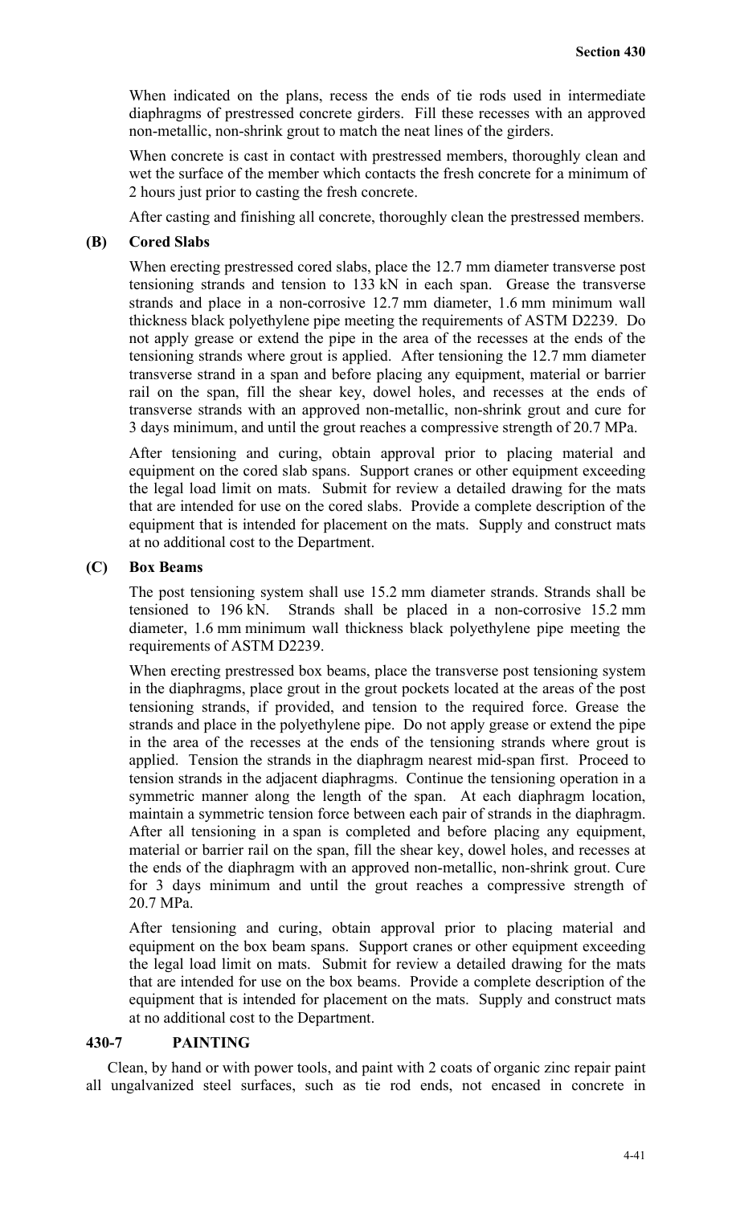When indicated on the plans, recess the ends of tie rods used in intermediate diaphragms of prestressed concrete girders. Fill these recesses with an approved non-metallic, non-shrink grout to match the neat lines of the girders.

When concrete is cast in contact with prestressed members, thoroughly clean and wet the surface of the member which contacts the fresh concrete for a minimum of 2 hours just prior to casting the fresh concrete.

After casting and finishing all concrete, thoroughly clean the prestressed members.

**(B) Cored Slabs**

When erecting prestressed cored slabs, place the 12.7 mm diameter transverse post tensioning strands and tension to 133 kN in each span. Grease the transverse strands and place in a non-corrosive 12.7 mm diameter, 1.6 mm minimum wall thickness black polyethylene pipe meeting the requirements of ASTM D2239. Do not apply grease or extend the pipe in the area of the recesses at the ends of the tensioning strands where grout is applied. After tensioning the 12.7 mm diameter transverse strand in a span and before placing any equipment, material or barrier rail on the span, fill the shear key, dowel holes, and recesses at the ends of transverse strands with an approved non-metallic, non-shrink grout and cure for 3 days minimum, and until the grout reaches a compressive strength of 20.7 MPa.

After tensioning and curing, obtain approval prior to placing material and equipment on the cored slab spans. Support cranes or other equipment exceeding the legal load limit on mats. Submit for review a detailed drawing for the mats that are intended for use on the cored slabs. Provide a complete description of the equipment that is intended for placement on the mats. Supply and construct mats at no additional cost to the Department.

**(C) Box Beams**

The post tensioning system shall use 15.2 mm diameter strands. Strands shall be tensioned to 196 kN. Strands shall be placed in a non-corrosive 15.2 mm diameter, 1.6 mm minimum wall thickness black polyethylene pipe meeting the requirements of ASTM D2239.

When erecting prestressed box beams, place the transverse post tensioning system in the diaphragms, place grout in the grout pockets located at the areas of the post tensioning strands, if provided, and tension to the required force. Grease the strands and place in the polyethylene pipe. Do not apply grease or extend the pipe in the area of the recesses at the ends of the tensioning strands where grout is applied. Tension the strands in the diaphragm nearest mid-span first. Proceed to tension strands in the adjacent diaphragms. Continue the tensioning operation in a symmetric manner along the length of the span. At each diaphragm location, maintain a symmetric tension force between each pair of strands in the diaphragm. After all tensioning in a span is completed and before placing any equipment, material or barrier rail on the span, fill the shear key, dowel holes, and recesses at the ends of the diaphragm with an approved non-metallic, non-shrink grout. Cure for 3 days minimum and until the grout reaches a compressive strength of 20.7 MPa.

After tensioning and curing, obtain approval prior to placing material and equipment on the box beam spans. Support cranes or other equipment exceeding the legal load limit on mats. Submit for review a detailed drawing for the mats that are intended for use on the box beams. Provide a complete description of the equipment that is intended for placement on the mats. Supply and construct mats at no additional cost to the Department.

## 430-7 PAINTING

Clean, by hand or with power tools, and paint with 2 coats of organic zinc repair paint all ungalvanized steel surfaces, such as tie rod ends, not encased in concrete in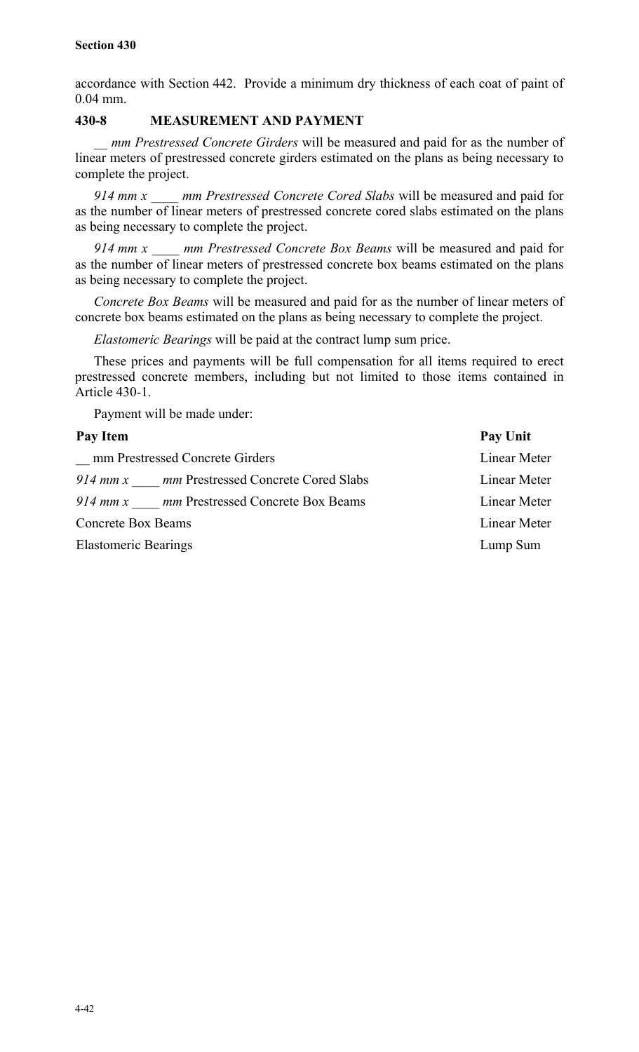accordance with Section 442. Provide a minimum dry thickness of each coat of paint of 0.04 mm.

## 430-8 MEASUREMENT AND PAYMENT

*__ mm Prestressed Concrete Girders* will be measured and paid for as the number of linear meters of prestressed concrete girders estimated on the plans as being necessary to complete the project.

*914 mm x ____ mm Prestressed Concrete Cored Slabs* will be measured and paid for as the number of linear meters of prestressed concrete cored slabs estimated on the plans as being necessary to complete the project.

*914 mm x ____ mm Prestressed Concrete Box Beams* will be measured and paid for as the number of linear meters of prestressed concrete box beams estimated on the plans as being necessary to complete the project.

*Concrete Box Beams* will be measured and paid for as the number of linear meters of concrete box beams estimated on the plans as being necessary to complete the project.

*Elastomeric Bearings* will be paid at the contract lump sum price.

These prices and payments will be full compensation for all items required to erect prestressed concrete members, including but not limited to those items contained in Article 430-1.

Payment will be made under:

| Pay Item | Pay Unit |
|---|---|
| __ mm Prestressed Concrete Girders | Linear Meter |
| *914 mm x ____ mm* Prestressed Concrete Cored Slabs | Linear Meter |
| *914 mm x ____ mm* Prestressed Concrete Box Beams | Linear Meter |
| Concrete Box Beams | Linear Meter |
| Elastomeric Bearings | Lump Sum |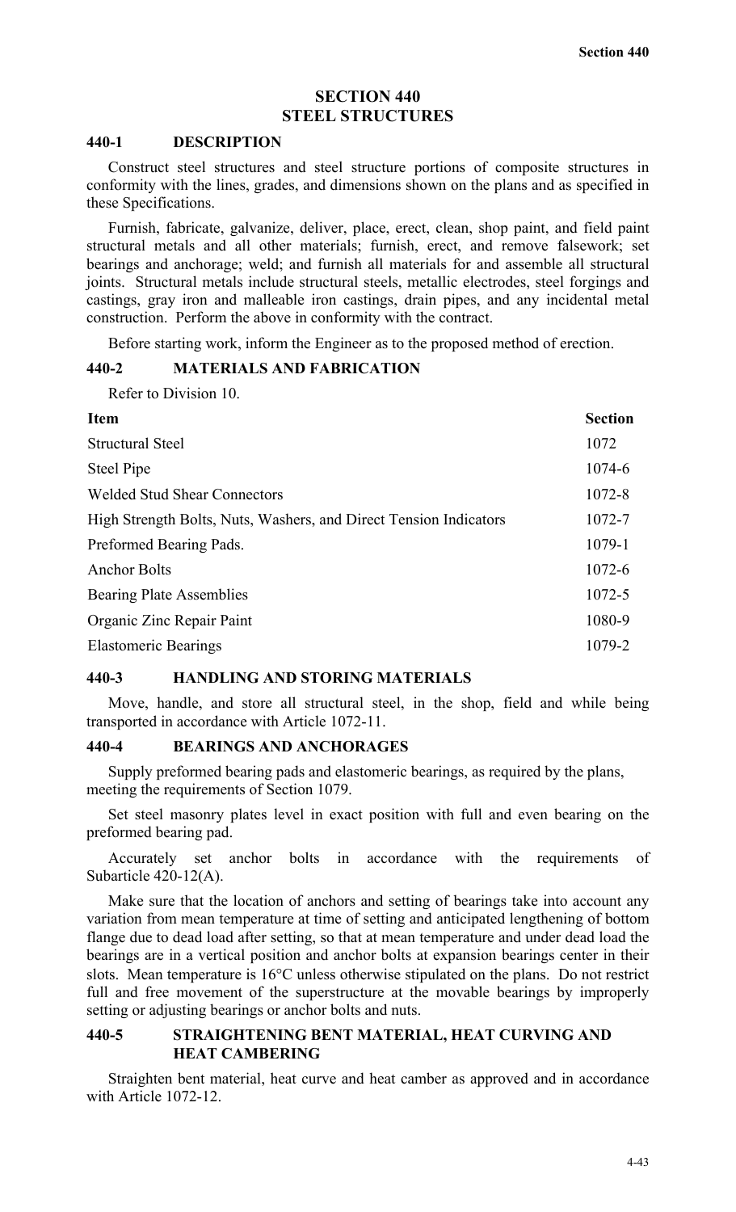# SECTION 440
# STEEL STRUCTURES

## 440-1 DESCRIPTION

Construct steel structures and steel structure portions of composite structures in conformity with the lines, grades, and dimensions shown on the plans and as specified in these Specifications.

Furnish, fabricate, galvanize, deliver, place, erect, clean, shop paint, and field paint structural metals and all other materials; furnish, erect, and remove falsework; set bearings and anchorage; weld; and furnish all materials for and assemble all structural joints. Structural metals include structural steels, metallic electrodes, steel forgings and castings, gray iron and malleable iron castings, drain pipes, and any incidental metal construction. Perform the above in conformity with the contract.

Before starting work, inform the Engineer as to the proposed method of erection.

## 440-2 MATERIALS AND FABRICATION

Refer to Division 10.

| Item | Section |
|---|---|
| Structural Steel | 1072 |
| Steel Pipe | 1074-6 |
| Welded Stud Shear Connectors | 1072-8 |
| High Strength Bolts, Nuts, Washers, and Direct Tension Indicators | 1072-7 |
| Preformed Bearing Pads. | 1079-1 |
| Anchor Bolts | 1072-6 |
| Bearing Plate Assemblies | 1072-5 |
| Organic Zinc Repair Paint | 1080-9 |
| Elastomeric Bearings | 1079-2 |

## 440-3 HANDLING AND STORING MATERIALS

Move, handle, and store all structural steel, in the shop, field and while being transported in accordance with Article 1072-11.

## 440-4 BEARINGS AND ANCHORAGES

Supply preformed bearing pads and elastomeric bearings, as required by the plans, meeting the requirements of Section 1079.

Set steel masonry plates level in exact position with full and even bearing on the preformed bearing pad.

Accurately set anchor bolts in accordance with the requirements of Subarticle 420-12(A).

Make sure that the location of anchors and setting of bearings take into account any variation from mean temperature at time of setting and anticipated lengthening of bottom flange due to dead load after setting, so that at mean temperature and under dead load the bearings are in a vertical position and anchor bolts at expansion bearings center in their slots. Mean temperature is 16°C unless otherwise stipulated on the plans. Do not restrict full and free movement of the superstructure at the movable bearings by improperly setting or adjusting bearings or anchor bolts and nuts.

## 440-5 STRAIGHTENING BENT MATERIAL, HEAT CURVING AND HEAT CAMBERING

Straighten bent material, heat curve and heat camber as approved and in accordance with Article 1072-12.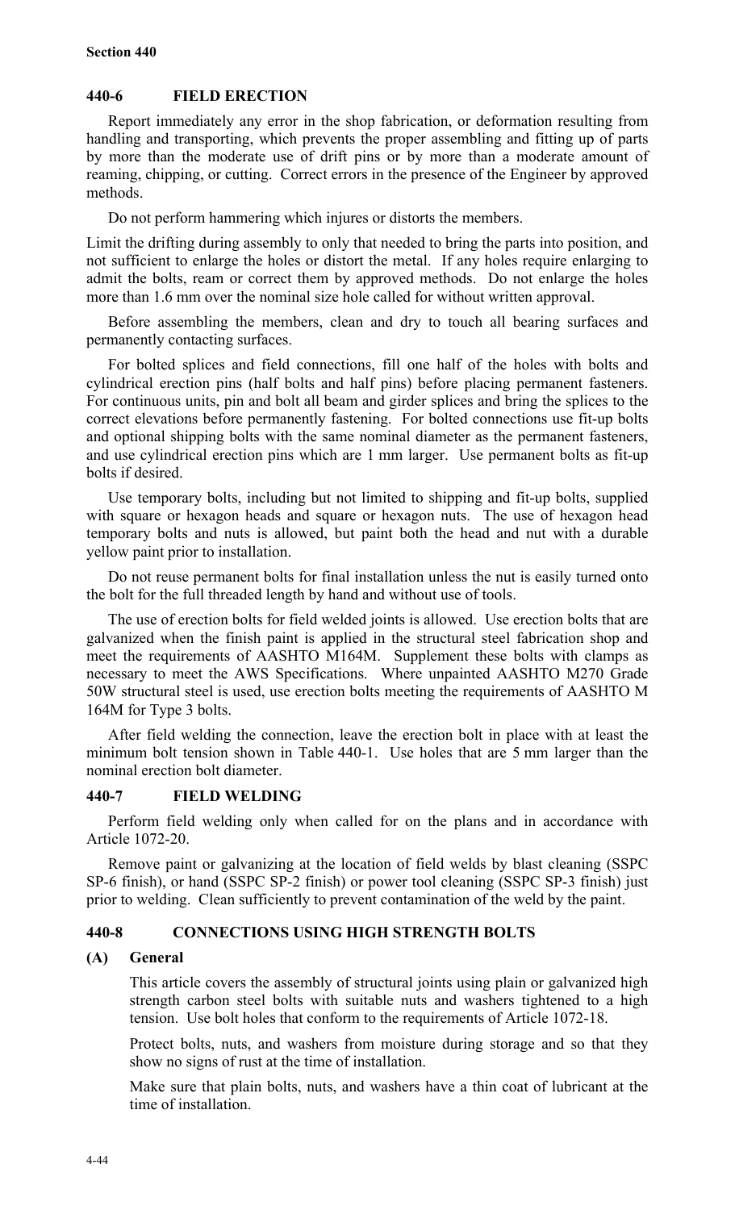## 440-6 FIELD ERECTION

Report immediately any error in the shop fabrication, or deformation resulting from handling and transporting, which prevents the proper assembling and fitting up of parts by more than the moderate use of drift pins or by more than a moderate amount of reaming, chipping, or cutting. Correct errors in the presence of the Engineer by approved methods.

Do not perform hammering which injures or distorts the members.

Limit the drifting during assembly to only that needed to bring the parts into position, and not sufficient to enlarge the holes or distort the metal. If any holes require enlarging to admit the bolts, ream or correct them by approved methods. Do not enlarge the holes more than 1.6 mm over the nominal size hole called for without written approval.

Before assembling the members, clean and dry to touch all bearing surfaces and permanently contacting surfaces.

For bolted splices and field connections, fill one half of the holes with bolts and cylindrical erection pins (half bolts and half pins) before placing permanent fasteners. For continuous units, pin and bolt all beam and girder splices and bring the splices to the correct elevations before permanently fastening. For bolted connections use fit-up bolts and optional shipping bolts with the same nominal diameter as the permanent fasteners, and use cylindrical erection pins which are 1 mm larger. Use permanent bolts as fit-up bolts if desired.

Use temporary bolts, including but not limited to shipping and fit-up bolts, supplied with square or hexagon heads and square or hexagon nuts. The use of hexagon head temporary bolts and nuts is allowed, but paint both the head and nut with a durable yellow paint prior to installation.

Do not reuse permanent bolts for final installation unless the nut is easily turned onto the bolt for the full threaded length by hand and without use of tools.

The use of erection bolts for field welded joints is allowed. Use erection bolts that are galvanized when the finish paint is applied in the structural steel fabrication shop and meet the requirements of AASHTO M164M. Supplement these bolts with clamps as necessary to meet the AWS Specifications. Where unpainted AASHTO M270 Grade 50W structural steel is used, use erection bolts meeting the requirements of AASHTO M 164M for Type 3 bolts.

After field welding the connection, leave the erection bolt in place with at least the minimum bolt tension shown in Table 440-1. Use holes that are 5 mm larger than the nominal erection bolt diameter.

## 440-7 FIELD WELDING

Perform field welding only when called for on the plans and in accordance with Article 1072-20.

Remove paint or galvanizing at the location of field welds by blast cleaning (SSPC SP-6 finish), or hand (SSPC SP-2 finish) or power tool cleaning (SSPC SP-3 finish) just prior to welding. Clean sufficiently to prevent contamination of the weld by the paint.

## 440-8 CONNECTIONS USING HIGH STRENGTH BOLTS

### (A) General

This article covers the assembly of structural joints using plain or galvanized high strength carbon steel bolts with suitable nuts and washers tightened to a high tension. Use bolt holes that conform to the requirements of Article 1072-18.

Protect bolts, nuts, and washers from moisture during storage and so that they show no signs of rust at the time of installation.

Make sure that plain bolts, nuts, and washers have a thin coat of lubricant at the time of installation.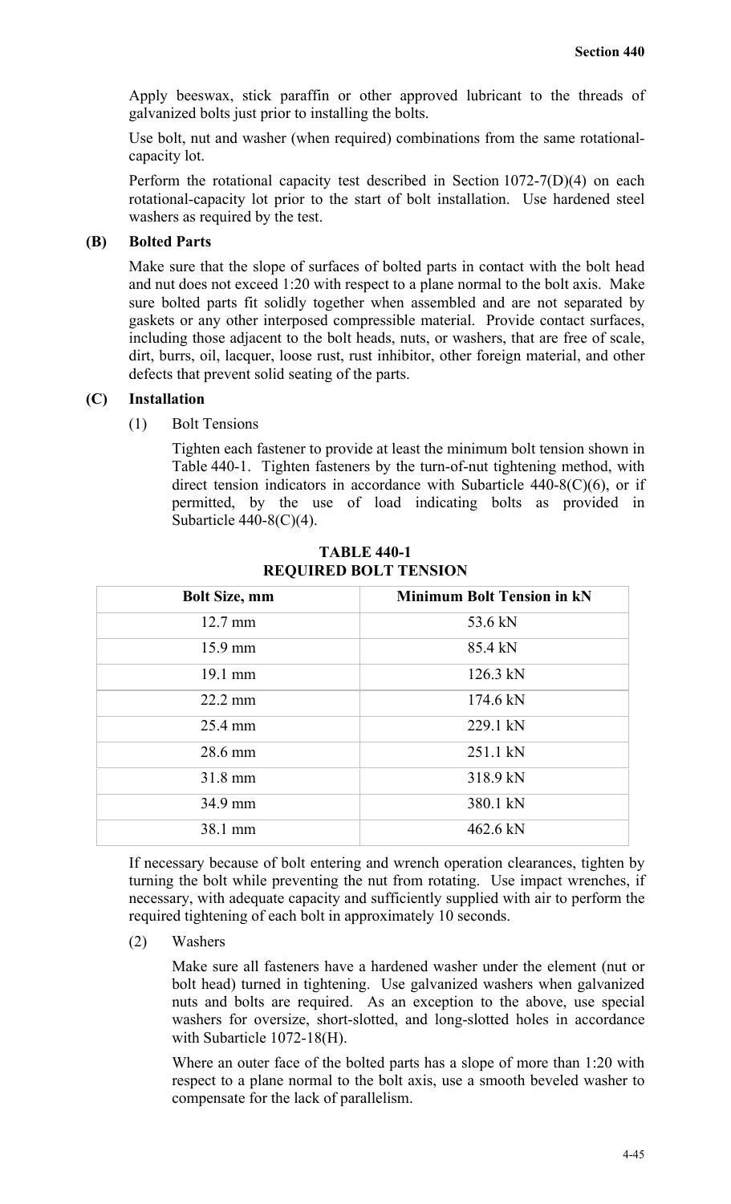Apply beeswax, stick paraffin or other approved lubricant to the threads of galvanized bolts just prior to installing the bolts.

Use bolt, nut and washer (when required) combinations from the same rotational-capacity lot.

Perform the rotational capacity test described in Section 1072-7(D)(4) on each rotational-capacity lot prior to the start of bolt installation. Use hardened steel washers as required by the test.

### (B) Bolted Parts

Make sure that the slope of surfaces of bolted parts in contact with the bolt head and nut does not exceed 1:20 with respect to a plane normal to the bolt axis. Make sure bolted parts fit solidly together when assembled and are not separated by gaskets or any other interposed compressible material. Provide contact surfaces, including those adjacent to the bolt heads, nuts, or washers, that are free of scale, dirt, burrs, oil, lacquer, loose rust, rust inhibitor, other foreign material, and other defects that prevent solid seating of the parts.

### (C) Installation

(1) Bolt Tensions

Tighten each fastener to provide at least the minimum bolt tension shown in Table 440-1. Tighten fasteners by the turn-of-nut tightening method, with direct tension indicators in accordance with Subarticle 440-8(C)(6), or if permitted, by the use of load indicating bolts as provided in Subarticle 440-8(C)(4).

**TABLE 440-1**
**REQUIRED BOLT TENSION**

| Bolt Size, mm | Minimum Bolt Tension in kN |
|---|---|
| 12.7 mm | 53.6 kN |
| 15.9 mm | 85.4 kN |
| 19.1 mm | 126.3 kN |
| 22.2 mm | 174.6 kN |
| 25.4 mm | 229.1 kN |
| 28.6 mm | 251.1 kN |
| 31.8 mm | 318.9 kN |
| 34.9 mm | 380.1 kN |
| 38.1 mm | 462.6 kN |

If necessary because of bolt entering and wrench operation clearances, tighten by turning the bolt while preventing the nut from rotating. Use impact wrenches, if necessary, with adequate capacity and sufficiently supplied with air to perform the required tightening of each bolt in approximately 10 seconds.

(2) Washers

Make sure all fasteners have a hardened washer under the element (nut or bolt head) turned in tightening. Use galvanized washers when galvanized nuts and bolts are required. As an exception to the above, use special washers for oversize, short-slotted, and long-slotted holes in accordance with Subarticle 1072-18(H).

Where an outer face of the bolted parts has a slope of more than 1:20 with respect to a plane normal to the bolt axis, use a smooth beveled washer to compensate for the lack of parallelism.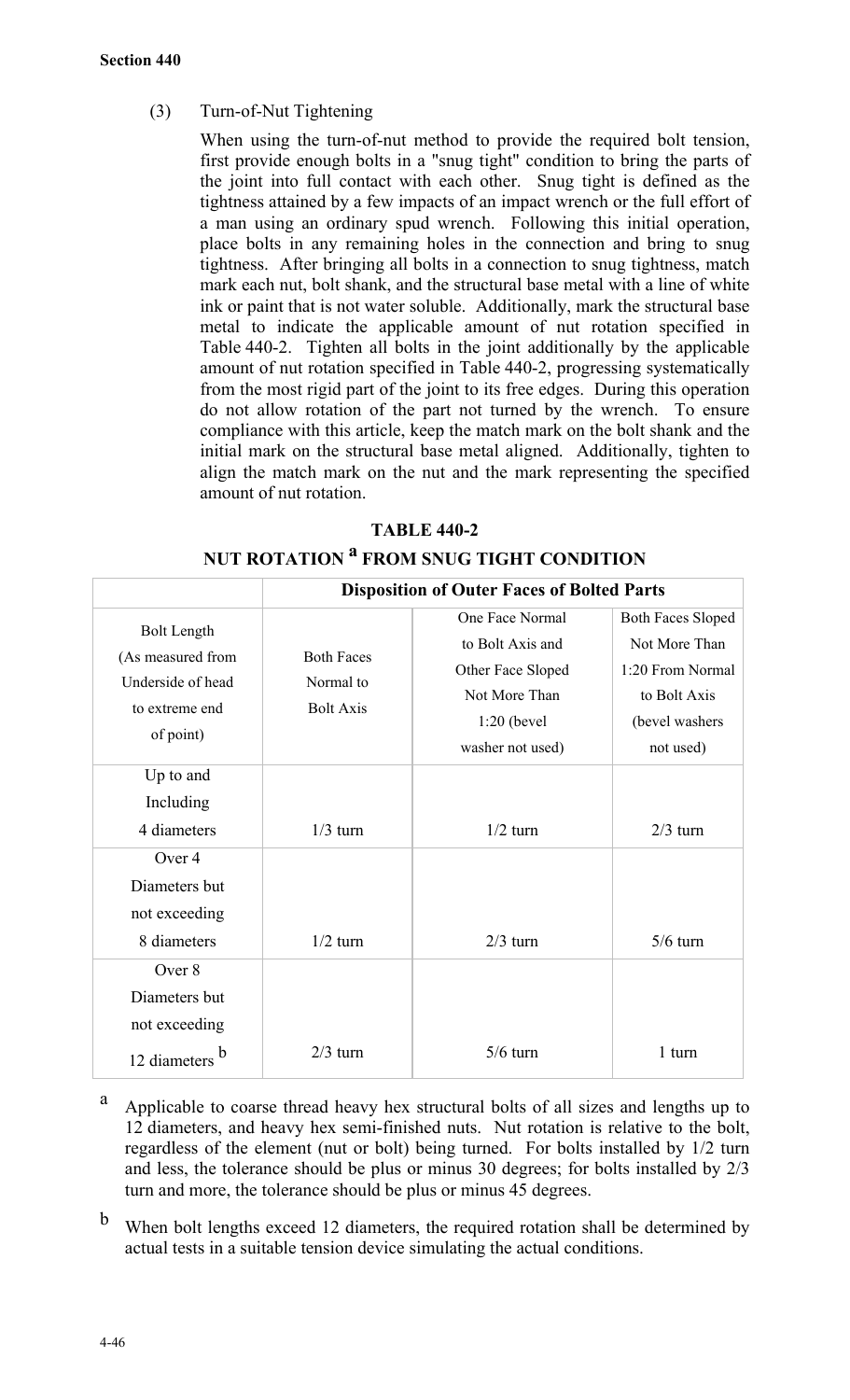(3) Turn-of-Nut Tightening

When using the turn-of-nut method to provide the required bolt tension, first provide enough bolts in a "snug tight" condition to bring the parts of the joint into full contact with each other. Snug tight is defined as the tightness attained by a few impacts of an impact wrench or the full effort of a man using an ordinary spud wrench. Following this initial operation, place bolts in any remaining holes in the connection and bring to snug tightness. After bringing all bolts in a connection to snug tightness, match mark each nut, bolt shank, and the structural base metal with a line of white ink or paint that is not water soluble. Additionally, mark the structural base metal to indicate the applicable amount of nut rotation specified in Table 440-2. Tighten all bolts in the joint additionally by the applicable amount of nut rotation specified in Table 440-2, progressing systematically from the most rigid part of the joint to its free edges. During this operation do not allow rotation of the part not turned by the wrench. To ensure compliance with this article, keep the match mark on the bolt shank and the initial mark on the structural base metal aligned. Additionally, tighten to align the match mark on the nut and the mark representing the specified amount of nut rotation.

**TABLE 440-2**

**NUT ROTATION [a] FROM SNUG TIGHT CONDITION**

| | Disposition of Outer Faces of Bolted Parts | | |
|---|---|---|---|
| Bolt Length (As measured from Underside of head to extreme end of point) | Both Faces Normal to Bolt Axis | One Face Normal to Bolt Axis and Other Face Sloped Not More Than 1:20 (bevel washer not used) | Both Faces Sloped Not More Than 1:20 From Normal to Bolt Axis (bevel washers not used) |
| Up to and Including 4 diameters | 1/3 turn | 1/2 turn | 2/3 turn |
| Over 4 Diameters but not exceeding 8 diameters | 1/2 turn | 2/3 turn | 5/6 turn |
| Over 8 Diameters but not exceeding 12 diameters [b] | 2/3 turn | 5/6 turn | 1 turn |

[a] Applicable to coarse thread heavy hex structural bolts of all sizes and lengths up to 12 diameters, and heavy hex semi-finished nuts. Nut rotation is relative to the bolt, regardless of the element (nut or bolt) being turned. For bolts installed by 1/2 turn and less, the tolerance should be plus or minus 30 degrees; for bolts installed by 2/3 turn and more, the tolerance should be plus or minus 45 degrees.

[b] When bolt lengths exceed 12 diameters, the required rotation shall be determined by actual tests in a suitable tension device simulating the actual conditions.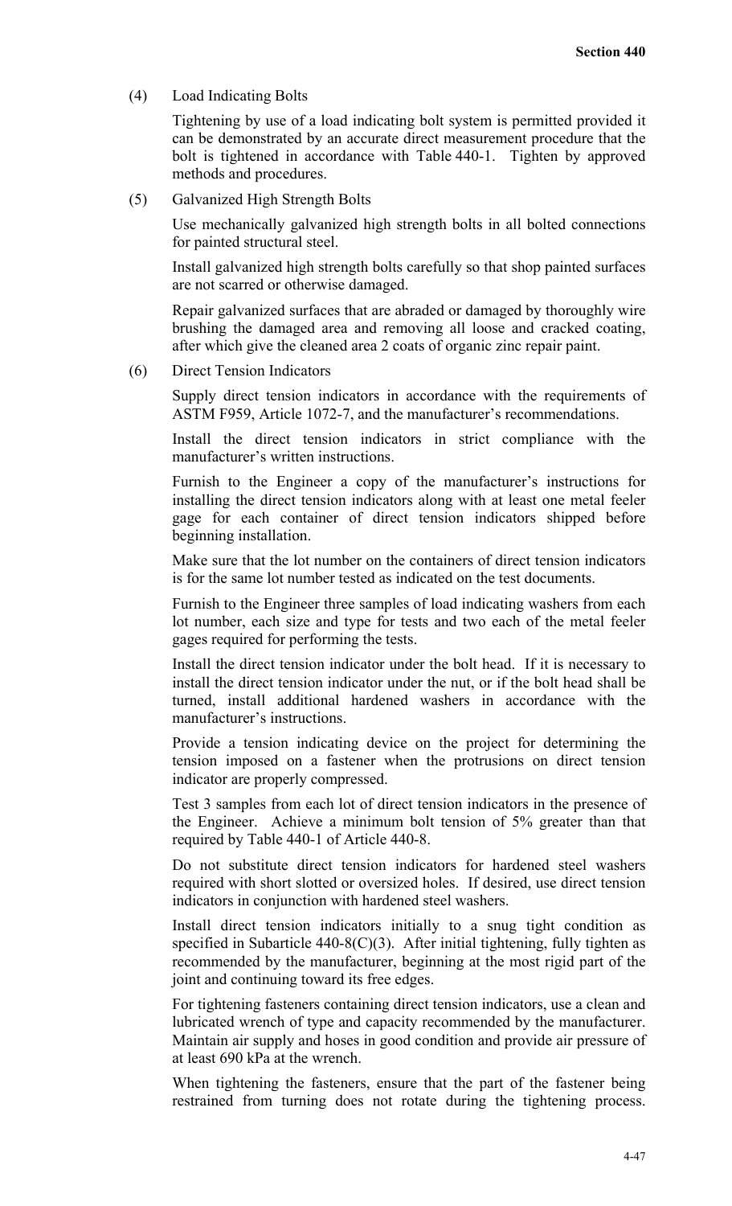(4) Load Indicating Bolts

Tightening by use of a load indicating bolt system is permitted provided it can be demonstrated by an accurate direct measurement procedure that the bolt is tightened in accordance with Table 440-1. Tighten by approved methods and procedures.

(5) Galvanized High Strength Bolts

Use mechanically galvanized high strength bolts in all bolted connections for painted structural steel.

Install galvanized high strength bolts carefully so that shop painted surfaces are not scarred or otherwise damaged.

Repair galvanized surfaces that are abraded or damaged by thoroughly wire brushing the damaged area and removing all loose and cracked coating, after which give the cleaned area 2 coats of organic zinc repair paint.

(6) Direct Tension Indicators

Supply direct tension indicators in accordance with the requirements of ASTM F959, Article 1072-7, and the manufacturer's recommendations.

Install the direct tension indicators in strict compliance with the manufacturer's written instructions.

Furnish to the Engineer a copy of the manufacturer's instructions for installing the direct tension indicators along with at least one metal feeler gage for each container of direct tension indicators shipped before beginning installation.

Make sure that the lot number on the containers of direct tension indicators is for the same lot number tested as indicated on the test documents.

Furnish to the Engineer three samples of load indicating washers from each lot number, each size and type for tests and two each of the metal feeler gages required for performing the tests.

Install the direct tension indicator under the bolt head. If it is necessary to install the direct tension indicator under the nut, or if the bolt head shall be turned, install additional hardened washers in accordance with the manufacturer's instructions.

Provide a tension indicating device on the project for determining the tension imposed on a fastener when the protrusions on direct tension indicator are properly compressed.

Test 3 samples from each lot of direct tension indicators in the presence of the Engineer. Achieve a minimum bolt tension of 5% greater than that required by Table 440-1 of Article 440-8.

Do not substitute direct tension indicators for hardened steel washers required with short slotted or oversized holes. If desired, use direct tension indicators in conjunction with hardened steel washers.

Install direct tension indicators initially to a snug tight condition as specified in Subarticle 440-8(C)(3). After initial tightening, fully tighten as recommended by the manufacturer, beginning at the most rigid part of the joint and continuing toward its free edges.

For tightening fasteners containing direct tension indicators, use a clean and lubricated wrench of type and capacity recommended by the manufacturer. Maintain air supply and hoses in good condition and provide air pressure of at least 690 kPa at the wrench.

When tightening the fasteners, ensure that the part of the fastener being restrained from turning does not rotate during the tightening process.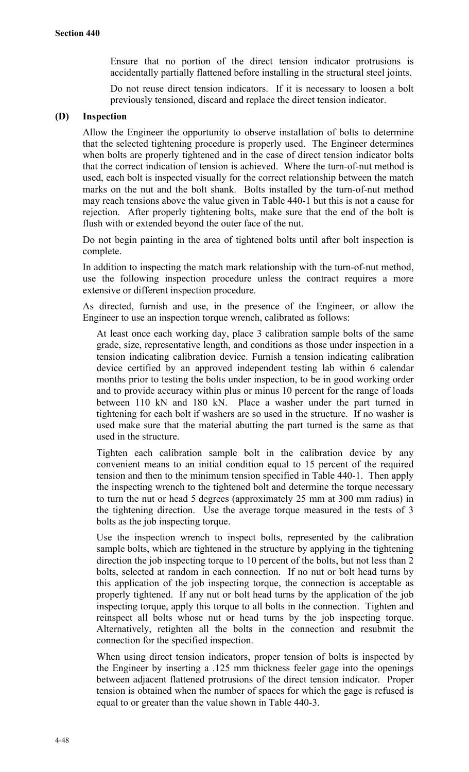Ensure that no portion of the direct tension indicator protrusions is accidentally partially flattened before installing in the structural steel joints.

Do not reuse direct tension indicators. If it is necessary to loosen a bolt previously tensioned, discard and replace the direct tension indicator.

**(D) Inspection**

Allow the Engineer the opportunity to observe installation of bolts to determine that the selected tightening procedure is properly used. The Engineer determines when bolts are properly tightened and in the case of direct tension indicator bolts that the correct indication of tension is achieved. Where the turn-of-nut method is used, each bolt is inspected visually for the correct relationship between the match marks on the nut and the bolt shank. Bolts installed by the turn-of-nut method may reach tensions above the value given in Table 440-1 but this is not a cause for rejection. After properly tightening bolts, make sure that the end of the bolt is flush with or extended beyond the outer face of the nut.

Do not begin painting in the area of tightened bolts until after bolt inspection is complete.

In addition to inspecting the match mark relationship with the turn-of-nut method, use the following inspection procedure unless the contract requires a more extensive or different inspection procedure.

As directed, furnish and use, in the presence of the Engineer, or allow the Engineer to use an inspection torque wrench, calibrated as follows:

At least once each working day, place 3 calibration sample bolts of the same grade, size, representative length, and conditions as those under inspection in a tension indicating calibration device. Furnish a tension indicating calibration device certified by an approved independent testing lab within 6 calendar months prior to testing the bolts under inspection, to be in good working order and to provide accuracy within plus or minus 10 percent for the range of loads between 110 kN and 180 kN. Place a washer under the part turned in tightening for each bolt if washers are so used in the structure. If no washer is used make sure that the material abutting the part turned is the same as that used in the structure.

Tighten each calibration sample bolt in the calibration device by any convenient means to an initial condition equal to 15 percent of the required tension and then to the minimum tension specified in Table 440-1. Then apply the inspecting wrench to the tightened bolt and determine the torque necessary to turn the nut or head 5 degrees (approximately 25 mm at 300 mm radius) in the tightening direction. Use the average torque measured in the tests of 3 bolts as the job inspecting torque.

Use the inspection wrench to inspect bolts, represented by the calibration sample bolts, which are tightened in the structure by applying in the tightening direction the job inspecting torque to 10 percent of the bolts, but not less than 2 bolts, selected at random in each connection. If no nut or bolt head turns by this application of the job inspecting torque, the connection is acceptable as properly tightened. If any nut or bolt head turns by the application of the job inspecting torque, apply this torque to all bolts in the connection. Tighten and reinspect all bolts whose nut or head turns by the job inspecting torque. Alternatively, retighten all the bolts in the connection and resubmit the connection for the specified inspection.

When using direct tension indicators, proper tension of bolts is inspected by the Engineer by inserting a .125 mm thickness feeler gage into the openings between adjacent flattened protrusions of the direct tension indicator. Proper tension is obtained when the number of spaces for which the gage is refused is equal to or greater than the value shown in Table 440-3.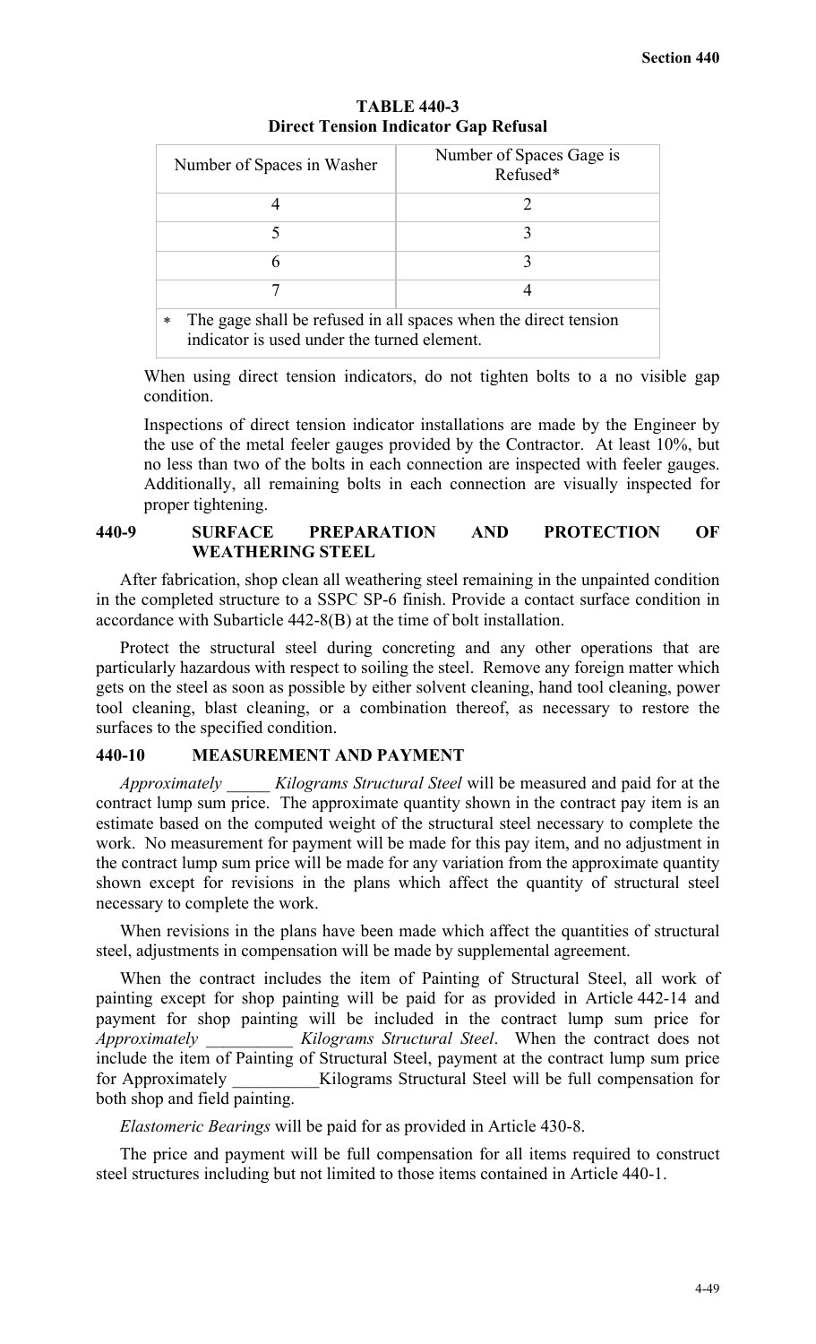**TABLE 440-3**
**Direct Tension Indicator Gap Refusal**

| Number of Spaces in Washer | Number of Spaces Gage is Refused* |
| --- | --- |
| 4 | 2 |
| 5 | 3 |
| 6 | 3 |
| 7 | 4 |

* The gage shall be refused in all spaces when the direct tension indicator is used under the turned element.

When using direct tension indicators, do not tighten bolts to a no visible gap condition.

Inspections of direct tension indicator installations are made by the Engineer by the use of the metal feeler gauges provided by the Contractor. At least 10%, but no less than two of the bolts in each connection are inspected with feeler gauges. Additionally, all remaining bolts in each connection are visually inspected for proper tightening.

## 440-9 SURFACE PREPARATION AND PROTECTION OF WEATHERING STEEL

After fabrication, shop clean all weathering steel remaining in the unpainted condition in the completed structure to a SSPC SP-6 finish. Provide a contact surface condition in accordance with Subarticle 442-8(B) at the time of bolt installation.

Protect the structural steel during concreting and any other operations that are particularly hazardous with respect to soiling the steel. Remove any foreign matter which gets on the steel as soon as possible by either solvent cleaning, hand tool cleaning, power tool cleaning, blast cleaning, or a combination thereof, as necessary to restore the surfaces to the specified condition.

## 440-10 MEASUREMENT AND PAYMENT

*Approximately _____ Kilograms Structural Steel* will be measured and paid for at the contract lump sum price. The approximate quantity shown in the contract pay item is an estimate based on the computed weight of the structural steel necessary to complete the work. No measurement for payment will be made for this pay item, and no adjustment in the contract lump sum price will be made for any variation from the approximate quantity shown except for revisions in the plans which affect the quantity of structural steel necessary to complete the work.

When revisions in the plans have been made which affect the quantities of structural steel, adjustments in compensation will be made by supplemental agreement.

When the contract includes the item of Painting of Structural Steel, all work of painting except for shop painting will be paid for as provided in Article 442-14 and payment for shop painting will be included in the contract lump sum price for *Approximately __________ Kilograms Structural Steel*. When the contract does not include the item of Painting of Structural Steel, payment at the contract lump sum price for Approximately __________Kilograms Structural Steel will be full compensation for both shop and field painting.

*Elastomeric Bearings* will be paid for as provided in Article 430-8.

The price and payment will be full compensation for all items required to construct steel structures including but not limited to those items contained in Article 440-1.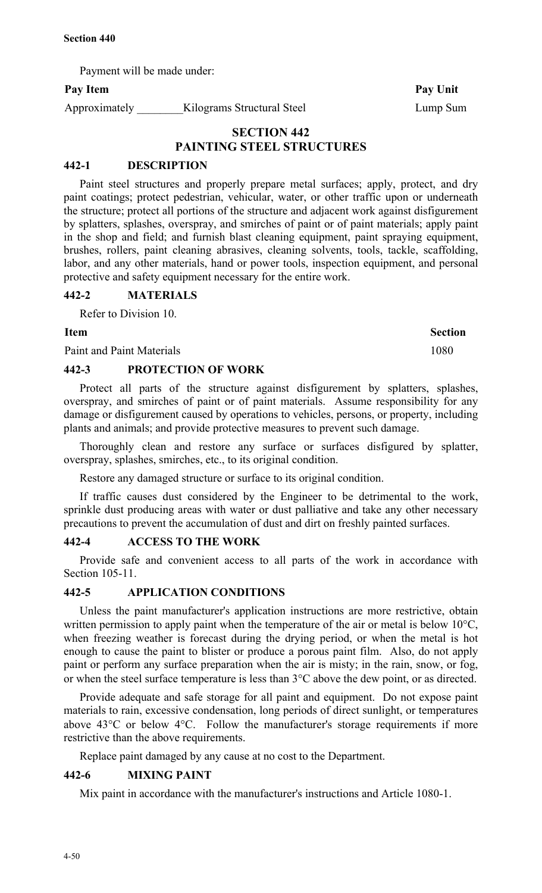Payment will be made under:

| Pay Item | Pay Unit |
| --- | --- |
| Approximately ________Kilograms Structural Steel | Lump Sum |

# SECTION 442
# PAINTING STEEL STRUCTURES

## 442-1 DESCRIPTION

Paint steel structures and properly prepare metal surfaces; apply, protect, and dry paint coatings; protect pedestrian, vehicular, water, or other traffic upon or underneath the structure; protect all portions of the structure and adjacent work against disfigurement by splatters, splashes, overspray, and smirches of paint or of paint materials; apply paint in the shop and field; and furnish blast cleaning equipment, paint spraying equipment, brushes, rollers, paint cleaning abrasives, cleaning solvents, tools, tackle, scaffolding, labor, and any other materials, hand or power tools, inspection equipment, and personal protective and safety equipment necessary for the entire work.

## 442-2 MATERIALS

Refer to Division 10.

| Item | Section |
| --- | --- |
| Paint and Paint Materials | 1080 |

## 442-3 PROTECTION OF WORK

Protect all parts of the structure against disfigurement by splatters, splashes, overspray, and smirches of paint or of paint materials. Assume responsibility for any damage or disfigurement caused by operations to vehicles, persons, or property, including plants and animals; and provide protective measures to prevent such damage.

Thoroughly clean and restore any surface or surfaces disfigured by splatter, overspray, splashes, smirches, etc., to its original condition.

Restore any damaged structure or surface to its original condition.

If traffic causes dust considered by the Engineer to be detrimental to the work, sprinkle dust producing areas with water or dust palliative and take any other necessary precautions to prevent the accumulation of dust and dirt on freshly painted surfaces.

## 442-4 ACCESS TO THE WORK

Provide safe and convenient access to all parts of the work in accordance with Section 105-11.

## 442-5 APPLICATION CONDITIONS

Unless the paint manufacturer's application instructions are more restrictive, obtain written permission to apply paint when the temperature of the air or metal is below 10°C, when freezing weather is forecast during the drying period, or when the metal is hot enough to cause the paint to blister or produce a porous paint film. Also, do not apply paint or perform any surface preparation when the air is misty; in the rain, snow, or fog, or when the steel surface temperature is less than 3°C above the dew point, or as directed.

Provide adequate and safe storage for all paint and equipment. Do not expose paint materials to rain, excessive condensation, long periods of direct sunlight, or temperatures above 43°C or below 4°C. Follow the manufacturer's storage requirements if more restrictive than the above requirements.

Replace paint damaged by any cause at no cost to the Department.

## 442-6 MIXING PAINT

Mix paint in accordance with the manufacturer's instructions and Article 1080-1.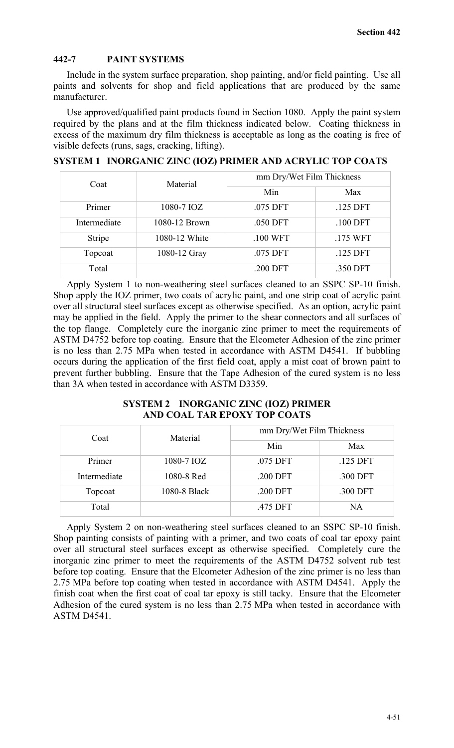## 442-7 PAINT SYSTEMS

Include in the system surface preparation, shop painting, and/or field painting. Use all paints and solvents for shop and field applications that are produced by the same manufacturer.

Use approved/qualified paint products found in Section 1080. Apply the paint system required by the plans and at the film thickness indicated below. Coating thickness in excess of the maximum dry film thickness is acceptable as long as the coating is free of visible defects (runs, sags, cracking, lifting).

### SYSTEM 1 INORGANIC ZINC (IOZ) PRIMER AND ACRYLIC TOP COATS

| Coat | Material | mm Dry/Wet Film Thickness | |
|---|---|---|---|
| | | Min | Max |
| Primer | 1080-7 IOZ | .075 DFT | .125 DFT |
| Intermediate | 1080-12 Brown | .050 DFT | .100 DFT |
| Stripe | 1080-12 White | .100 WFT | .175 WFT |
| Topcoat | 1080-12 Gray | .075 DFT | .125 DFT |
| Total | | .200 DFT | .350 DFT |

Apply System 1 to non-weathering steel surfaces cleaned to an SSPC SP-10 finish. Shop apply the IOZ primer, two coats of acrylic paint, and one strip coat of acrylic paint over all structural steel surfaces except as otherwise specified. As an option, acrylic paint may be applied in the field. Apply the primer to the shear connectors and all surfaces of the top flange. Completely cure the inorganic zinc primer to meet the requirements of ASTM D4752 before top coating. Ensure that the Elcometer Adhesion of the zinc primer is no less than 2.75 MPa when tested in accordance with ASTM D4541. If bubbling occurs during the application of the first field coat, apply a mist coat of brown paint to prevent further bubbling. Ensure that the Tape Adhesion of the cured system is no less than 3A when tested in accordance with ASTM D3359.

### SYSTEM 2 INORGANIC ZINC (IOZ) PRIMER AND COAL TAR EPOXY TOP COATS

| Coat | Material | mm Dry/Wet Film Thickness | |
|---|---|---|---|
| | | Min | Max |
| Primer | 1080-7 IOZ | .075 DFT | .125 DFT |
| Intermediate | 1080-8 Red | .200 DFT | .300 DFT |
| Topcoat | 1080-8 Black | .200 DFT | .300 DFT |
| Total | | .475 DFT | NA |

Apply System 2 on non-weathering steel surfaces cleaned to an SSPC SP-10 finish. Shop painting consists of painting with a primer, and two coats of coal tar epoxy paint over all structural steel surfaces except as otherwise specified. Completely cure the inorganic zinc primer to meet the requirements of the ASTM D4752 solvent rub test before top coating. Ensure that the Elcometer Adhesion of the zinc primer is no less than 2.75 MPa before top coating when tested in accordance with ASTM D4541. Apply the finish coat when the first coat of coal tar epoxy is still tacky. Ensure that the Elcometer Adhesion of the cured system is no less than 2.75 MPa when tested in accordance with ASTM D4541.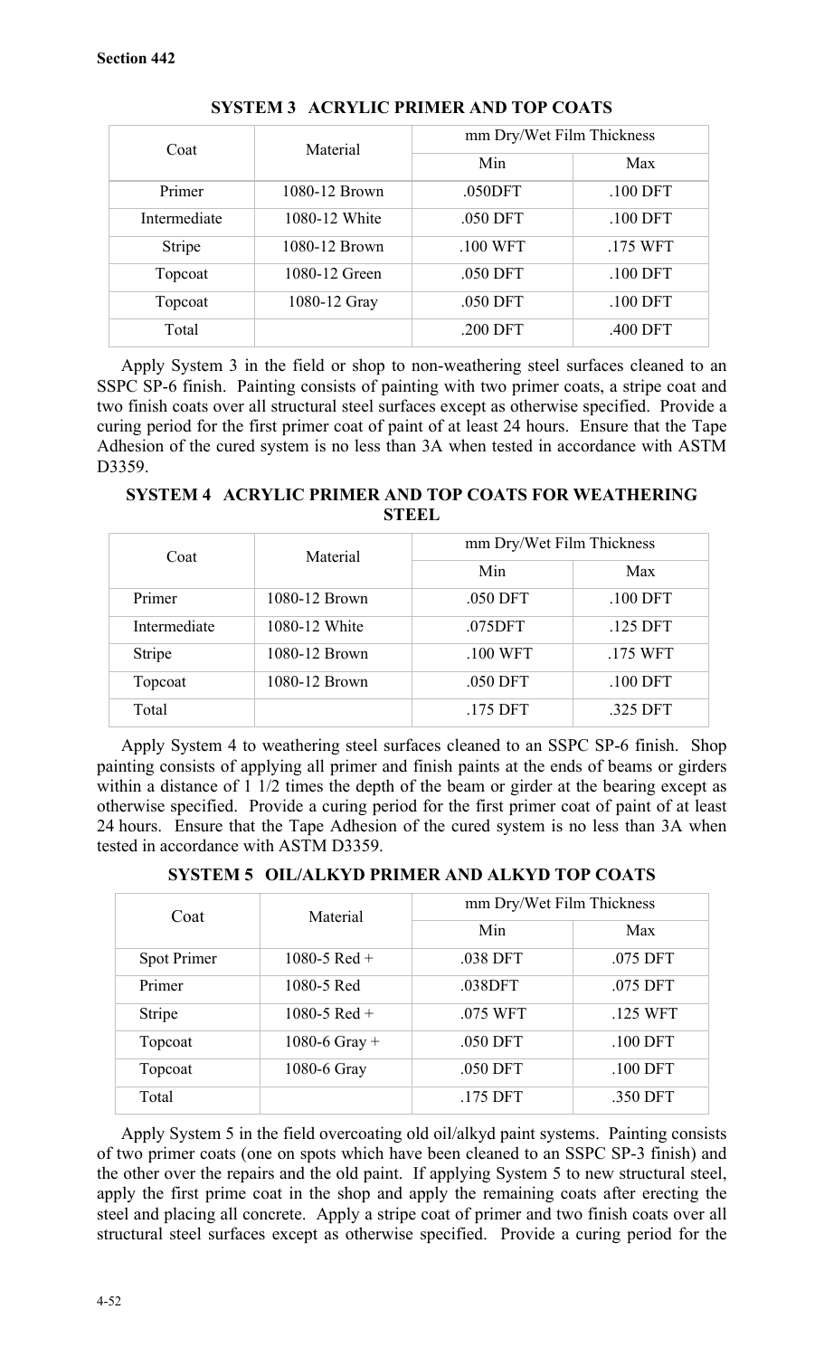**SYSTEM 3 ACRYLIC PRIMER AND TOP COATS**

| Coat | Material | mm Dry/Wet Film Thickness | |
|---|---|---|---|
| | | Min | Max |
| Primer | 1080-12 Brown | .050DFT | .100 DFT |
| Intermediate | 1080-12 White | .050 DFT | .100 DFT |
| Stripe | 1080-12 Brown | .100 WFT | .175 WFT |
| Topcoat | 1080-12 Green | .050 DFT | .100 DFT |
| Topcoat | 1080-12 Gray | .050 DFT | .100 DFT |
| Total | | .200 DFT | .400 DFT |

Apply System 3 in the field or shop to non-weathering steel surfaces cleaned to an SSPC SP-6 finish. Painting consists of painting with two primer coats, a stripe coat and two finish coats over all structural steel surfaces except as otherwise specified. Provide a curing period for the first primer coat of paint of at least 24 hours. Ensure that the Tape Adhesion of the cured system is no less than 3A when tested in accordance with ASTM D3359.

**SYSTEM 4 ACRYLIC PRIMER AND TOP COATS FOR WEATHERING STEEL**

| Coat | Material | mm Dry/Wet Film Thickness | |
|---|---|---|---|
| | | Min | Max |
| Primer | 1080-12 Brown | .050 DFT | .100 DFT |
| Intermediate | 1080-12 White | .075DFT | .125 DFT |
| Stripe | 1080-12 Brown | .100 WFT | .175 WFT |
| Topcoat | 1080-12 Brown | .050 DFT | .100 DFT |
| Total | | .175 DFT | .325 DFT |

Apply System 4 to weathering steel surfaces cleaned to an SSPC SP-6 finish. Shop painting consists of applying all primer and finish paints at the ends of beams or girders within a distance of 1 1/2 times the depth of the beam or girder at the bearing except as otherwise specified. Provide a curing period for the first primer coat of paint of at least 24 hours. Ensure that the Tape Adhesion of the cured system is no less than 3A when tested in accordance with ASTM D3359.

**SYSTEM 5 OIL/ALKYD PRIMER AND ALKYD TOP COATS**

| Coat | Material | mm Dry/Wet Film Thickness | |
|---|---|---|---|
| | | Min | Max |
| Spot Primer | 1080-5 Red + | .038 DFT | .075 DFT |
| Primer | 1080-5 Red | .038DFT | .075 DFT |
| Stripe | 1080-5 Red + | .075 WFT | .125 WFT |
| Topcoat | 1080-6 Gray + | .050 DFT | .100 DFT |
| Topcoat | 1080-6 Gray | .050 DFT | .100 DFT |
| Total | | .175 DFT | .350 DFT |

Apply System 5 in the field overcoating old oil/alkyd paint systems. Painting consists of two primer coats (one on spots which have been cleaned to an SSPC SP-3 finish) and the other over the repairs and the old paint. If applying System 5 to new structural steel, apply the first prime coat in the shop and apply the remaining coats after erecting the steel and placing all concrete. Apply a stripe coat of primer and two finish coats over all structural steel surfaces except as otherwise specified. Provide a curing period for the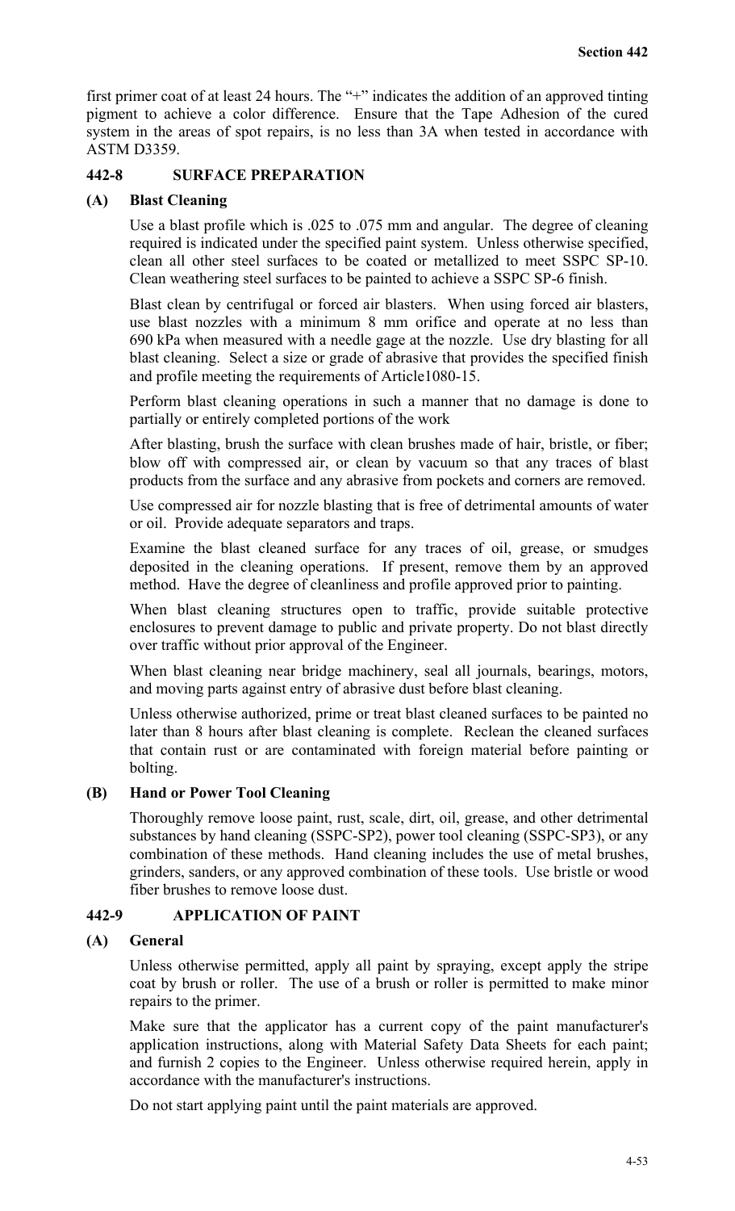first primer coat of at least 24 hours. The "+" indicates the addition of an approved tinting pigment to achieve a color difference. Ensure that the Tape Adhesion of the cured system in the areas of spot repairs, is no less than 3A when tested in accordance with ASTM D3359.

## 442-8 SURFACE PREPARATION

### (A) Blast Cleaning

Use a blast profile which is .025 to .075 mm and angular. The degree of cleaning required is indicated under the specified paint system. Unless otherwise specified, clean all other steel surfaces to be coated or metallized to meet SSPC SP-10. Clean weathering steel surfaces to be painted to achieve a SSPC SP-6 finish.

Blast clean by centrifugal or forced air blasters. When using forced air blasters, use blast nozzles with a minimum 8 mm orifice and operate at no less than 690 kPa when measured with a needle gage at the nozzle. Use dry blasting for all blast cleaning. Select a size or grade of abrasive that provides the specified finish and profile meeting the requirements of Article1080-15.

Perform blast cleaning operations in such a manner that no damage is done to partially or entirely completed portions of the work

After blasting, brush the surface with clean brushes made of hair, bristle, or fiber; blow off with compressed air, or clean by vacuum so that any traces of blast products from the surface and any abrasive from pockets and corners are removed.

Use compressed air for nozzle blasting that is free of detrimental amounts of water or oil. Provide adequate separators and traps.

Examine the blast cleaned surface for any traces of oil, grease, or smudges deposited in the cleaning operations. If present, remove them by an approved method. Have the degree of cleanliness and profile approved prior to painting.

When blast cleaning structures open to traffic, provide suitable protective enclosures to prevent damage to public and private property. Do not blast directly over traffic without prior approval of the Engineer.

When blast cleaning near bridge machinery, seal all journals, bearings, motors, and moving parts against entry of abrasive dust before blast cleaning.

Unless otherwise authorized, prime or treat blast cleaned surfaces to be painted no later than 8 hours after blast cleaning is complete. Reclean the cleaned surfaces that contain rust or are contaminated with foreign material before painting or bolting.

### (B) Hand or Power Tool Cleaning

Thoroughly remove loose paint, rust, scale, dirt, oil, grease, and other detrimental substances by hand cleaning (SSPC-SP2), power tool cleaning (SSPC-SP3), or any combination of these methods. Hand cleaning includes the use of metal brushes, grinders, sanders, or any approved combination of these tools. Use bristle or wood fiber brushes to remove loose dust.

## 442-9 APPLICATION OF PAINT

### (A) General

Unless otherwise permitted, apply all paint by spraying, except apply the stripe coat by brush or roller. The use of a brush or roller is permitted to make minor repairs to the primer.

Make sure that the applicator has a current copy of the paint manufacturer's application instructions, along with Material Safety Data Sheets for each paint; and furnish 2 copies to the Engineer. Unless otherwise required herein, apply in accordance with the manufacturer's instructions.

Do not start applying paint until the paint materials are approved.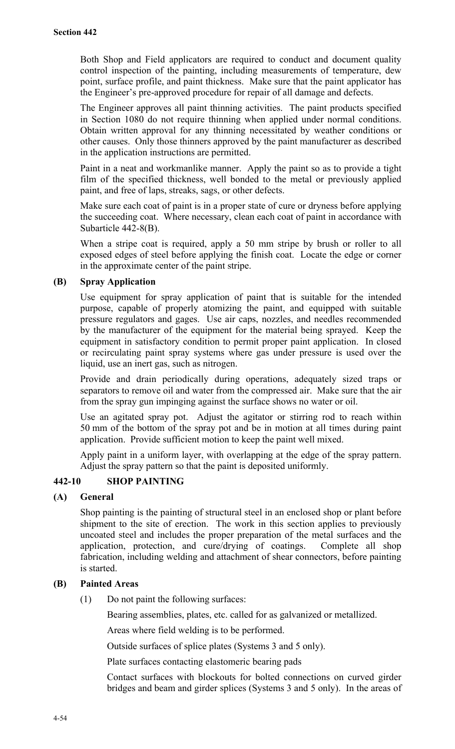Both Shop and Field applicators are required to conduct and document quality control inspection of the painting, including measurements of temperature, dew point, surface profile, and paint thickness. Make sure that the paint applicator has the Engineer's pre-approved procedure for repair of all damage and defects.

The Engineer approves all paint thinning activities. The paint products specified in Section 1080 do not require thinning when applied under normal conditions. Obtain written approval for any thinning necessitated by weather conditions or other causes. Only those thinners approved by the paint manufacturer as described in the application instructions are permitted.

Paint in a neat and workmanlike manner. Apply the paint so as to provide a tight film of the specified thickness, well bonded to the metal or previously applied paint, and free of laps, streaks, sags, or other defects.

Make sure each coat of paint is in a proper state of cure or dryness before applying the succeeding coat. Where necessary, clean each coat of paint in accordance with Subarticle 442-8(B).

When a stripe coat is required, apply a 50 mm stripe by brush or roller to all exposed edges of steel before applying the finish coat. Locate the edge or corner in the approximate center of the paint stripe.

**(B) Spray Application**

Use equipment for spray application of paint that is suitable for the intended purpose, capable of properly atomizing the paint, and equipped with suitable pressure regulators and gages. Use air caps, nozzles, and needles recommended by the manufacturer of the equipment for the material being sprayed. Keep the equipment in satisfactory condition to permit proper paint application. In closed or recirculating paint spray systems where gas under pressure is used over the liquid, use an inert gas, such as nitrogen.

Provide and drain periodically during operations, adequately sized traps or separators to remove oil and water from the compressed air. Make sure that the air from the spray gun impinging against the surface shows no water or oil.

Use an agitated spray pot. Adjust the agitator or stirring rod to reach within 50 mm of the bottom of the spray pot and be in motion at all times during paint application. Provide sufficient motion to keep the paint well mixed.

Apply paint in a uniform layer, with overlapping at the edge of the spray pattern. Adjust the spray pattern so that the paint is deposited uniformly.

## 442-10 SHOP PAINTING

**(A) General**

Shop painting is the painting of structural steel in an enclosed shop or plant before shipment to the site of erection. The work in this section applies to previously uncoated steel and includes the proper preparation of the metal surfaces and the application, protection, and cure/drying of coatings. Complete all shop fabrication, including welding and attachment of shear connectors, before painting is started.

**(B) Painted Areas**

(1) Do not paint the following surfaces:

Bearing assemblies, plates, etc. called for as galvanized or metallized.

Areas where field welding is to be performed.

Outside surfaces of splice plates (Systems 3 and 5 only).

Plate surfaces contacting elastomeric bearing pads

Contact surfaces with blockouts for bolted connections on curved girder bridges and beam and girder splices (Systems 3 and 5 only). In the areas of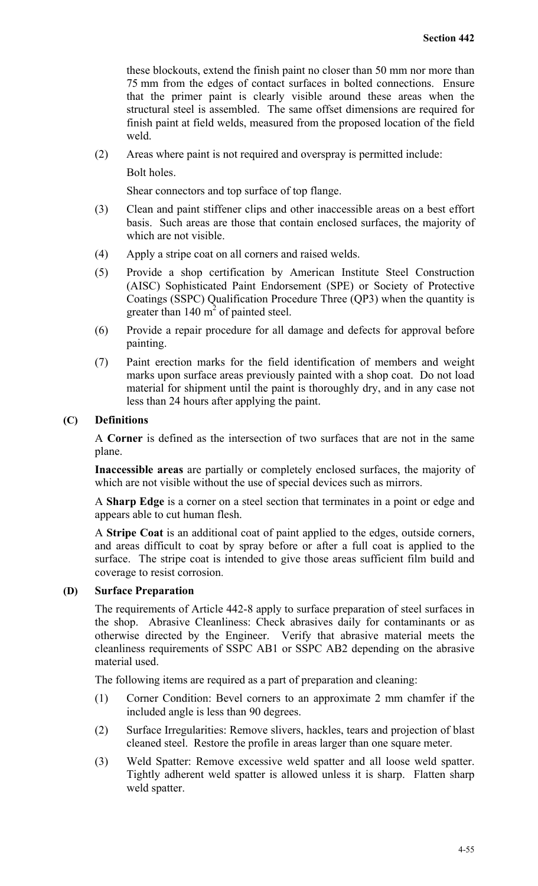these blockouts, extend the finish paint no closer than 50 mm nor more than 75 mm from the edges of contact surfaces in bolted connections. Ensure that the primer paint is clearly visible around these areas when the structural steel is assembled. The same offset dimensions are required for finish paint at field welds, measured from the proposed location of the field weld.

(2) Areas where paint is not required and overspray is permitted include:

Bolt holes.

Shear connectors and top surface of top flange.

(3) Clean and paint stiffener clips and other inaccessible areas on a best effort basis. Such areas are those that contain enclosed surfaces, the majority of which are not visible.

(4) Apply a stripe coat on all corners and raised welds.

(5) Provide a shop certification by American Institute Steel Construction (AISC) Sophisticated Paint Endorsement (SPE) or Society of Protective Coatings (SSPC) Qualification Procedure Three (QP3) when the quantity is greater than 140 $m^2$ of painted steel.

(6) Provide a repair procedure for all damage and defects for approval before painting.

(7) Paint erection marks for the field identification of members and weight marks upon surface areas previously painted with a shop coat. Do not load material for shipment until the paint is thoroughly dry, and in any case not less than 24 hours after applying the paint.

**(C) Definitions**

A **Corner** is defined as the intersection of two surfaces that are not in the same plane.

**Inaccessible areas** are partially or completely enclosed surfaces, the majority of which are not visible without the use of special devices such as mirrors.

A **Sharp Edge** is a corner on a steel section that terminates in a point or edge and appears able to cut human flesh.

A **Stripe Coat** is an additional coat of paint applied to the edges, outside corners, and areas difficult to coat by spray before or after a full coat is applied to the surface. The stripe coat is intended to give those areas sufficient film build and coverage to resist corrosion.

**(D) Surface Preparation**

The requirements of Article 442-8 apply to surface preparation of steel surfaces in the shop. Abrasive Cleanliness: Check abrasives daily for contaminants or as otherwise directed by the Engineer. Verify that abrasive material meets the cleanliness requirements of SSPC AB1 or SSPC AB2 depending on the abrasive material used.

The following items are required as a part of preparation and cleaning:

(1) Corner Condition: Bevel corners to an approximate 2 mm chamfer if the included angle is less than 90 degrees.

(2) Surface Irregularities: Remove slivers, hackles, tears and projection of blast cleaned steel. Restore the profile in areas larger than one square meter.

(3) Weld Spatter: Remove excessive weld spatter and all loose weld spatter. Tightly adherent weld spatter is allowed unless it is sharp. Flatten sharp weld spatter.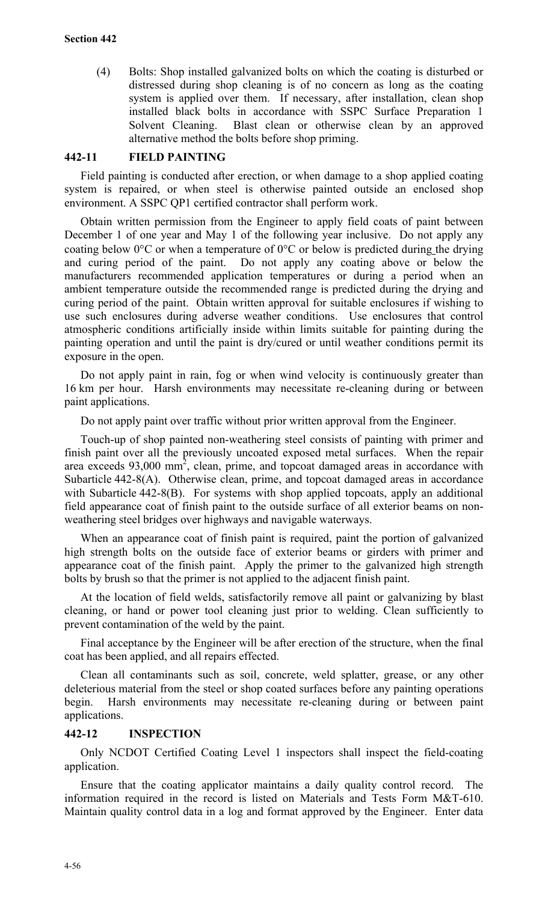(4) Bolts: Shop installed galvanized bolts on which the coating is disturbed or distressed during shop cleaning is of no concern as long as the coating system is applied over them. If necessary, after installation, clean shop installed black bolts in accordance with SSPC Surface Preparation 1 Solvent Cleaning. Blast clean or otherwise clean by an approved alternative method the bolts before shop priming.

## 442-11 FIELD PAINTING

Field painting is conducted after erection, or when damage to a shop applied coating system is repaired, or when steel is otherwise painted outside an enclosed shop environment. A SSPC QP1 certified contractor shall perform work.

Obtain written permission from the Engineer to apply field coats of paint between December 1 of one year and May 1 of the following year inclusive. Do not apply any coating below 0°C or when a temperature of 0°C or below is predicted during the drying and curing period of the paint. Do not apply any coating above or below the manufacturers recommended application temperatures or during a period when an ambient temperature outside the recommended range is predicted during the drying and curing period of the paint. Obtain written approval for suitable enclosures if wishing to use such enclosures during adverse weather conditions. Use enclosures that control atmospheric conditions artificially inside within limits suitable for painting during the painting operation and until the paint is dry/cured or until weather conditions permit its exposure in the open.

Do not apply paint in rain, fog or when wind velocity is continuously greater than 16 km per hour. Harsh environments may necessitate re-cleaning during or between paint applications.

Do not apply paint over traffic without prior written approval from the Engineer.

Touch-up of shop painted non-weathering steel consists of painting with primer and finish paint over all the previously uncoated exposed metal surfaces. When the repair area exceeds 93,000 mm$^2$, clean, prime, and topcoat damaged areas in accordance with Subarticle 442-8(A). Otherwise clean, prime, and topcoat damaged areas in accordance with Subarticle 442-8(B). For systems with shop applied topcoats, apply an additional field appearance coat of finish paint to the outside surface of all exterior beams on non-weathering steel bridges over highways and navigable waterways.

When an appearance coat of finish paint is required, paint the portion of galvanized high strength bolts on the outside face of exterior beams or girders with primer and appearance coat of the finish paint. Apply the primer to the galvanized high strength bolts by brush so that the primer is not applied to the adjacent finish paint.

At the location of field welds, satisfactorily remove all paint or galvanizing by blast cleaning, or hand or power tool cleaning just prior to welding. Clean sufficiently to prevent contamination of the weld by the paint.

Final acceptance by the Engineer will be after erection of the structure, when the final coat has been applied, and all repairs effected.

Clean all contaminants such as soil, concrete, weld splatter, grease, or any other deleterious material from the steel or shop coated surfaces before any painting operations begin. Harsh environments may necessitate re-cleaning during or between paint applications.

## 442-12 INSPECTION

Only NCDOT Certified Coating Level 1 inspectors shall inspect the field-coating application.

Ensure that the coating applicator maintains a daily quality control record. The information required in the record is listed on Materials and Tests Form M&T-610. Maintain quality control data in a log and format approved by the Engineer. Enter data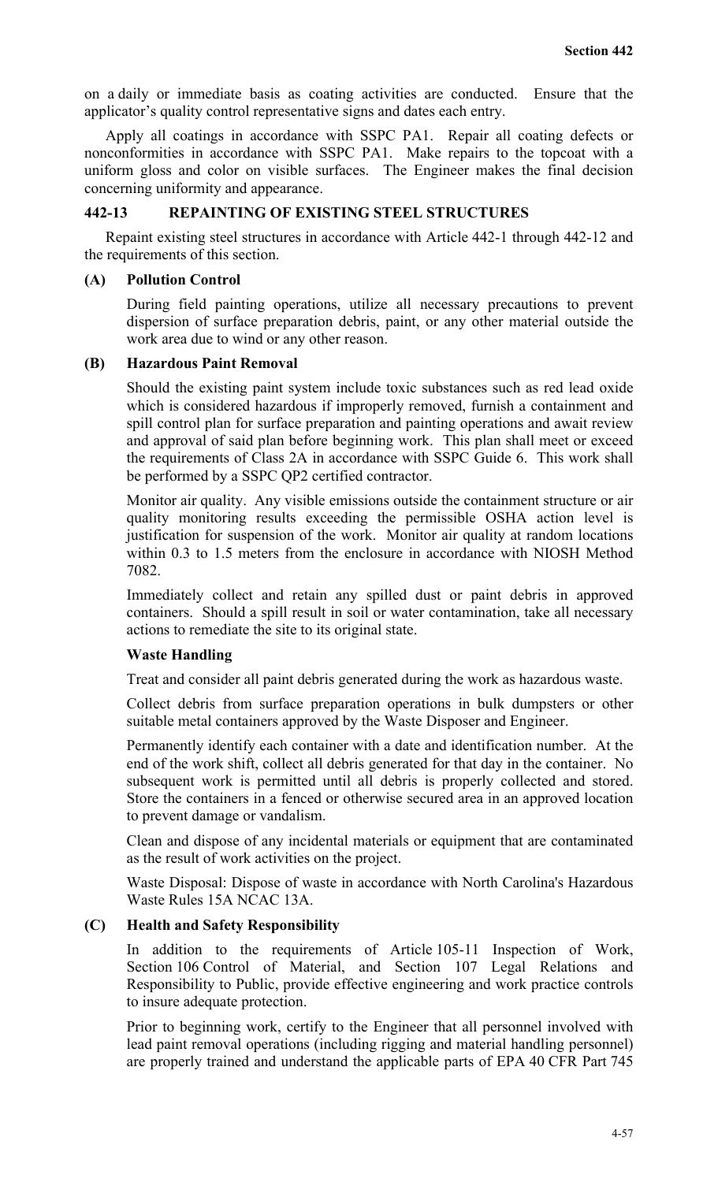on a daily or immediate basis as coating activities are conducted. Ensure that the applicator's quality control representative signs and dates each entry.

Apply all coatings in accordance with SSPC PA1. Repair all coating defects or nonconformities in accordance with SSPC PA1. Make repairs to the topcoat with a uniform gloss and color on visible surfaces. The Engineer makes the final decision concerning uniformity and appearance.

### 442-13 REPAINTING OF EXISTING STEEL STRUCTURES

Repaint existing steel structures in accordance with Article 442-1 through 442-12 and the requirements of this section.

#### (A) Pollution Control

During field painting operations, utilize all necessary precautions to prevent dispersion of surface preparation debris, paint, or any other material outside the work area due to wind or any other reason.

#### (B) Hazardous Paint Removal

Should the existing paint system include toxic substances such as red lead oxide which is considered hazardous if improperly removed, furnish a containment and spill control plan for surface preparation and painting operations and await review and approval of said plan before beginning work. This plan shall meet or exceed the requirements of Class 2A in accordance with SSPC Guide 6. This work shall be performed by a SSPC QP2 certified contractor.

Monitor air quality. Any visible emissions outside the containment structure or air quality monitoring results exceeding the permissible OSHA action level is justification for suspension of the work. Monitor air quality at random locations within 0.3 to 1.5 meters from the enclosure in accordance with NIOSH Method 7082.

Immediately collect and retain any spilled dust or paint debris in approved containers. Should a spill result in soil or water contamination, take all necessary actions to remediate the site to its original state.

**Waste Handling**

Treat and consider all paint debris generated during the work as hazardous waste.

Collect debris from surface preparation operations in bulk dumpsters or other suitable metal containers approved by the Waste Disposer and Engineer.

Permanently identify each container with a date and identification number. At the end of the work shift, collect all debris generated for that day in the container. No subsequent work is permitted until all debris is properly collected and stored. Store the containers in a fenced or otherwise secured area in an approved location to prevent damage or vandalism.

Clean and dispose of any incidental materials or equipment that are contaminated as the result of work activities on the project.

Waste Disposal: Dispose of waste in accordance with North Carolina's Hazardous Waste Rules 15A NCAC 13A.

#### (C) Health and Safety Responsibility

In addition to the requirements of Article 105-11 Inspection of Work, Section 106 Control of Material, and Section 107 Legal Relations and Responsibility to Public, provide effective engineering and work practice controls to insure adequate protection.

Prior to beginning work, certify to the Engineer that all personnel involved with lead paint removal operations (including rigging and material handling personnel) are properly trained and understand the applicable parts of EPA 40 CFR Part 745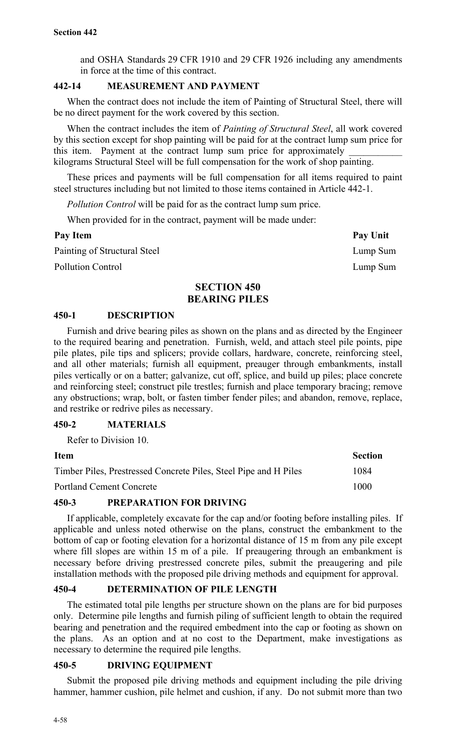and OSHA Standards 29 CFR 1910 and 29 CFR 1926 including any amendments in force at the time of this contract.

### 442-14 MEASUREMENT AND PAYMENT

When the contract does not include the item of Painting of Structural Steel, there will be no direct payment for the work covered by this section.

When the contract includes the item of *Painting of Structural Steel*, all work covered by this section except for shop painting will be paid for at the contract lump sum price for this item. Payment at the contract lump sum price for approximately ___________ kilograms Structural Steel will be full compensation for the work of shop painting.

These prices and payments will be full compensation for all items required to paint steel structures including but not limited to those items contained in Article 442-1.

*Pollution Control* will be paid for as the contract lump sum price.

When provided for in the contract, payment will be made under:

| Pay Item | Pay Unit |
|---|---|
| Painting of Structural Steel | Lump Sum |
| Pollution Control | Lump Sum |

## SECTION 450
## BEARING PILES

### 450-1 DESCRIPTION

Furnish and drive bearing piles as shown on the plans and as directed by the Engineer to the required bearing and penetration. Furnish, weld, and attach steel pile points, pipe pile plates, pile tips and splicers; provide collars, hardware, concrete, reinforcing steel, and all other materials; furnish all equipment, preauger through embankments, install piles vertically or on a batter; galvanize, cut off, splice, and build up piles; place concrete and reinforcing steel; construct pile trestles; furnish and place temporary bracing; remove any obstructions; wrap, bolt, or fasten timber fender piles; and abandon, remove, replace, and restrike or redrive piles as necessary.

### 450-2 MATERIALS

Refer to Division 10.

| Item | Section |
|---|---|
| Timber Piles, Prestressed Concrete Piles, Steel Pipe and H Piles | 1084 |
| Portland Cement Concrete | 1000 |

### 450-3 PREPARATION FOR DRIVING

If applicable, completely excavate for the cap and/or footing before installing piles. If applicable and unless noted otherwise on the plans, construct the embankment to the bottom of cap or footing elevation for a horizontal distance of 15 m from any pile except where fill slopes are within 15 m of a pile. If preaugering through an embankment is necessary before driving prestressed concrete piles, submit the preaugering and pile installation methods with the proposed pile driving methods and equipment for approval.

### 450-4 DETERMINATION OF PILE LENGTH

The estimated total pile lengths per structure shown on the plans are for bid purposes only. Determine pile lengths and furnish piling of sufficient length to obtain the required bearing and penetration and the required embedment into the cap or footing as shown on the plans. As an option and at no cost to the Department, make investigations as necessary to determine the required pile lengths.

### 450-5 DRIVING EQUIPMENT

Submit the proposed pile driving methods and equipment including the pile driving hammer, hammer cushion, pile helmet and cushion, if any. Do not submit more than two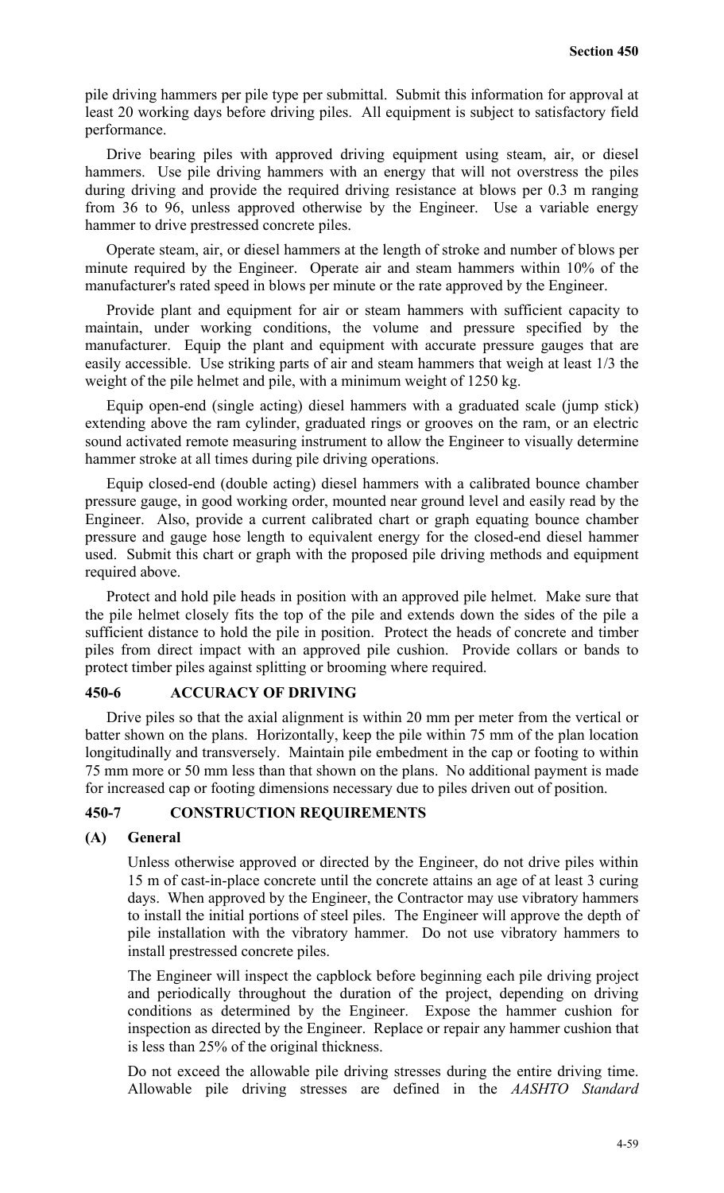pile driving hammers per pile type per submittal. Submit this information for approval at least 20 working days before driving piles. All equipment is subject to satisfactory field performance.

Drive bearing piles with approved driving equipment using steam, air, or diesel hammers. Use pile driving hammers with an energy that will not overstress the piles during driving and provide the required driving resistance at blows per 0.3 m ranging from 36 to 96, unless approved otherwise by the Engineer. Use a variable energy hammer to drive prestressed concrete piles.

Operate steam, air, or diesel hammers at the length of stroke and number of blows per minute required by the Engineer. Operate air and steam hammers within 10% of the manufacturer's rated speed in blows per minute or the rate approved by the Engineer.

Provide plant and equipment for air or steam hammers with sufficient capacity to maintain, under working conditions, the volume and pressure specified by the manufacturer. Equip the plant and equipment with accurate pressure gauges that are easily accessible. Use striking parts of air and steam hammers that weigh at least 1/3 the weight of the pile helmet and pile, with a minimum weight of 1250 kg.

Equip open-end (single acting) diesel hammers with a graduated scale (jump stick) extending above the ram cylinder, graduated rings or grooves on the ram, or an electric sound activated remote measuring instrument to allow the Engineer to visually determine hammer stroke at all times during pile driving operations.

Equip closed-end (double acting) diesel hammers with a calibrated bounce chamber pressure gauge, in good working order, mounted near ground level and easily read by the Engineer. Also, provide a current calibrated chart or graph equating bounce chamber pressure and gauge hose length to equivalent energy for the closed-end diesel hammer used. Submit this chart or graph with the proposed pile driving methods and equipment required above.

Protect and hold pile heads in position with an approved pile helmet. Make sure that the pile helmet closely fits the top of the pile and extends down the sides of the pile a sufficient distance to hold the pile in position. Protect the heads of concrete and timber piles from direct impact with an approved pile cushion. Provide collars or bands to protect timber piles against splitting or brooming where required.

## 450-6 ACCURACY OF DRIVING

Drive piles so that the axial alignment is within 20 mm per meter from the vertical or batter shown on the plans. Horizontally, keep the pile within 75 mm of the plan location longitudinally and transversely. Maintain pile embedment in the cap or footing to within 75 mm more or 50 mm less than that shown on the plans. No additional payment is made for increased cap or footing dimensions necessary due to piles driven out of position.

## 450-7 CONSTRUCTION REQUIREMENTS

### (A) General

Unless otherwise approved or directed by the Engineer, do not drive piles within 15 m of cast-in-place concrete until the concrete attains an age of at least 3 curing days. When approved by the Engineer, the Contractor may use vibratory hammers to install the initial portions of steel piles. The Engineer will approve the depth of pile installation with the vibratory hammer. Do not use vibratory hammers to install prestressed concrete piles.

The Engineer will inspect the capblock before beginning each pile driving project and periodically throughout the duration of the project, depending on driving conditions as determined by the Engineer. Expose the hammer cushion for inspection as directed by the Engineer. Replace or repair any hammer cushion that is less than 25% of the original thickness.

Do not exceed the allowable pile driving stresses during the entire driving time. Allowable pile driving stresses are defined in the *AASHTO Standard*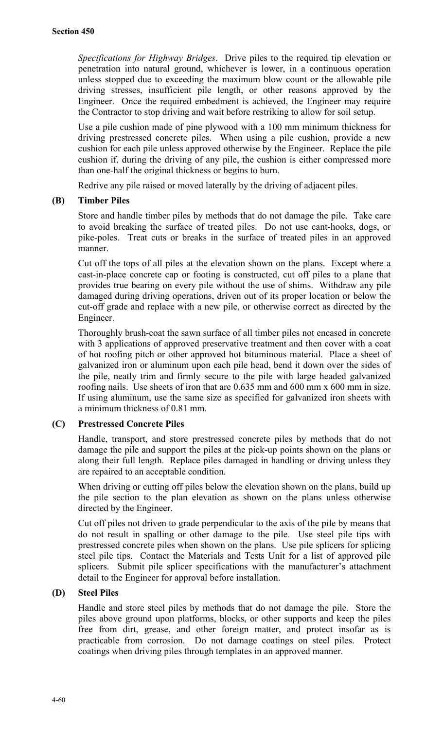*Specifications for Highway Bridges*. Drive piles to the required tip elevation or penetration into natural ground, whichever is lower, in a continuous operation unless stopped due to exceeding the maximum blow count or the allowable pile driving stresses, insufficient pile length, or other reasons approved by the Engineer. Once the required embedment is achieved, the Engineer may require the Contractor to stop driving and wait before restriking to allow for soil setup.

Use a pile cushion made of pine plywood with a 100 mm minimum thickness for driving prestressed concrete piles. When using a pile cushion, provide a new cushion for each pile unless approved otherwise by the Engineer. Replace the pile cushion if, during the driving of any pile, the cushion is either compressed more than one-half the original thickness or begins to burn.

Redrive any pile raised or moved laterally by the driving of adjacent piles.

**(B) Timber Piles**

Store and handle timber piles by methods that do not damage the pile. Take care to avoid breaking the surface of treated piles. Do not use cant-hooks, dogs, or pike-poles. Treat cuts or breaks in the surface of treated piles in an approved manner.

Cut off the tops of all piles at the elevation shown on the plans. Except where a cast-in-place concrete cap or footing is constructed, cut off piles to a plane that provides true bearing on every pile without the use of shims. Withdraw any pile damaged during driving operations, driven out of its proper location or below the cut-off grade and replace with a new pile, or otherwise correct as directed by the Engineer.

Thoroughly brush-coat the sawn surface of all timber piles not encased in concrete with 3 applications of approved preservative treatment and then cover with a coat of hot roofing pitch or other approved hot bituminous material. Place a sheet of galvanized iron or aluminum upon each pile head, bend it down over the sides of the pile, neatly trim and firmly secure to the pile with large headed galvanized roofing nails. Use sheets of iron that are 0.635 mm and 600 mm x 600 mm in size. If using aluminum, use the same size as specified for galvanized iron sheets with a minimum thickness of 0.81 mm.

**(C) Prestressed Concrete Piles**

Handle, transport, and store prestressed concrete piles by methods that do not damage the pile and support the piles at the pick-up points shown on the plans or along their full length. Replace piles damaged in handling or driving unless they are repaired to an acceptable condition.

When driving or cutting off piles below the elevation shown on the plans, build up the pile section to the plan elevation as shown on the plans unless otherwise directed by the Engineer.

Cut off piles not driven to grade perpendicular to the axis of the pile by means that do not result in spalling or other damage to the pile. Use steel pile tips with prestressed concrete piles when shown on the plans. Use pile splicers for splicing steel pile tips. Contact the Materials and Tests Unit for a list of approved pile splicers. Submit pile splicer specifications with the manufacturer's attachment detail to the Engineer for approval before installation.

**(D) Steel Piles**

Handle and store steel piles by methods that do not damage the pile. Store the piles above ground upon platforms, blocks, or other supports and keep the piles free from dirt, grease, and other foreign matter, and protect insofar as is practicable from corrosion. Do not damage coatings on steel piles. Protect coatings when driving piles through templates in an approved manner.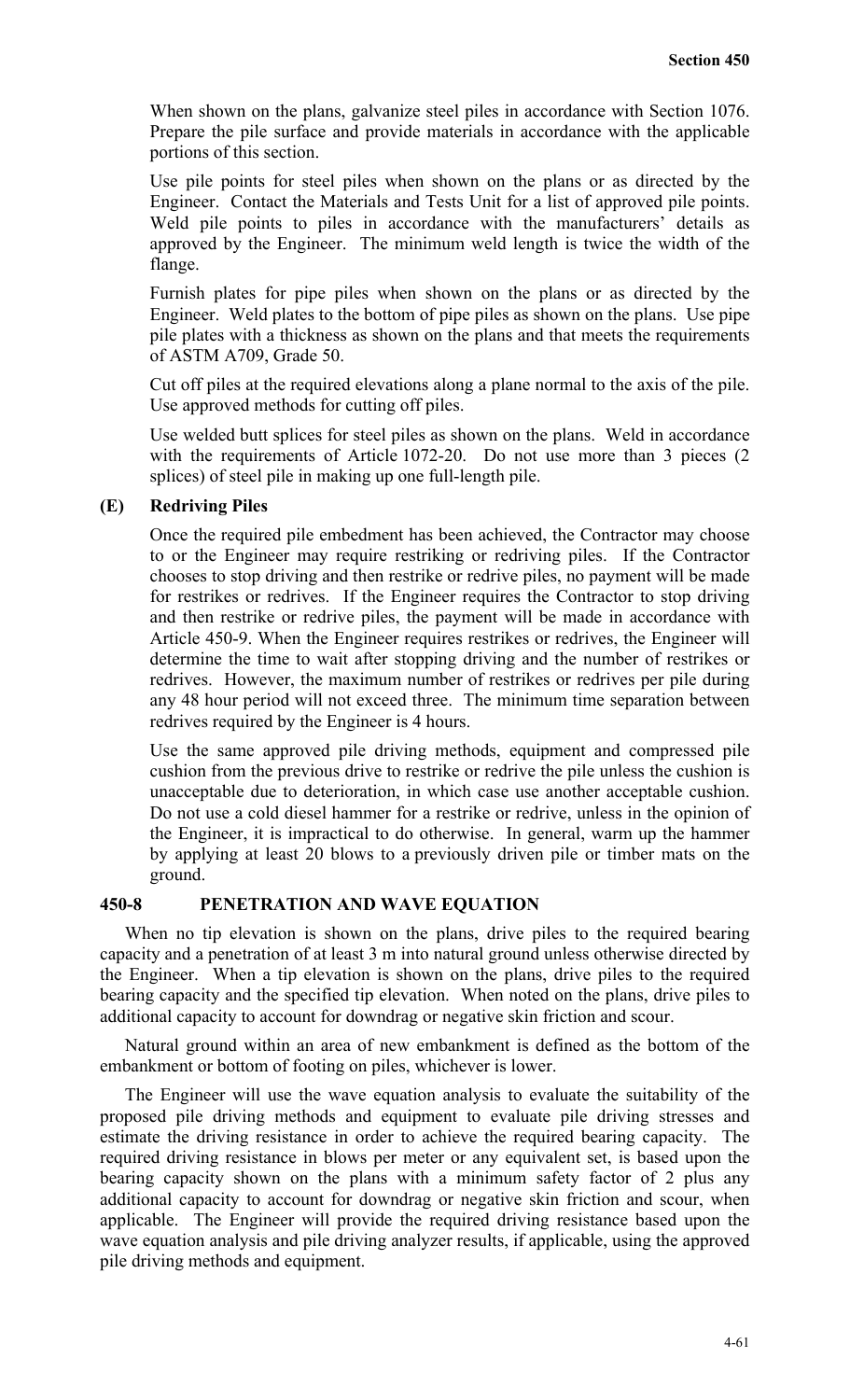When shown on the plans, galvanize steel piles in accordance with Section 1076. Prepare the pile surface and provide materials in accordance with the applicable portions of this section.

Use pile points for steel piles when shown on the plans or as directed by the Engineer. Contact the Materials and Tests Unit for a list of approved pile points. Weld pile points to piles in accordance with the manufacturers' details as approved by the Engineer. The minimum weld length is twice the width of the flange.

Furnish plates for pipe piles when shown on the plans or as directed by the Engineer. Weld plates to the bottom of pipe piles as shown on the plans. Use pipe pile plates with a thickness as shown on the plans and that meets the requirements of ASTM A709, Grade 50.

Cut off piles at the required elevations along a plane normal to the axis of the pile. Use approved methods for cutting off piles.

Use welded butt splices for steel piles as shown on the plans. Weld in accordance with the requirements of Article 1072-20. Do not use more than 3 pieces (2 splices) of steel pile in making up one full-length pile.

### (E) Redriving Piles

Once the required pile embedment has been achieved, the Contractor may choose to or the Engineer may require restriking or redriving piles. If the Contractor chooses to stop driving and then restrike or redrive piles, no payment will be made for restrikes or redrives. If the Engineer requires the Contractor to stop driving and then restrike or redrive piles, the payment will be made in accordance with Article 450-9. When the Engineer requires restrikes or redrives, the Engineer will determine the time to wait after stopping driving and the number of restrikes or redrives. However, the maximum number of restrikes or redrives per pile during any 48 hour period will not exceed three. The minimum time separation between redrives required by the Engineer is 4 hours.

Use the same approved pile driving methods, equipment and compressed pile cushion from the previous drive to restrike or redrive the pile unless the cushion is unacceptable due to deterioration, in which case use another acceptable cushion. Do not use a cold diesel hammer for a restrike or redrive, unless in the opinion of the Engineer, it is impractical to do otherwise. In general, warm up the hammer by applying at least 20 blows to a previously driven pile or timber mats on the ground.

## 450-8 PENETRATION AND WAVE EQUATION

When no tip elevation is shown on the plans, drive piles to the required bearing capacity and a penetration of at least 3 m into natural ground unless otherwise directed by the Engineer. When a tip elevation is shown on the plans, drive piles to the required bearing capacity and the specified tip elevation. When noted on the plans, drive piles to additional capacity to account for downdrag or negative skin friction and scour.

Natural ground within an area of new embankment is defined as the bottom of the embankment or bottom of footing on piles, whichever is lower.

The Engineer will use the wave equation analysis to evaluate the suitability of the proposed pile driving methods and equipment to evaluate pile driving stresses and estimate the driving resistance in order to achieve the required bearing capacity. The required driving resistance in blows per meter or any equivalent set, is based upon the bearing capacity shown on the plans with a minimum safety factor of 2 plus any additional capacity to account for downdrag or negative skin friction and scour, when applicable. The Engineer will provide the required driving resistance based upon the wave equation analysis and pile driving analyzer results, if applicable, using the approved pile driving methods and equipment.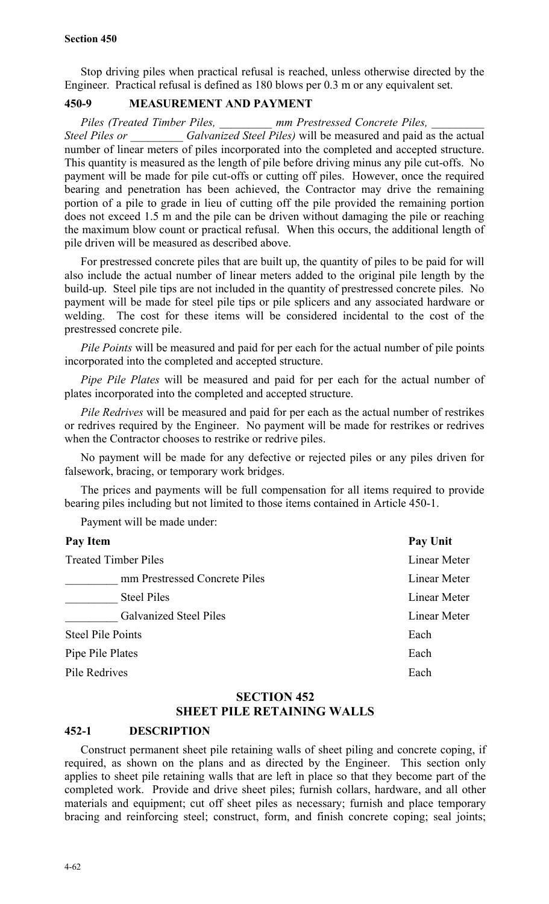Stop driving piles when practical refusal is reached, unless otherwise directed by the Engineer. Practical refusal is defined as 180 blows per 0.3 m or any equivalent set.

### 450-9 MEASUREMENT AND PAYMENT

*Piles (Treated Timber Piles, _________ mm Prestressed Concrete Piles, _________ Steel Piles or _________ Galvanized Steel Piles)* will be measured and paid as the actual number of linear meters of piles incorporated into the completed and accepted structure. This quantity is measured as the length of pile before driving minus any pile cut-offs. No payment will be made for pile cut-offs or cutting off piles. However, once the required bearing and penetration has been achieved, the Contractor may drive the remaining portion of a pile to grade in lieu of cutting off the pile provided the remaining portion does not exceed 1.5 m and the pile can be driven without damaging the pile or reaching the maximum blow count or practical refusal. When this occurs, the additional length of pile driven will be measured as described above.

For prestressed concrete piles that are built up, the quantity of piles to be paid for will also include the actual number of linear meters added to the original pile length by the build-up. Steel pile tips are not included in the quantity of prestressed concrete piles. No payment will be made for steel pile tips or pile splicers and any associated hardware or welding. The cost for these items will be considered incidental to the cost of the prestressed concrete pile.

*Pile Points* will be measured and paid for per each for the actual number of pile points incorporated into the completed and accepted structure.

*Pipe Pile Plates* will be measured and paid for per each for the actual number of plates incorporated into the completed and accepted structure.

*Pile Redrives* will be measured and paid for per each as the actual number of restrikes or redrives required by the Engineer. No payment will be made for restrikes or redrives when the Contractor chooses to restrike or redrive piles.

No payment will be made for any defective or rejected piles or any piles driven for falsework, bracing, or temporary work bridges.

The prices and payments will be full compensation for all items required to provide bearing piles including but not limited to those items contained in Article 450-1.

Payment will be made under:

| Pay Item | Pay Unit |
|---|---|
| Treated Timber Piles | Linear Meter |
| _________ mm Prestressed Concrete Piles | Linear Meter |
| _________ Steel Piles | Linear Meter |
| _________ Galvanized Steel Piles | Linear Meter |
| Steel Pile Points | Each |
| Pipe Pile Plates | Each |
| Pile Redrives | Each |

## SECTION 452
## SHEET PILE RETAINING WALLS

### 452-1 DESCRIPTION

Construct permanent sheet pile retaining walls of sheet piling and concrete coping, if required, as shown on the plans and as directed by the Engineer. This section only applies to sheet pile retaining walls that are left in place so that they become part of the completed work. Provide and drive sheet piles; furnish collars, hardware, and all other materials and equipment; cut off sheet piles as necessary; furnish and place temporary bracing and reinforcing steel; construct, form, and finish concrete coping; seal joints;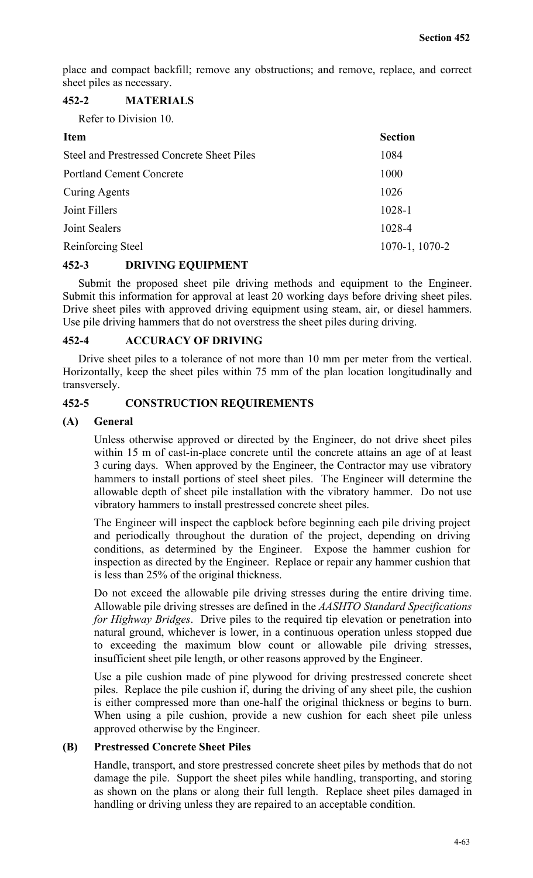place and compact backfill; remove any obstructions; and remove, replace, and correct sheet piles as necessary.

## 452-2 MATERIALS

Refer to Division 10.

| Item | Section |
|---|---|
| Steel and Prestressed Concrete Sheet Piles | 1084 |
| Portland Cement Concrete | 1000 |
| Curing Agents | 1026 |
| Joint Fillers | 1028-1 |
| Joint Sealers | 1028-4 |
| Reinforcing Steel | 1070-1, 1070-2 |

## 452-3 DRIVING EQUIPMENT

Submit the proposed sheet pile driving methods and equipment to the Engineer. Submit this information for approval at least 20 working days before driving sheet piles. Drive sheet piles with approved driving equipment using steam, air, or diesel hammers. Use pile driving hammers that do not overstress the sheet piles during driving.

## 452-4 ACCURACY OF DRIVING

Drive sheet piles to a tolerance of not more than 10 mm per meter from the vertical. Horizontally, keep the sheet piles within 75 mm of the plan location longitudinally and transversely.

## 452-5 CONSTRUCTION REQUIREMENTS

### (A) General

Unless otherwise approved or directed by the Engineer, do not drive sheet piles within 15 m of cast-in-place concrete until the concrete attains an age of at least 3 curing days. When approved by the Engineer, the Contractor may use vibratory hammers to install portions of steel sheet piles. The Engineer will determine the allowable depth of sheet pile installation with the vibratory hammer. Do not use vibratory hammers to install prestressed concrete sheet piles.

The Engineer will inspect the capblock before beginning each pile driving project and periodically throughout the duration of the project, depending on driving conditions, as determined by the Engineer. Expose the hammer cushion for inspection as directed by the Engineer. Replace or repair any hammer cushion that is less than 25% of the original thickness.

Do not exceed the allowable pile driving stresses during the entire driving time. Allowable pile driving stresses are defined in the *AASHTO Standard Specifications for Highway Bridges*. Drive piles to the required tip elevation or penetration into natural ground, whichever is lower, in a continuous operation unless stopped due to exceeding the maximum blow count or allowable pile driving stresses, insufficient sheet pile length, or other reasons approved by the Engineer.

Use a pile cushion made of pine plywood for driving prestressed concrete sheet piles. Replace the pile cushion if, during the driving of any sheet pile, the cushion is either compressed more than one-half the original thickness or begins to burn. When using a pile cushion, provide a new cushion for each sheet pile unless approved otherwise by the Engineer.

### (B) Prestressed Concrete Sheet Piles

Handle, transport, and store prestressed concrete sheet piles by methods that do not damage the pile. Support the sheet piles while handling, transporting, and storing as shown on the plans or along their full length. Replace sheet piles damaged in handling or driving unless they are repaired to an acceptable condition.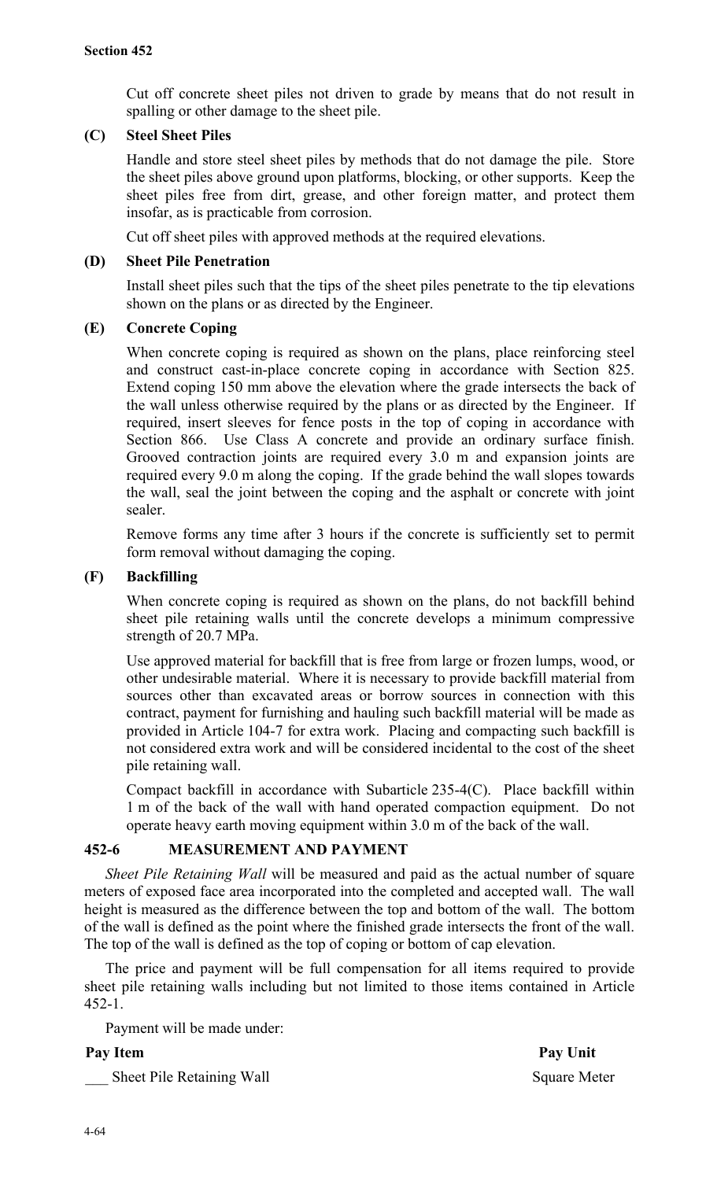Cut off concrete sheet piles not driven to grade by means that do not result in spalling or other damage to the sheet pile.

**(C) Steel Sheet Piles**

Handle and store steel sheet piles by methods that do not damage the pile. Store the sheet piles above ground upon platforms, blocking, or other supports. Keep the sheet piles free from dirt, grease, and other foreign matter, and protect them insofar, as is practicable from corrosion.

Cut off sheet piles with approved methods at the required elevations.

**(D) Sheet Pile Penetration**

Install sheet piles such that the tips of the sheet piles penetrate to the tip elevations shown on the plans or as directed by the Engineer.

**(E) Concrete Coping**

When concrete coping is required as shown on the plans, place reinforcing steel and construct cast-in-place concrete coping in accordance with Section 825. Extend coping 150 mm above the elevation where the grade intersects the back of the wall unless otherwise required by the plans or as directed by the Engineer. If required, insert sleeves for fence posts in the top of coping in accordance with Section 866. Use Class A concrete and provide an ordinary surface finish. Grooved contraction joints are required every 3.0 m and expansion joints are required every 9.0 m along the coping. If the grade behind the wall slopes towards the wall, seal the joint between the coping and the asphalt or concrete with joint sealer.

Remove forms any time after 3 hours if the concrete is sufficiently set to permit form removal without damaging the coping.

**(F) Backfilling**

When concrete coping is required as shown on the plans, do not backfill behind sheet pile retaining walls until the concrete develops a minimum compressive strength of 20.7 MPa.

Use approved material for backfill that is free from large or frozen lumps, wood, or other undesirable material. Where it is necessary to provide backfill material from sources other than excavated areas or borrow sources in connection with this contract, payment for furnishing and hauling such backfill material will be made as provided in Article 104-7 for extra work. Placing and compacting such backfill is not considered extra work and will be considered incidental to the cost of the sheet pile retaining wall.

Compact backfill in accordance with Subarticle 235-4(C). Place backfill within 1 m of the back of the wall with hand operated compaction equipment. Do not operate heavy earth moving equipment within 3.0 m of the back of the wall.

## 452-6 MEASUREMENT AND PAYMENT

*Sheet Pile Retaining Wall* will be measured and paid as the actual number of square meters of exposed face area incorporated into the completed and accepted wall. The wall height is measured as the difference between the top and bottom of the wall. The bottom of the wall is defined as the point where the finished grade intersects the front of the wall. The top of the wall is defined as the top of coping or bottom of cap elevation.

The price and payment will be full compensation for all items required to provide sheet pile retaining walls including but not limited to those items contained in Article 452-1.

Payment will be made under:

| Pay Item | Pay Unit |
|---|---|
| ___ Sheet Pile Retaining Wall | Square Meter |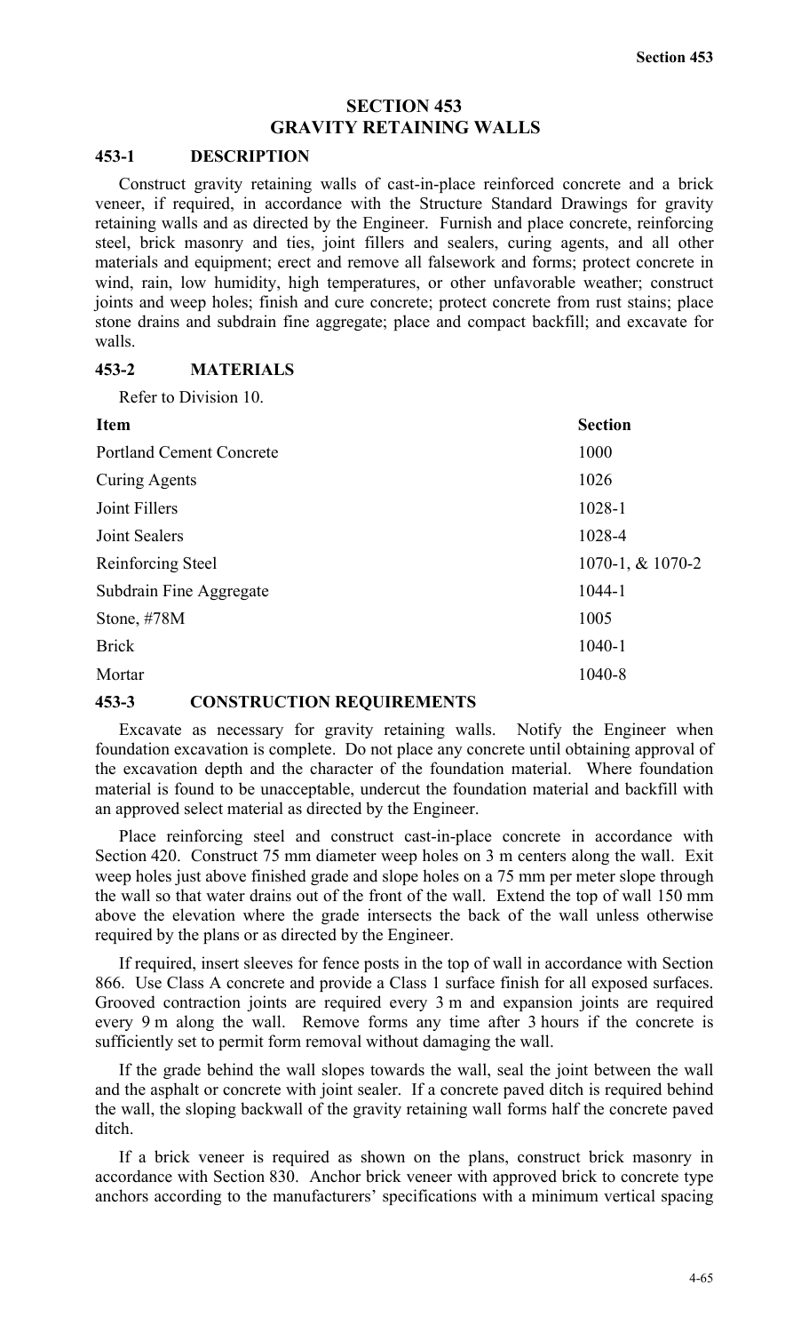# SECTION 453
# GRAVITY RETAINING WALLS

## 453-1 DESCRIPTION

Construct gravity retaining walls of cast-in-place reinforced concrete and a brick veneer, if required, in accordance with the Structure Standard Drawings for gravity retaining walls and as directed by the Engineer. Furnish and place concrete, reinforcing steel, brick masonry and ties, joint fillers and sealers, curing agents, and all other materials and equipment; erect and remove all falsework and forms; protect concrete in wind, rain, low humidity, high temperatures, or other unfavorable weather; construct joints and weep holes; finish and cure concrete; protect concrete from rust stains; place stone drains and subdrain fine aggregate; place and compact backfill; and excavate for walls.

## 453-2 MATERIALS

Refer to Division 10.

| Item | Section |
|---|---|
| Portland Cement Concrete | 1000 |
| Curing Agents | 1026 |
| Joint Fillers | 1028-1 |
| Joint Sealers | 1028-4 |
| Reinforcing Steel | 1070-1, & 1070-2 |
| Subdrain Fine Aggregate | 1044-1 |
| Stone, #78M | 1005 |
| Brick | 1040-1 |
| Mortar | 1040-8 |

## 453-3 CONSTRUCTION REQUIREMENTS

Excavate as necessary for gravity retaining walls. Notify the Engineer when foundation excavation is complete. Do not place any concrete until obtaining approval of the excavation depth and the character of the foundation material. Where foundation material is found to be unacceptable, undercut the foundation material and backfill with an approved select material as directed by the Engineer.

Place reinforcing steel and construct cast-in-place concrete in accordance with Section 420. Construct 75 mm diameter weep holes on 3 m centers along the wall. Exit weep holes just above finished grade and slope holes on a 75 mm per meter slope through the wall so that water drains out of the front of the wall. Extend the top of wall 150 mm above the elevation where the grade intersects the back of the wall unless otherwise required by the plans or as directed by the Engineer.

If required, insert sleeves for fence posts in the top of wall in accordance with Section 866. Use Class A concrete and provide a Class 1 surface finish for all exposed surfaces. Grooved contraction joints are required every 3 m and expansion joints are required every 9 m along the wall. Remove forms any time after 3 hours if the concrete is sufficiently set to permit form removal without damaging the wall.

If the grade behind the wall slopes towards the wall, seal the joint between the wall and the asphalt or concrete with joint sealer. If a concrete paved ditch is required behind the wall, the sloping backwall of the gravity retaining wall forms half the concrete paved ditch.

If a brick veneer is required as shown on the plans, construct brick masonry in accordance with Section 830. Anchor brick veneer with approved brick to concrete type anchors according to the manufacturers' specifications with a minimum vertical spacing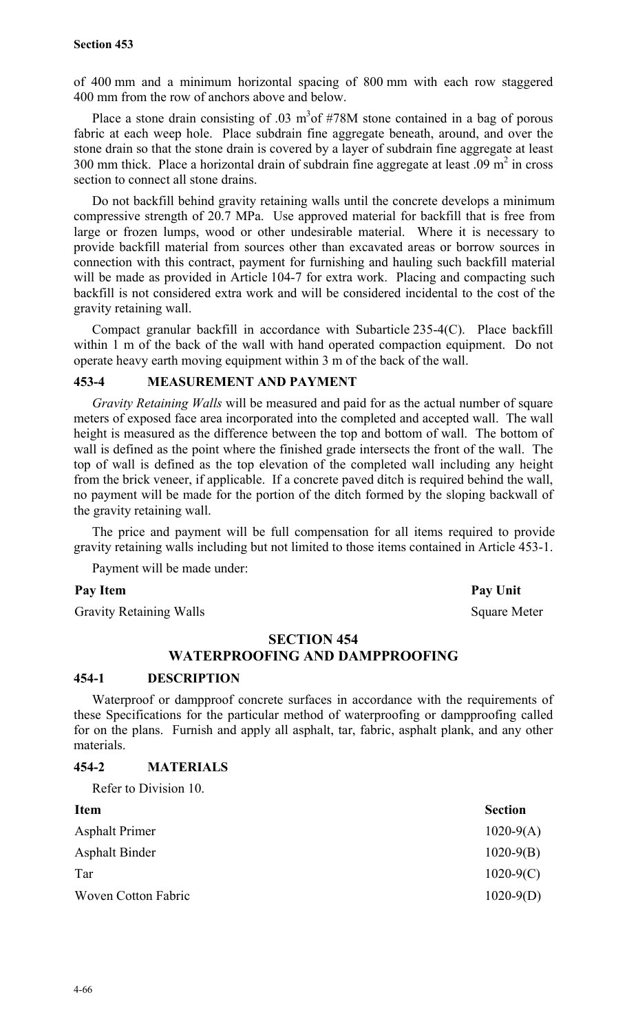of 400 mm and a minimum horizontal spacing of 800 mm with each row staggered 400 mm from the row of anchors above and below.

Place a stone drain consisting of .03 $m^3$of #78M stone contained in a bag of porous fabric at each weep hole. Place subdrain fine aggregate beneath, around, and over the stone drain so that the stone drain is covered by a layer of subdrain fine aggregate at least 300 mm thick. Place a horizontal drain of subdrain fine aggregate at least .09 $m^2$ in cross section to connect all stone drains.

Do not backfill behind gravity retaining walls until the concrete develops a minimum compressive strength of 20.7 MPa. Use approved material for backfill that is free from large or frozen lumps, wood or other undesirable material. Where it is necessary to provide backfill material from sources other than excavated areas or borrow sources in connection with this contract, payment for furnishing and hauling such backfill material will be made as provided in Article 104-7 for extra work. Placing and compacting such backfill is not considered extra work and will be considered incidental to the cost of the gravity retaining wall.

Compact granular backfill in accordance with Subarticle 235-4(C). Place backfill within 1 m of the back of the wall with hand operated compaction equipment. Do not operate heavy earth moving equipment within 3 m of the back of the wall.

### 453-4 MEASUREMENT AND PAYMENT

*Gravity Retaining Walls* will be measured and paid for as the actual number of square meters of exposed face area incorporated into the completed and accepted wall. The wall height is measured as the difference between the top and bottom of wall. The bottom of wall is defined as the point where the finished grade intersects the front of the wall. The top of wall is defined as the top elevation of the completed wall including any height from the brick veneer, if applicable. If a concrete paved ditch is required behind the wall, no payment will be made for the portion of the ditch formed by the sloping backwall of the gravity retaining wall.

The price and payment will be full compensation for all items required to provide gravity retaining walls including but not limited to those items contained in Article 453-1.

Payment will be made under:

| **Pay Item** | **Pay Unit** |
|---|---|
| Gravity Retaining Walls | Square Meter |

## SECTION 454
## WATERPROOFING AND DAMPPROOFING

### 454-1 DESCRIPTION

Waterproof or dampproof concrete surfaces in accordance with the requirements of these Specifications for the particular method of waterproofing or dampproofing called for on the plans. Furnish and apply all asphalt, tar, fabric, asphalt plank, and any other materials.

### 454-2 MATERIALS

Refer to Division 10.

| **Item** | **Section** |
|---|---|
| Asphalt Primer | 1020-9(A) |
| Asphalt Binder | 1020-9(B) |
| Tar | 1020-9(C) |
| Woven Cotton Fabric | 1020-9(D) |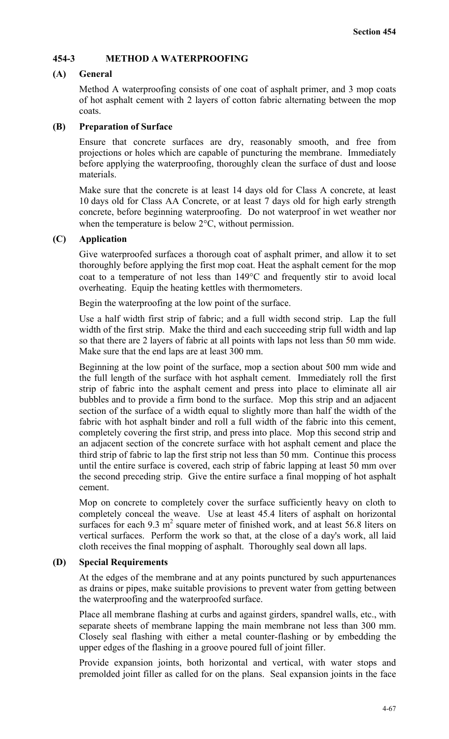## 454-3 METHOD A WATERPROOFING

### (A) General

Method A waterproofing consists of one coat of asphalt primer, and 3 mop coats of hot asphalt cement with 2 layers of cotton fabric alternating between the mop coats.

### (B) Preparation of Surface

Ensure that concrete surfaces are dry, reasonably smooth, and free from projections or holes which are capable of puncturing the membrane. Immediately before applying the waterproofing, thoroughly clean the surface of dust and loose materials.

Make sure that the concrete is at least 14 days old for Class A concrete, at least 10 days old for Class AA Concrete, or at least 7 days old for high early strength concrete, before beginning waterproofing. Do not waterproof in wet weather nor when the temperature is below 2°C, without permission.

### (C) Application

Give waterproofed surfaces a thorough coat of asphalt primer, and allow it to set thoroughly before applying the first mop coat. Heat the asphalt cement for the mop coat to a temperature of not less than 149°C and frequently stir to avoid local overheating. Equip the heating kettles with thermometers.

Begin the waterproofing at the low point of the surface.

Use a half width first strip of fabric; and a full width second strip. Lap the full width of the first strip. Make the third and each succeeding strip full width and lap so that there are 2 layers of fabric at all points with laps not less than 50 mm wide. Make sure that the end laps are at least 300 mm.

Beginning at the low point of the surface, mop a section about 500 mm wide and the full length of the surface with hot asphalt cement. Immediately roll the first strip of fabric into the asphalt cement and press into place to eliminate all air bubbles and to provide a firm bond to the surface. Mop this strip and an adjacent section of the surface of a width equal to slightly more than half the width of the fabric with hot asphalt binder and roll a full width of the fabric into this cement, completely covering the first strip, and press into place. Mop this second strip and an adjacent section of the concrete surface with hot asphalt cement and place the third strip of fabric to lap the first strip not less than 50 mm. Continue this process until the entire surface is covered, each strip of fabric lapping at least 50 mm over the second preceding strip. Give the entire surface a final mopping of hot asphalt cement.

Mop on concrete to completely cover the surface sufficiently heavy on cloth to completely conceal the weave. Use at least 45.4 liters of asphalt on horizontal surfaces for each 9.3 $m^2$ square meter of finished work, and at least 56.8 liters on vertical surfaces. Perform the work so that, at the close of a day's work, all laid cloth receives the final mopping of asphalt. Thoroughly seal down all laps.

### (D) Special Requirements

At the edges of the membrane and at any points punctured by such appurtenances as drains or pipes, make suitable provisions to prevent water from getting between the waterproofing and the waterproofed surface.

Place all membrane flashing at curbs and against girders, spandrel walls, etc., with separate sheets of membrane lapping the main membrane not less than 300 mm. Closely seal flashing with either a metal counter-flashing or by embedding the upper edges of the flashing in a groove poured full of joint filler.

Provide expansion joints, both horizontal and vertical, with water stops and premolded joint filler as called for on the plans. Seal expansion joints in the face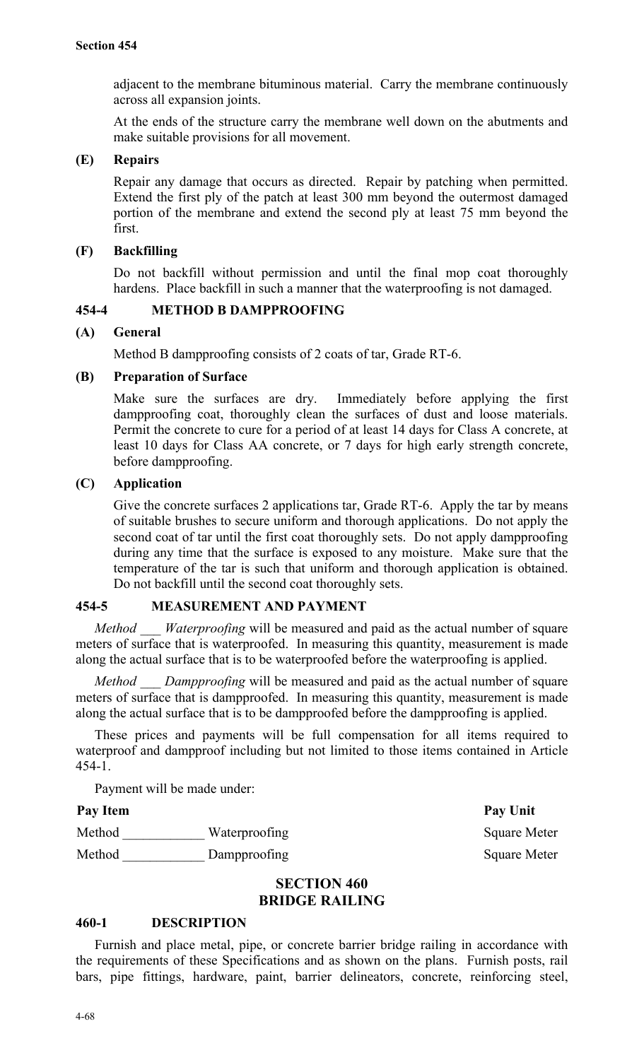adjacent to the membrane bituminous material. Carry the membrane continuously across all expansion joints.

At the ends of the structure carry the membrane well down on the abutments and make suitable provisions for all movement.

### (E) Repairs

Repair any damage that occurs as directed. Repair by patching when permitted. Extend the first ply of the patch at least 300 mm beyond the outermost damaged portion of the membrane and extend the second ply at least 75 mm beyond the first.

### (F) Backfilling

Do not backfill without permission and until the final mop coat thoroughly hardens. Place backfill in such a manner that the waterproofing is not damaged.

## 454-4 METHOD B DAMPPROOFING

### (A) General

Method B dampproofing consists of 2 coats of tar, Grade RT-6.

### (B) Preparation of Surface

Make sure the surfaces are dry. Immediately before applying the first dampproofing coat, thoroughly clean the surfaces of dust and loose materials. Permit the concrete to cure for a period of at least 14 days for Class A concrete, at least 10 days for Class AA concrete, or 7 days for high early strength concrete, before dampproofing.

### (C) Application

Give the concrete surfaces 2 applications tar, Grade RT-6. Apply the tar by means of suitable brushes to secure uniform and thorough applications. Do not apply the second coat of tar until the first coat thoroughly sets. Do not apply dampproofing during any time that the surface is exposed to any moisture. Make sure that the temperature of the tar is such that uniform and thorough application is obtained. Do not backfill until the second coat thoroughly sets.

## 454-5 MEASUREMENT AND PAYMENT

*Method ___ Waterproofing* will be measured and paid as the actual number of square meters of surface that is waterproofed. In measuring this quantity, measurement is made along the actual surface that is to be waterproofed before the waterproofing is applied.

*Method ___ Dampproofing* will be measured and paid as the actual number of square meters of surface that is dampproofed. In measuring this quantity, measurement is made along the actual surface that is to be dampproofed before the dampproofing is applied.

These prices and payments will be full compensation for all items required to waterproof and dampproof including but not limited to those items contained in Article 454-1.

Payment will be made under:

| Pay Item | Pay Unit |
|---|---|
| Method ____________ Waterproofing | Square Meter |
| Method ____________ Dampproofing | Square Meter |

# SECTION 460
# BRIDGE RAILING

## 460-1 DESCRIPTION

Furnish and place metal, pipe, or concrete barrier bridge railing in accordance with the requirements of these Specifications and as shown on the plans. Furnish posts, rail bars, pipe fittings, hardware, paint, barrier delineators, concrete, reinforcing steel,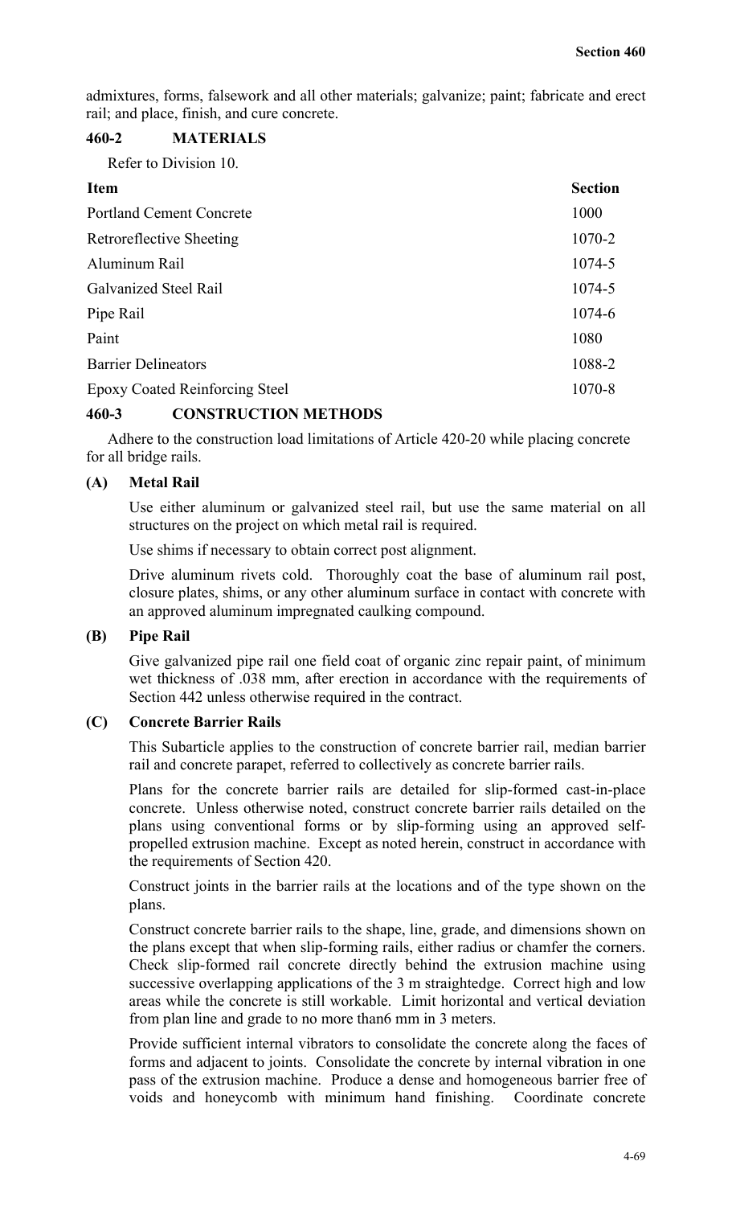admixtures, forms, falsework and all other materials; galvanize; paint; fabricate and erect rail; and place, finish, and cure concrete.

## 460-2 MATERIALS

Refer to Division 10.

| Item | Section |
|---|---|
| Portland Cement Concrete | 1000 |
| Retroreflective Sheeting | 1070-2 |
| Aluminum Rail | 1074-5 |
| Galvanized Steel Rail | 1074-5 |
| Pipe Rail | 1074-6 |
| Paint | 1080 |
| Barrier Delineators | 1088-2 |
| Epoxy Coated Reinforcing Steel | 1070-8 |

## 460-3 CONSTRUCTION METHODS

Adhere to the construction load limitations of Article 420-20 while placing concrete for all bridge rails.

### (A) Metal Rail

Use either aluminum or galvanized steel rail, but use the same material on all structures on the project on which metal rail is required.

Use shims if necessary to obtain correct post alignment.

Drive aluminum rivets cold. Thoroughly coat the base of aluminum rail post, closure plates, shims, or any other aluminum surface in contact with concrete with an approved aluminum impregnated caulking compound.

### (B) Pipe Rail

Give galvanized pipe rail one field coat of organic zinc repair paint, of minimum wet thickness of .038 mm, after erection in accordance with the requirements of Section 442 unless otherwise required in the contract.

### (C) Concrete Barrier Rails

This Subarticle applies to the construction of concrete barrier rail, median barrier rail and concrete parapet, referred to collectively as concrete barrier rails.

Plans for the concrete barrier rails are detailed for slip-formed cast-in-place concrete. Unless otherwise noted, construct concrete barrier rails detailed on the plans using conventional forms or by slip-forming using an approved self-propelled extrusion machine. Except as noted herein, construct in accordance with the requirements of Section 420.

Construct joints in the barrier rails at the locations and of the type shown on the plans.

Construct concrete barrier rails to the shape, line, grade, and dimensions shown on the plans except that when slip-forming rails, either radius or chamfer the corners. Check slip-formed rail concrete directly behind the extrusion machine using successive overlapping applications of the 3 m straightedge. Correct high and low areas while the concrete is still workable. Limit horizontal and vertical deviation from plan line and grade to no more than6 mm in 3 meters.

Provide sufficient internal vibrators to consolidate the concrete along the faces of forms and adjacent to joints. Consolidate the concrete by internal vibration in one pass of the extrusion machine. Produce a dense and homogeneous barrier free of voids and honeycomb with minimum hand finishing. Coordinate concrete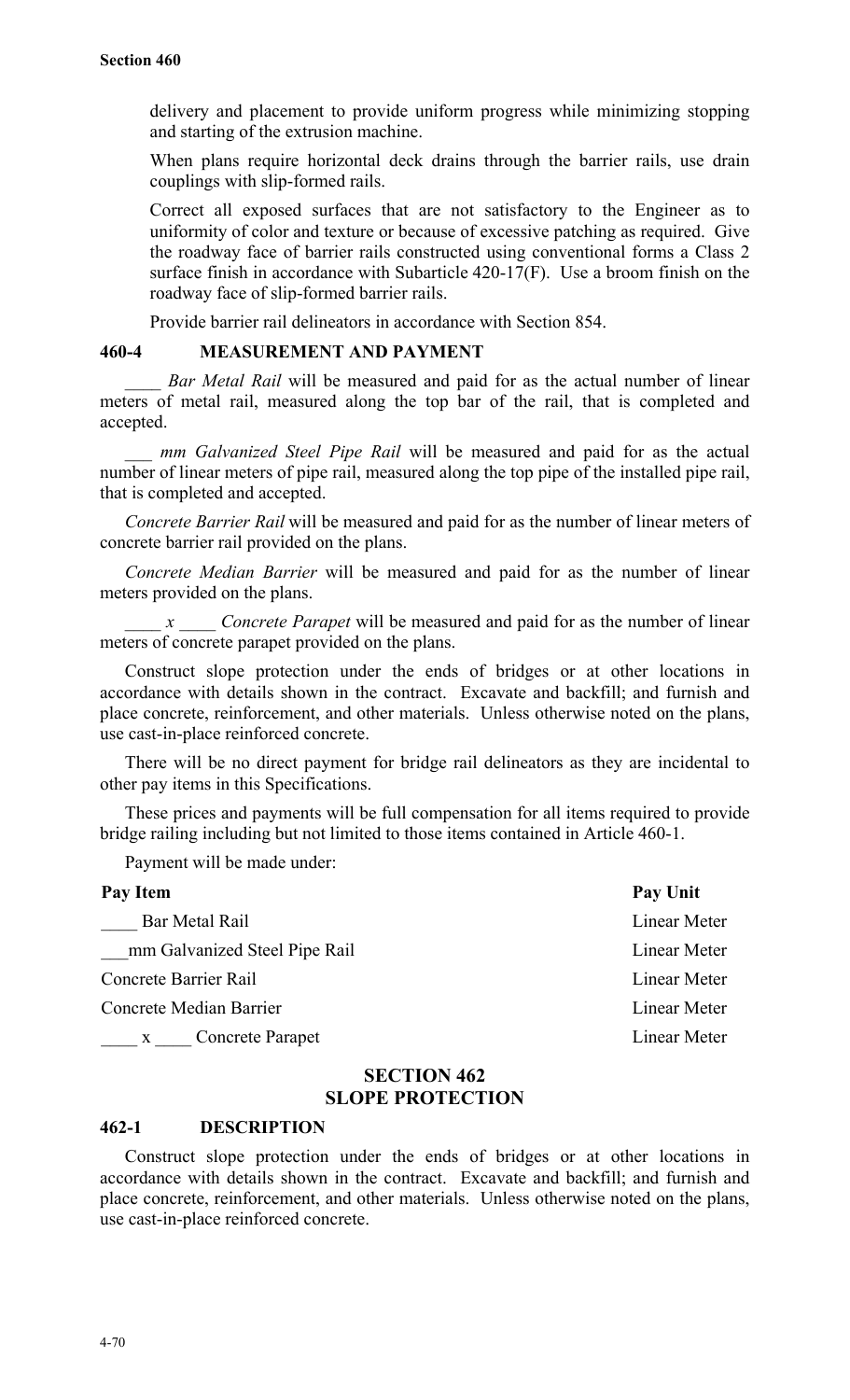delivery and placement to provide uniform progress while minimizing stopping and starting of the extrusion machine.

When plans require horizontal deck drains through the barrier rails, use drain couplings with slip-formed rails.

Correct all exposed surfaces that are not satisfactory to the Engineer as to uniformity of color and texture or because of excessive patching as required. Give the roadway face of barrier rails constructed using conventional forms a Class 2 surface finish in accordance with Subarticle 420-17(F). Use a broom finish on the roadway face of slip-formed barrier rails.

Provide barrier rail delineators in accordance with Section 854.

## 460-4 MEASUREMENT AND PAYMENT

*____ Bar Metal Rail* will be measured and paid for as the actual number of linear meters of metal rail, measured along the top bar of the rail, that is completed and accepted.

*___ mm Galvanized Steel Pipe Rail* will be measured and paid for as the actual number of linear meters of pipe rail, measured along the top pipe of the installed pipe rail, that is completed and accepted.

*Concrete Barrier Rail* will be measured and paid for as the number of linear meters of concrete barrier rail provided on the plans.

*Concrete Median Barrier* will be measured and paid for as the number of linear meters provided on the plans.

*____ x ____ Concrete Parapet* will be measured and paid for as the number of linear meters of concrete parapet provided on the plans.

Construct slope protection under the ends of bridges or at other locations in accordance with details shown in the contract. Excavate and backfill; and furnish and place concrete, reinforcement, and other materials. Unless otherwise noted on the plans, use cast-in-place reinforced concrete.

There will be no direct payment for bridge rail delineators as they are incidental to other pay items in this Specifications.

These prices and payments will be full compensation for all items required to provide bridge railing including but not limited to those items contained in Article 460-1.

Payment will be made under:

| Pay Item | Pay Unit |
|---|---|
| ____ Bar Metal Rail | Linear Meter |
| ___mm Galvanized Steel Pipe Rail | Linear Meter |
| Concrete Barrier Rail | Linear Meter |
| Concrete Median Barrier | Linear Meter |
| ____ x ____ Concrete Parapet | Linear Meter |

# SECTION 462
# SLOPE PROTECTION

## 462-1 DESCRIPTION

Construct slope protection under the ends of bridges or at other locations in accordance with details shown in the contract. Excavate and backfill; and furnish and place concrete, reinforcement, and other materials. Unless otherwise noted on the plans, use cast-in-place reinforced concrete.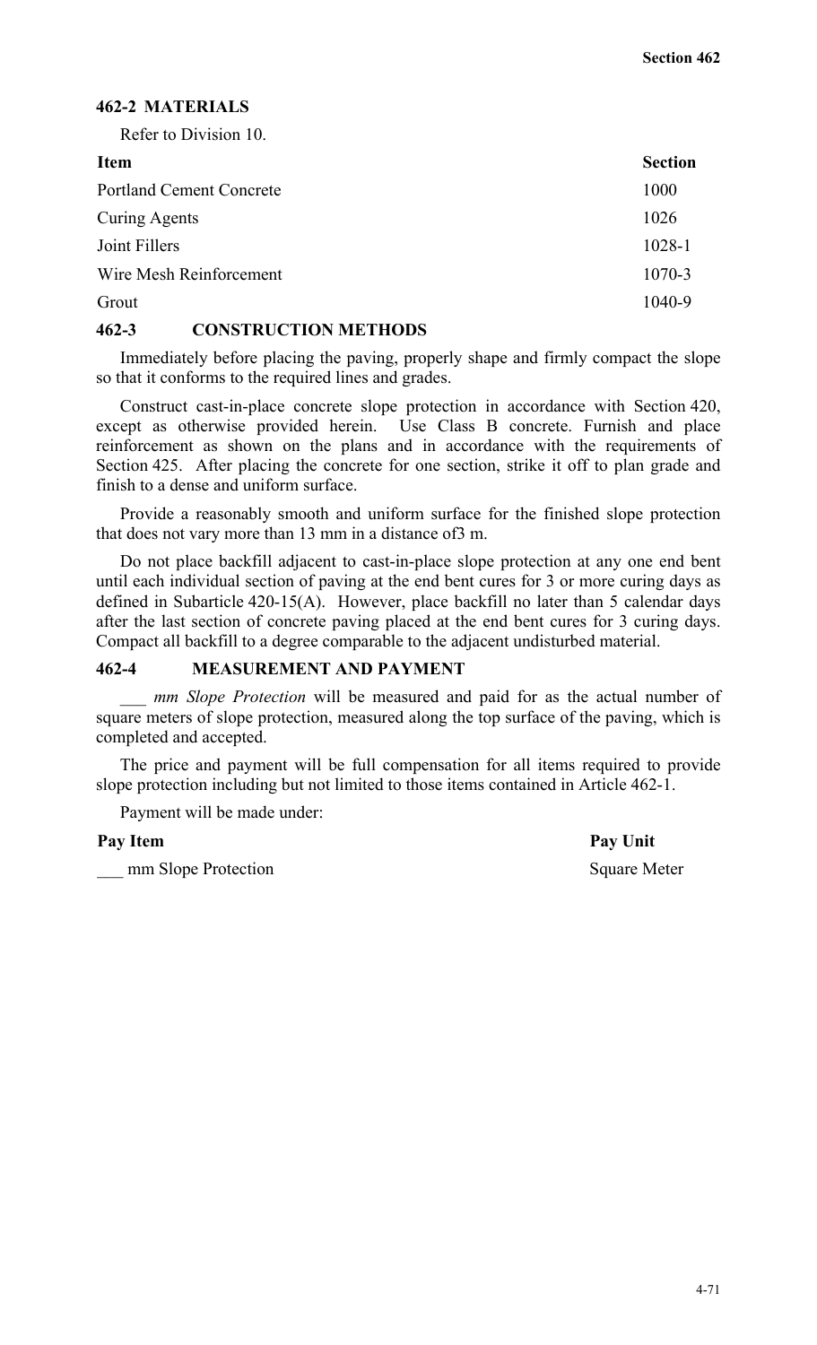## 462-2 MATERIALS

Refer to Division 10.

| Item | Section |
| --- | --- |
| Portland Cement Concrete | 1000 |
| Curing Agents | 1026 |
| Joint Fillers | 1028-1 |
| Wire Mesh Reinforcement | 1070-3 |
| Grout | 1040-9 |

## 462-3 CONSTRUCTION METHODS

Immediately before placing the paving, properly shape and firmly compact the slope so that it conforms to the required lines and grades.

Construct cast-in-place concrete slope protection in accordance with Section 420, except as otherwise provided herein. Use Class B concrete. Furnish and place reinforcement as shown on the plans and in accordance with the requirements of Section 425. After placing the concrete for one section, strike it off to plan grade and finish to a dense and uniform surface.

Provide a reasonably smooth and uniform surface for the finished slope protection that does not vary more than 13 mm in a distance of3 m.

Do not place backfill adjacent to cast-in-place slope protection at any one end bent until each individual section of paving at the end bent cures for 3 or more curing days as defined in Subarticle 420-15(A). However, place backfill no later than 5 calendar days after the last section of concrete paving placed at the end bent cures for 3 curing days. Compact all backfill to a degree comparable to the adjacent undisturbed material.

## 462-4 MEASUREMENT AND PAYMENT

*___ mm Slope Protection* will be measured and paid for as the actual number of square meters of slope protection, measured along the top surface of the paving, which is completed and accepted.

The price and payment will be full compensation for all items required to provide slope protection including but not limited to those items contained in Article 462-1.

Payment will be made under:

| Pay Item | Pay Unit |
| --- | --- |
| ___ mm Slope Protection | Square Meter |